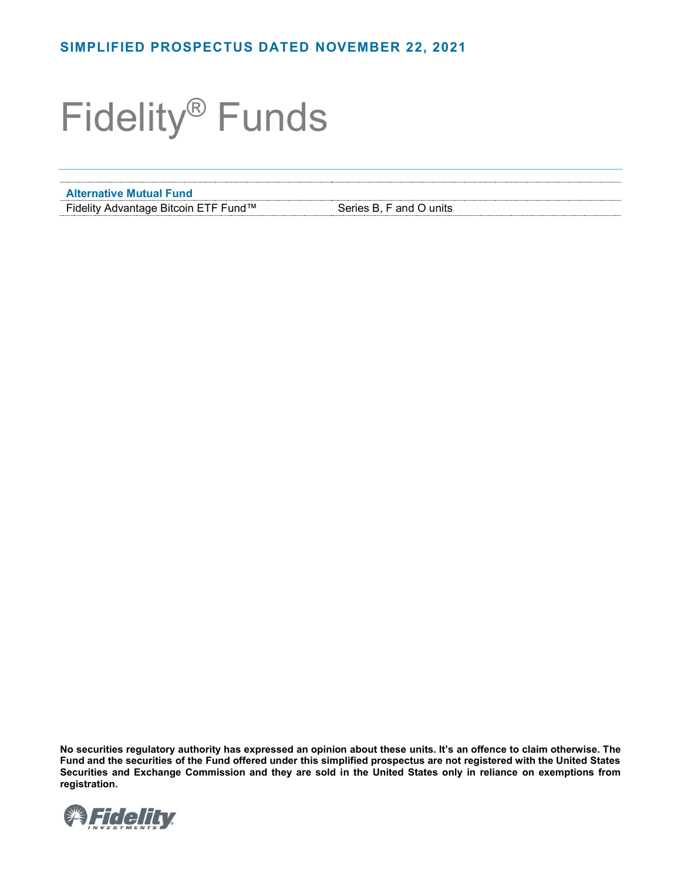**SIMPLIFIED PROSPECTUS DATED NOVEMBER 22, 2021**

# Fidelity® Funds

| **Alternative Mutual Fund** | |
|---|---|
| Fidelity Advantage Bitcoin ETF Fund™ | Series B, F and O units |

**No securities regulatory authority has expressed an opinion about these units. It's an offence to claim otherwise. The Fund and the securities of the Fund offered under this simplified prospectus are not registered with the United States Securities and Exchange Commission and they are sold in the United States only in reliance on exemptions from registration.**

Fidelity INVESTMENTS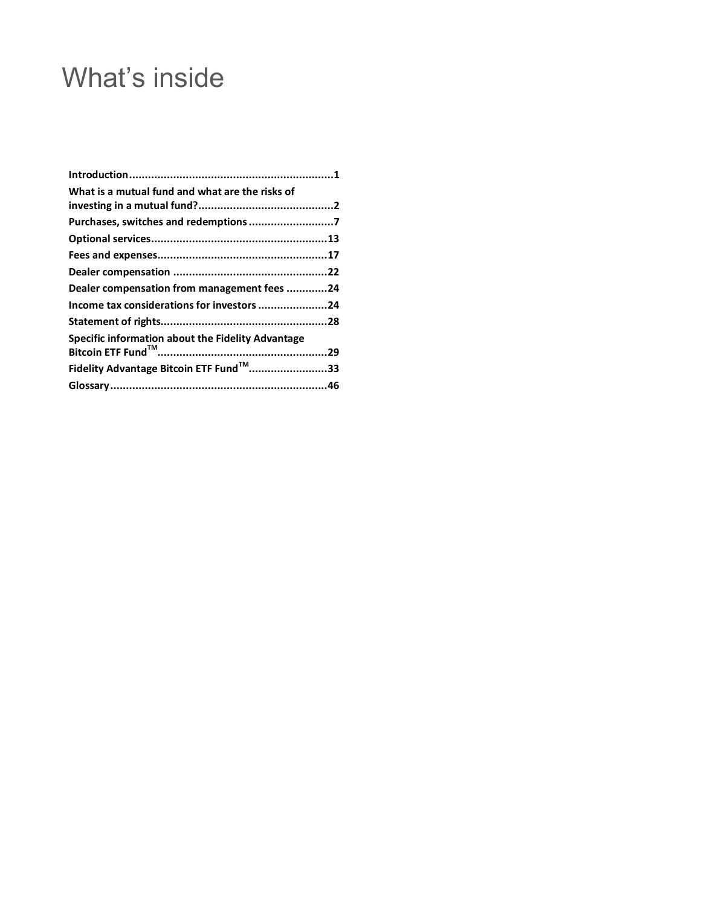# What's inside

**Introduction................................................................1**

**What is a mutual fund and what are the risks of investing in a mutual fund?..........................................2**

**Purchases, switches and redemptions ..........................7**

**Optional services.......................................................13**

**Fees and expenses.....................................................17**

**Dealer compensation ................................................22**

**Dealer compensation from management fees ............24**

**Income tax considerations for investors .....................24**

**Statement of rights....................................................28**

**Specific information about the Fidelity Advantage Bitcoin ETF Fund™......................................................29**

**Fidelity Advantage Bitcoin ETF Fund™.........................33**

**Glossary....................................................................46**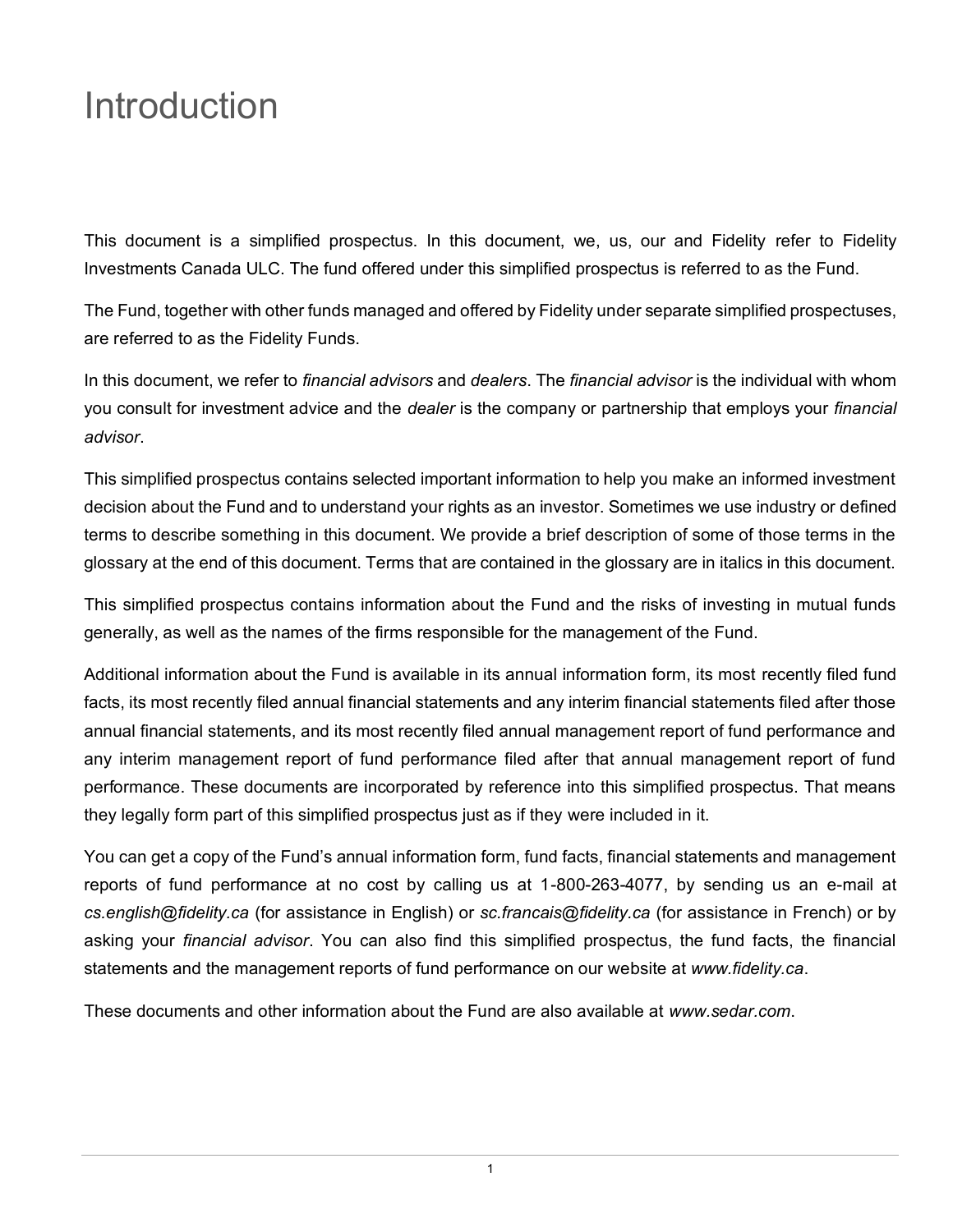# Introduction

This document is a simplified prospectus. In this document, we, us, our and Fidelity refer to Fidelity Investments Canada ULC. The fund offered under this simplified prospectus is referred to as the Fund.

The Fund, together with other funds managed and offered by Fidelity under separate simplified prospectuses, are referred to as the Fidelity Funds.

In this document, we refer to *financial advisors* and *dealers*. The *financial advisor* is the individual with whom you consult for investment advice and the *dealer* is the company or partnership that employs your *financial advisor*.

This simplified prospectus contains selected important information to help you make an informed investment decision about the Fund and to understand your rights as an investor. Sometimes we use industry or defined terms to describe something in this document. We provide a brief description of some of those terms in the glossary at the end of this document. Terms that are contained in the glossary are in italics in this document.

This simplified prospectus contains information about the Fund and the risks of investing in mutual funds generally, as well as the names of the firms responsible for the management of the Fund.

Additional information about the Fund is available in its annual information form, its most recently filed fund facts, its most recently filed annual financial statements and any interim financial statements filed after those annual financial statements, and its most recently filed annual management report of fund performance and any interim management report of fund performance filed after that annual management report of fund performance. These documents are incorporated by reference into this simplified prospectus. That means they legally form part of this simplified prospectus just as if they were included in it.

You can get a copy of the Fund's annual information form, fund facts, financial statements and management reports of fund performance at no cost by calling us at 1-800-263-4077, by sending us an e-mail at *cs.english@fidelity.ca* (for assistance in English) or *sc.francais@fidelity.ca* (for assistance in French) or by asking your *financial advisor*. You can also find this simplified prospectus, the fund facts, the financial statements and the management reports of fund performance on our website at *www.fidelity.ca*.

These documents and other information about the Fund are also available at *www.sedar.com*.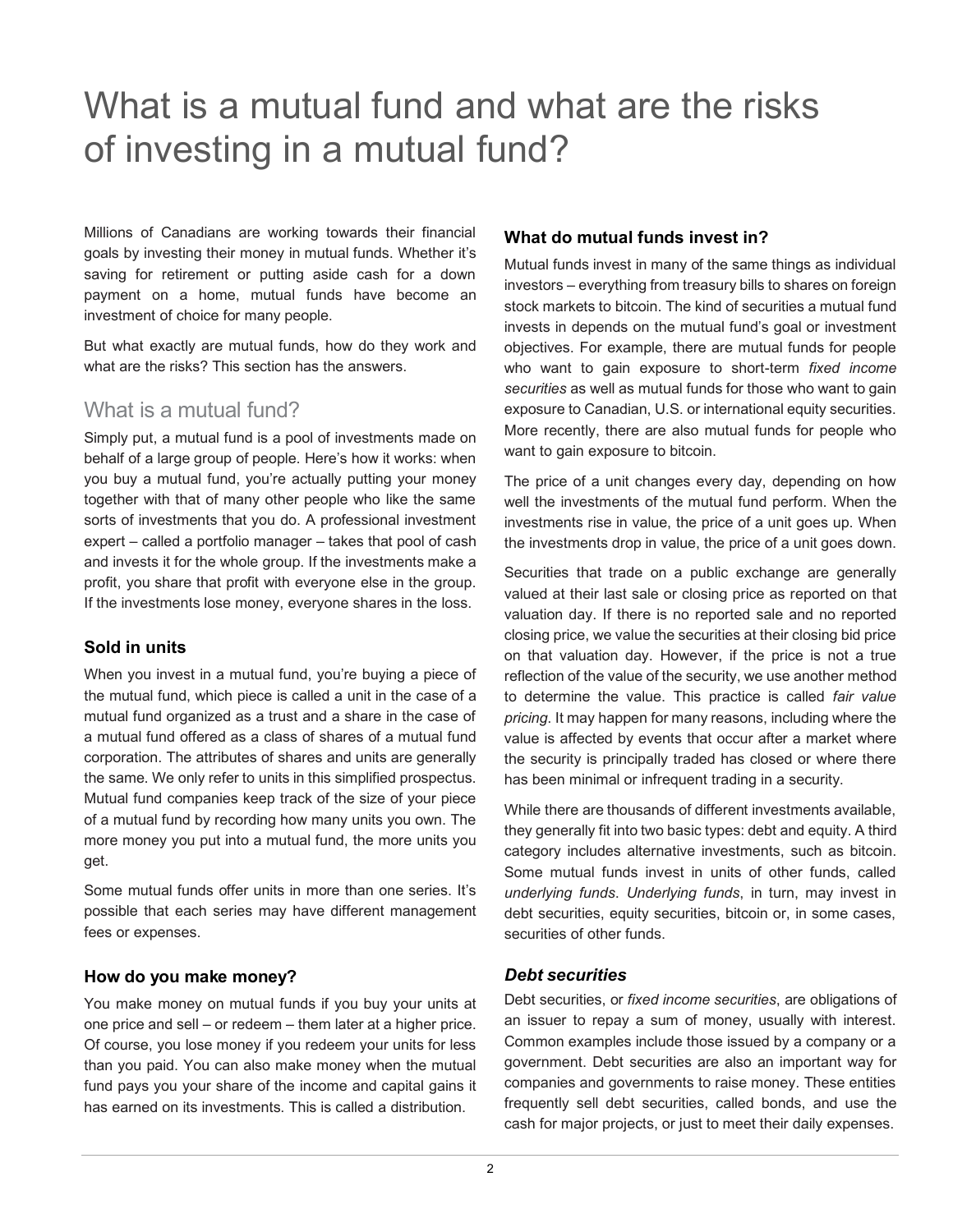# What is a mutual fund and what are the risks of investing in a mutual fund?

Millions of Canadians are working towards their financial goals by investing their money in mutual funds. Whether it's saving for retirement or putting aside cash for a down payment on a home, mutual funds have become an investment of choice for many people.

But what exactly are mutual funds, how do they work and what are the risks? This section has the answers.

## What is a mutual fund?

Simply put, a mutual fund is a pool of investments made on behalf of a large group of people. Here's how it works: when you buy a mutual fund, you're actually putting your money together with that of many other people who like the same sorts of investments that you do. A professional investment expert – called a portfolio manager – takes that pool of cash and invests it for the whole group. If the investments make a profit, you share that profit with everyone else in the group. If the investments lose money, everyone shares in the loss.

### Sold in units

When you invest in a mutual fund, you're buying a piece of the mutual fund, which piece is called a unit in the case of a mutual fund organized as a trust and a share in the case of a mutual fund offered as a class of shares of a mutual fund corporation. The attributes of shares and units are generally the same. We only refer to units in this simplified prospectus. Mutual fund companies keep track of the size of your piece of a mutual fund by recording how many units you own. The more money you put into a mutual fund, the more units you get.

Some mutual funds offer units in more than one series. It's possible that each series may have different management fees or expenses.

### How do you make money?

You make money on mutual funds if you buy your units at one price and sell – or redeem – them later at a higher price. Of course, you lose money if you redeem your units for less than you paid. You can also make money when the mutual fund pays you your share of the income and capital gains it has earned on its investments. This is called a distribution.

### What do mutual funds invest in?

Mutual funds invest in many of the same things as individual investors – everything from treasury bills to shares on foreign stock markets to bitcoin. The kind of securities a mutual fund invests in depends on the mutual fund's goal or investment objectives. For example, there are mutual funds for people who want to gain exposure to short-term *fixed income securities* as well as mutual funds for those who want to gain exposure to Canadian, U.S. or international equity securities. More recently, there are also mutual funds for people who want to gain exposure to bitcoin.

The price of a unit changes every day, depending on how well the investments of the mutual fund perform. When the investments rise in value, the price of a unit goes up. When the investments drop in value, the price of a unit goes down.

Securities that trade on a public exchange are generally valued at their last sale or closing price as reported on that valuation day. If there is no reported sale and no reported closing price, we value the securities at their closing bid price on that valuation day. However, if the price is not a true reflection of the value of the security, we use another method to determine the value. This practice is called *fair value pricing*. It may happen for many reasons, including where the value is affected by events that occur after a market where the security is principally traded has closed or where there has been minimal or infrequent trading in a security.

While there are thousands of different investments available, they generally fit into two basic types: debt and equity. A third category includes alternative investments, such as bitcoin. Some mutual funds invest in units of other funds, called *underlying funds*. *Underlying funds*, in turn, may invest in debt securities, equity securities, bitcoin or, in some cases, securities of other funds.

#### *Debt securities*

Debt securities, or *fixed income securities*, are obligations of an issuer to repay a sum of money, usually with interest. Common examples include those issued by a company or a government. Debt securities are also an important way for companies and governments to raise money. These entities frequently sell debt securities, called bonds, and use the cash for major projects, or just to meet their daily expenses.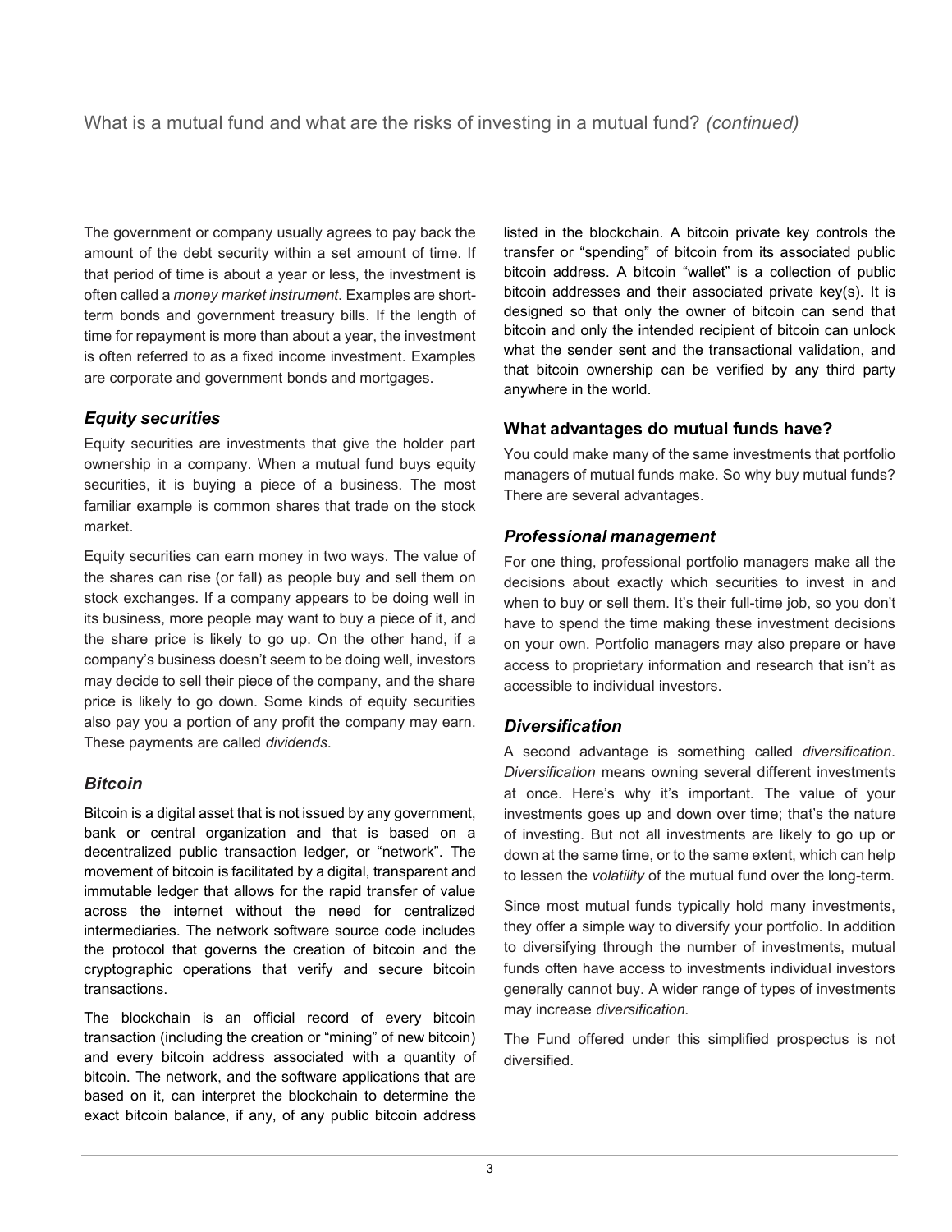## What is a mutual fund and what are the risks of investing in a mutual fund? *(continued)*

The government or company usually agrees to pay back the amount of the debt security within a set amount of time. If that period of time is about a year or less, the investment is often called a *money market instrument*. Examples are short-term bonds and government treasury bills. If the length of time for repayment is more than about a year, the investment is often referred to as a fixed income investment. Examples are corporate and government bonds and mortgages.

### *Equity securities*

Equity securities are investments that give the holder part ownership in a company. When a mutual fund buys equity securities, it is buying a piece of a business. The most familiar example is common shares that trade on the stock market.

Equity securities can earn money in two ways. The value of the shares can rise (or fall) as people buy and sell them on stock exchanges. If a company appears to be doing well in its business, more people may want to buy a piece of it, and the share price is likely to go up. On the other hand, if a company's business doesn't seem to be doing well, investors may decide to sell their piece of the company, and the share price is likely to go down. Some kinds of equity securities also pay you a portion of any profit the company may earn. These payments are called *dividends*.

### *Bitcoin*

Bitcoin is a digital asset that is not issued by any government, bank or central organization and that is based on a decentralized public transaction ledger, or "network". The movement of bitcoin is facilitated by a digital, transparent and immutable ledger that allows for the rapid transfer of value across the internet without the need for centralized intermediaries. The network software source code includes the protocol that governs the creation of bitcoin and the cryptographic operations that verify and secure bitcoin transactions.

The blockchain is an official record of every bitcoin transaction (including the creation or "mining" of new bitcoin) and every bitcoin address associated with a quantity of bitcoin. The network, and the software applications that are based on it, can interpret the blockchain to determine the exact bitcoin balance, if any, of any public bitcoin address listed in the blockchain. A bitcoin private key controls the transfer or "spending" of bitcoin from its associated public bitcoin address. A bitcoin "wallet" is a collection of public bitcoin addresses and their associated private key(s). It is designed so that only the owner of bitcoin can send that bitcoin and only the intended recipient of bitcoin can unlock what the sender sent and the transactional validation, and that bitcoin ownership can be verified by any third party anywhere in the world.

### What advantages do mutual funds have?

You could make many of the same investments that portfolio managers of mutual funds make. So why buy mutual funds? There are several advantages.

### *Professional management*

For one thing, professional portfolio managers make all the decisions about exactly which securities to invest in and when to buy or sell them. It's their full-time job, so you don't have to spend the time making these investment decisions on your own. Portfolio managers may also prepare or have access to proprietary information and research that isn't as accessible to individual investors.

### *Diversification*

A second advantage is something called *diversification*. *Diversification* means owning several different investments at once. Here's why it's important. The value of your investments goes up and down over time; that's the nature of investing. But not all investments are likely to go up or down at the same time, or to the same extent, which can help to lessen the *volatility* of the mutual fund over the long-term.

Since most mutual funds typically hold many investments, they offer a simple way to diversify your portfolio. In addition to diversifying through the number of investments, mutual funds often have access to investments individual investors generally cannot buy. A wider range of types of investments may increase *diversification.*

The Fund offered under this simplified prospectus is not diversified.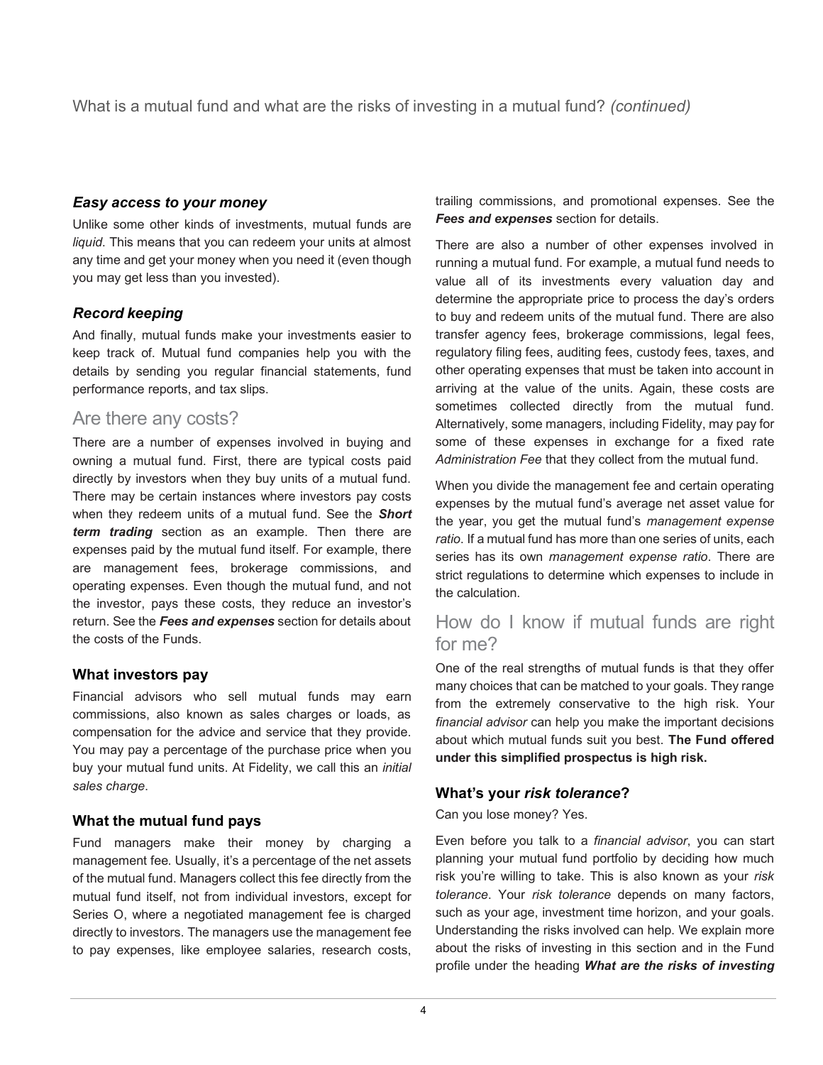What is a mutual fund and what are the risks of investing in a mutual fund? *(continued)*

### *Easy access to your money*

Unlike some other kinds of investments, mutual funds are *liquid*. This means that you can redeem your units at almost any time and get your money when you need it (even though you may get less than you invested).

### *Record keeping*

And finally, mutual funds make your investments easier to keep track of. Mutual fund companies help you with the details by sending you regular financial statements, fund performance reports, and tax slips.

## Are there any costs?

There are a number of expenses involved in buying and owning a mutual fund. First, there are typical costs paid directly by investors when they buy units of a mutual fund. There may be certain instances where investors pay costs when they redeem units of a mutual fund. See the ***Short term trading*** section as an example. Then there are expenses paid by the mutual fund itself. For example, there are management fees, brokerage commissions, and operating expenses. Even though the mutual fund, and not the investor, pays these costs, they reduce an investor's return. See the ***Fees and expenses*** section for details about the costs of the Funds.

### What investors pay

Financial advisors who sell mutual funds may earn commissions, also known as sales charges or loads, as compensation for the advice and service that they provide. You may pay a percentage of the purchase price when you buy your mutual fund units. At Fidelity, we call this an *initial sales charge*.

### What the mutual fund pays

Fund managers make their money by charging a management fee. Usually, it's a percentage of the net assets of the mutual fund. Managers collect this fee directly from the mutual fund itself, not from individual investors, except for Series O, where a negotiated management fee is charged directly to investors. The managers use the management fee to pay expenses, like employee salaries, research costs, trailing commissions, and promotional expenses. See the ***Fees and expenses*** section for details.

There are also a number of other expenses involved in running a mutual fund. For example, a mutual fund needs to value all of its investments every valuation day and determine the appropriate price to process the day's orders to buy and redeem units of the mutual fund. There are also transfer agency fees, brokerage commissions, legal fees, regulatory filing fees, auditing fees, custody fees, taxes, and other operating expenses that must be taken into account in arriving at the value of the units. Again, these costs are sometimes collected directly from the mutual fund. Alternatively, some managers, including Fidelity, may pay for some of these expenses in exchange for a fixed rate *Administration Fee* that they collect from the mutual fund.

When you divide the management fee and certain operating expenses by the mutual fund's average net asset value for the year, you get the mutual fund's *management expense ratio*. If a mutual fund has more than one series of units, each series has its own *management expense ratio*. There are strict regulations to determine which expenses to include in the calculation.

## How do I know if mutual funds are right for me?

One of the real strengths of mutual funds is that they offer many choices that can be matched to your goals. They range from the extremely conservative to the high risk. Your *financial advisor* can help you make the important decisions about which mutual funds suit you best. **The Fund offered under this simplified prospectus is high risk.**

### What's your *risk tolerance*?

Can you lose money? Yes.

Even before you talk to a *financial advisor*, you can start planning your mutual fund portfolio by deciding how much risk you're willing to take. This is also known as your *risk tolerance*. Your *risk tolerance* depends on many factors, such as your age, investment time horizon, and your goals. Understanding the risks involved can help. We explain more about the risks of investing in this section and in the Fund profile under the heading ***What are the risks of investing***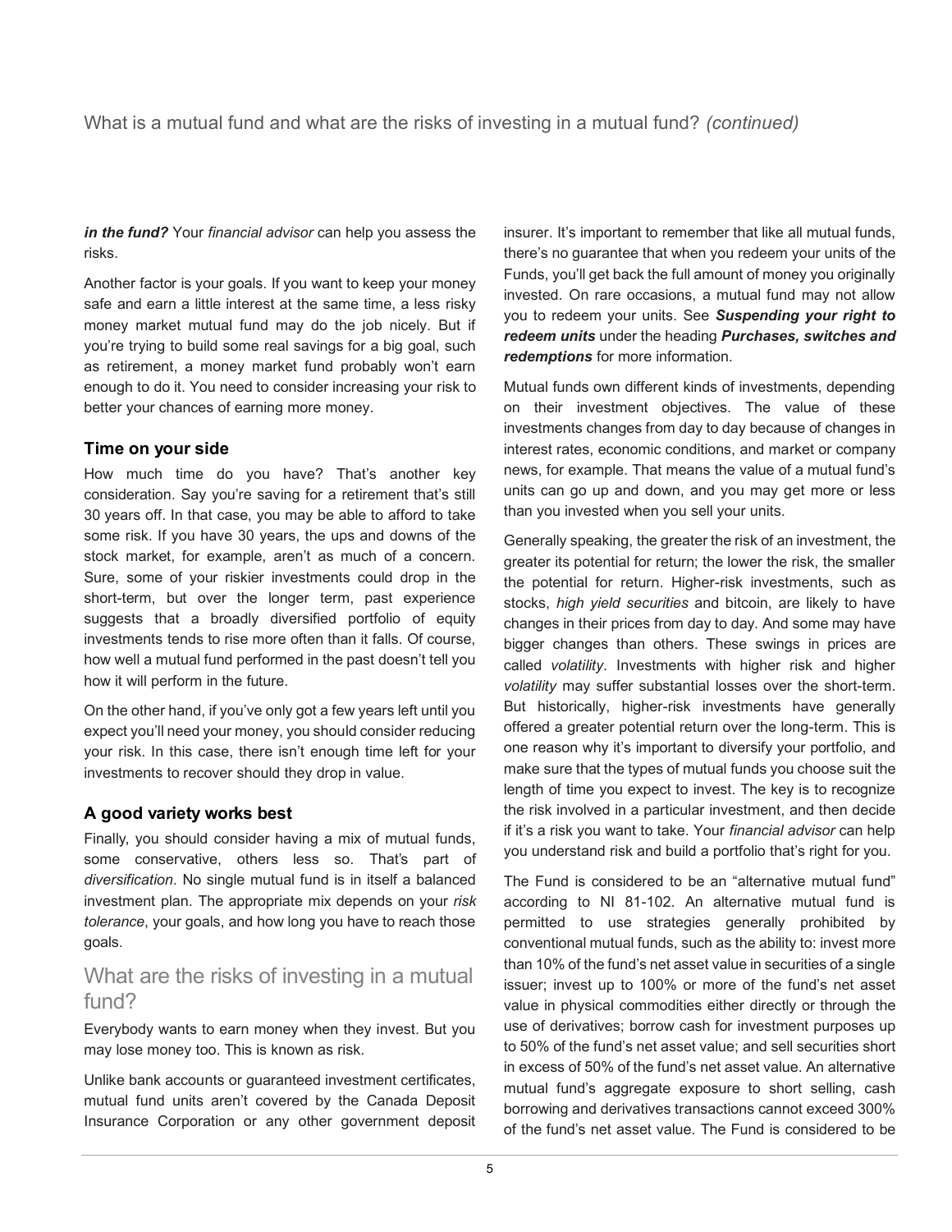***in the fund?*** Your *financial advisor* can help you assess the risks.

Another factor is your goals. If you want to keep your money safe and earn a little interest at the same time, a less risky money market mutual fund may do the job nicely. But if you're trying to build some real savings for a big goal, such as retirement, a money market fund probably won't earn enough to do it. You need to consider increasing your risk to better your chances of earning more money.

### Time on your side

How much time do you have? That's another key consideration. Say you're saving for a retirement that's still 30 years off. In that case, you may be able to afford to take some risk. If you have 30 years, the ups and downs of the stock market, for example, aren't as much of a concern. Sure, some of your riskier investments could drop in the short-term, but over the longer term, past experience suggests that a broadly diversified portfolio of equity investments tends to rise more often than it falls. Of course, how well a mutual fund performed in the past doesn't tell you how it will perform in the future.

On the other hand, if you've only got a few years left until you expect you'll need your money, you should consider reducing your risk. In this case, there isn't enough time left for your investments to recover should they drop in value.

### A good variety works best

Finally, you should consider having a mix of mutual funds, some conservative, others less so. That's part of *diversification*. No single mutual fund is in itself a balanced investment plan. The appropriate mix depends on your *risk tolerance*, your goals, and how long you have to reach those goals.

## What are the risks of investing in a mutual fund?

Everybody wants to earn money when they invest. But you may lose money too. This is known as risk.

Unlike bank accounts or guaranteed investment certificates, mutual fund units aren't covered by the Canada Deposit Insurance Corporation or any other government deposit insurer. It's important to remember that like all mutual funds, there's no guarantee that when you redeem your units of the Funds, you'll get back the full amount of money you originally invested. On rare occasions, a mutual fund may not allow you to redeem your units. See ***Suspending your right to redeem units*** under the heading ***Purchases, switches and redemptions*** for more information.

Mutual funds own different kinds of investments, depending on their investment objectives. The value of these investments changes from day to day because of changes in interest rates, economic conditions, and market or company news, for example. That means the value of a mutual fund's units can go up and down, and you may get more or less than you invested when you sell your units.

Generally speaking, the greater the risk of an investment, the greater its potential for return; the lower the risk, the smaller the potential for return. Higher-risk investments, such as stocks, *high yield securities* and bitcoin, are likely to have changes in their prices from day to day. And some may have bigger changes than others. These swings in prices are called *volatility*. Investments with higher risk and higher *volatility* may suffer substantial losses over the short-term. But historically, higher-risk investments have generally offered a greater potential return over the long-term. This is one reason why it's important to diversify your portfolio, and make sure that the types of mutual funds you choose suit the length of time you expect to invest. The key is to recognize the risk involved in a particular investment, and then decide if it's a risk you want to take. Your *financial advisor* can help you understand risk and build a portfolio that's right for you.

The Fund is considered to be an "alternative mutual fund" according to NI 81-102. An alternative mutual fund is permitted to use strategies generally prohibited by conventional mutual funds, such as the ability to: invest more than 10% of the fund's net asset value in securities of a single issuer; invest up to 100% or more of the fund's net asset value in physical commodities either directly or through the use of derivatives; borrow cash for investment purposes up to 50% of the fund's net asset value; and sell securities short in excess of 50% of the fund's net asset value. An alternative mutual fund's aggregate exposure to short selling, cash borrowing and derivatives transactions cannot exceed 300% of the fund's net asset value. The Fund is considered to be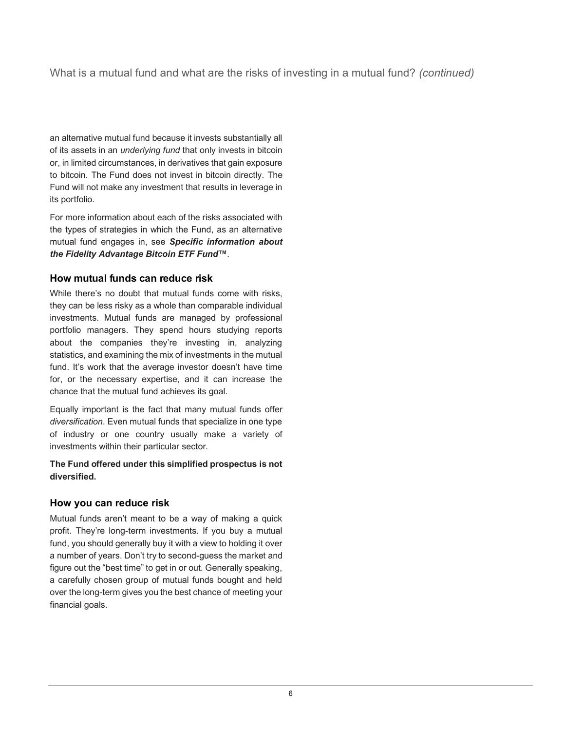an alternative mutual fund because it invests substantially all of its assets in an *underlying fund* that only invests in bitcoin or, in limited circumstances, in derivatives that gain exposure to bitcoin. The Fund does not invest in bitcoin directly. The Fund will not make any investment that results in leverage in its portfolio.

For more information about each of the risks associated with the types of strategies in which the Fund, as an alternative mutual fund engages in, see ***Specific information about the Fidelity Advantage Bitcoin ETF Fund™***.

### How mutual funds can reduce risk

While there's no doubt that mutual funds come with risks, they can be less risky as a whole than comparable individual investments. Mutual funds are managed by professional portfolio managers. They spend hours studying reports about the companies they're investing in, analyzing statistics, and examining the mix of investments in the mutual fund. It's work that the average investor doesn't have time for, or the necessary expertise, and it can increase the chance that the mutual fund achieves its goal.

Equally important is the fact that many mutual funds offer *diversification*. Even mutual funds that specialize in one type of industry or one country usually make a variety of investments within their particular sector.

**The Fund offered under this simplified prospectus is not diversified.**

### How you can reduce risk

Mutual funds aren't meant to be a way of making a quick profit. They're long-term investments. If you buy a mutual fund, you should generally buy it with a view to holding it over a number of years. Don't try to second-guess the market and figure out the "best time" to get in or out. Generally speaking, a carefully chosen group of mutual funds bought and held over the long-term gives you the best chance of meeting your financial goals.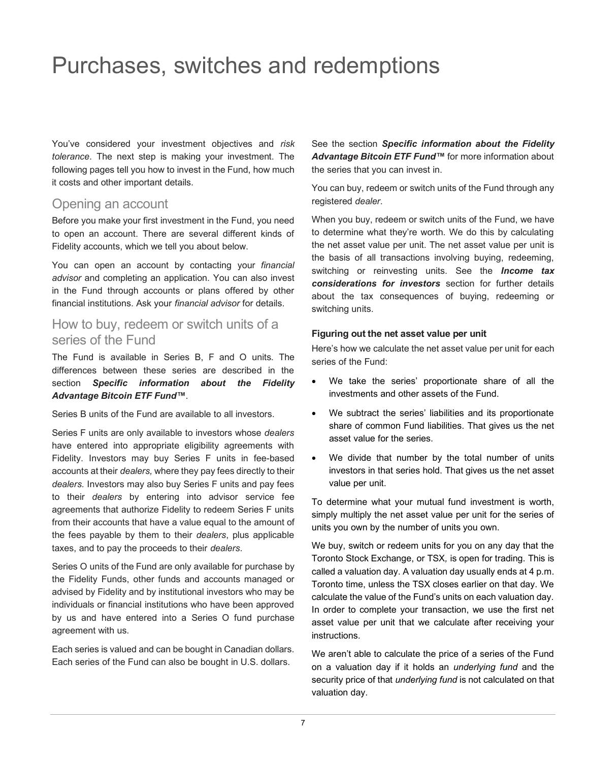# Purchases, switches and redemptions

You've considered your investment objectives and *risk tolerance*. The next step is making your investment. The following pages tell you how to invest in the Fund, how much it costs and other important details.

## Opening an account

Before you make your first investment in the Fund, you need to open an account. There are several different kinds of Fidelity accounts, which we tell you about below.

You can open an account by contacting your *financial advisor* and completing an application. You can also invest in the Fund through accounts or plans offered by other financial institutions. Ask your *financial advisor* for details.

## How to buy, redeem or switch units of a series of the Fund

The Fund is available in Series B, F and O units. The differences between these series are described in the section ***Specific information about the Fidelity Advantage Bitcoin ETF Fund™***.

Series B units of the Fund are available to all investors.

Series F units are only available to investors whose *dealers* have entered into appropriate eligibility agreements with Fidelity. Investors may buy Series F units in fee-based accounts at their *dealers,* where they pay fees directly to their *dealers*. Investors may also buy Series F units and pay fees to their *dealers* by entering into advisor service fee agreements that authorize Fidelity to redeem Series F units from their accounts that have a value equal to the amount of the fees payable by them to their *dealers*, plus applicable taxes, and to pay the proceeds to their *dealers*.

Series O units of the Fund are only available for purchase by the Fidelity Funds, other funds and accounts managed or advised by Fidelity and by institutional investors who may be individuals or financial institutions who have been approved by us and have entered into a Series O fund purchase agreement with us.

Each series is valued and can be bought in Canadian dollars. Each series of the Fund can also be bought in U.S. dollars.

See the section ***Specific information about the Fidelity Advantage Bitcoin ETF Fund™*** for more information about the series that you can invest in.

You can buy, redeem or switch units of the Fund through any registered *dealer*.

When you buy, redeem or switch units of the Fund, we have to determine what they're worth. We do this by calculating the net asset value per unit. The net asset value per unit is the basis of all transactions involving buying, redeeming, switching or reinvesting units. See the ***Income tax considerations for investors*** section for further details about the tax consequences of buying, redeeming or switching units.

**Figuring out the net asset value per unit**

Here's how we calculate the net asset value per unit for each series of the Fund:

- We take the series' proportionate share of all the investments and other assets of the Fund.
- We subtract the series' liabilities and its proportionate share of common Fund liabilities. That gives us the net asset value for the series.
- We divide that number by the total number of units investors in that series hold. That gives us the net asset value per unit.

To determine what your mutual fund investment is worth, simply multiply the net asset value per unit for the series of units you own by the number of units you own.

We buy, switch or redeem units for you on any day that the Toronto Stock Exchange, or TSX, is open for trading. This is called a valuation day. A valuation day usually ends at 4 p.m. Toronto time, unless the TSX closes earlier on that day. We calculate the value of the Fund's units on each valuation day. In order to complete your transaction, we use the first net asset value per unit that we calculate after receiving your instructions.

We aren't able to calculate the price of a series of the Fund on a valuation day if it holds an *underlying fund* and the security price of that *underlying fund* is not calculated on that valuation day.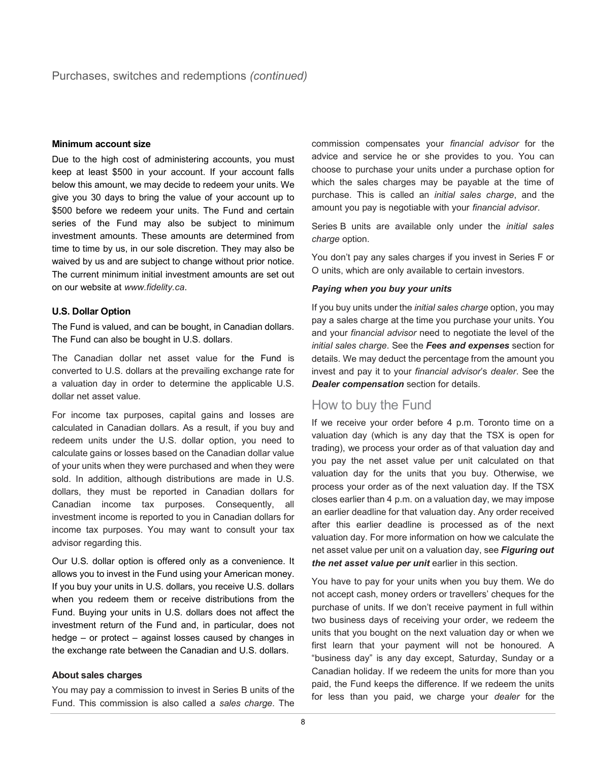## Purchases, switches and redemptions *(continued)*

### Minimum account size

Due to the high cost of administering accounts, you must keep at least $500 in your account. If your account falls below this amount, we may decide to redeem your units. We give you 30 days to bring the value of your account up to $500 before we redeem your units. The Fund and certain series of the Fund may also be subject to minimum investment amounts. These amounts are determined from time to time by us, in our sole discretion. They may also be waived by us and are subject to change without prior notice. The current minimum initial investment amounts are set out on our website at *www.fidelity.ca*.

### U.S. Dollar Option

The Fund is valued, and can be bought, in Canadian dollars. The Fund can also be bought in U.S. dollars.

The Canadian dollar net asset value for the Fund is converted to U.S. dollars at the prevailing exchange rate for a valuation day in order to determine the applicable U.S. dollar net asset value.

For income tax purposes, capital gains and losses are calculated in Canadian dollars. As a result, if you buy and redeem units under the U.S. dollar option, you need to calculate gains or losses based on the Canadian dollar value of your units when they were purchased and when they were sold. In addition, although distributions are made in U.S. dollars, they must be reported in Canadian dollars for Canadian income tax purposes. Consequently, all investment income is reported to you in Canadian dollars for income tax purposes. You may want to consult your tax advisor regarding this.

Our U.S. dollar option is offered only as a convenience. It allows you to invest in the Fund using your American money. If you buy your units in U.S. dollars, you receive U.S. dollars when you redeem them or receive distributions from the Fund. Buying your units in U.S. dollars does not affect the investment return of the Fund and, in particular, does not hedge – or protect – against losses caused by changes in the exchange rate between the Canadian and U.S. dollars.

### About sales charges

You may pay a commission to invest in Series B units of the Fund. This commission is also called a *sales charge*. The commission compensates your *financial advisor* for the advice and service he or she provides to you. You can choose to purchase your units under a purchase option for which the sales charges may be payable at the time of purchase. This is called an *initial sales charge*, and the amount you pay is negotiable with your *financial advisor*.

Series B units are available only under the *initial sales charge* option.

You don't pay any sales charges if you invest in Series F or O units, which are only available to certain investors.

#### *Paying when you buy your units*

If you buy units under the *initial sales charge* option, you may pay a sales charge at the time you purchase your units. You and your *financial advisor* need to negotiate the level of the *initial sales charge*. See the ***Fees and expenses*** section for details. We may deduct the percentage from the amount you invest and pay it to your *financial advisor*'s *dealer*. See the ***Dealer compensation*** section for details.

## How to buy the Fund

If we receive your order before 4 p.m. Toronto time on a valuation day (which is any day that the TSX is open for trading), we process your order as of that valuation day and you pay the net asset value per unit calculated on that valuation day for the units that you buy. Otherwise, we process your order as of the next valuation day. If the TSX closes earlier than 4 p.m. on a valuation day, we may impose an earlier deadline for that valuation day. Any order received after this earlier deadline is processed as of the next valuation day. For more information on how we calculate the net asset value per unit on a valuation day, see ***Figuring out the net asset value per unit*** earlier in this section.

You have to pay for your units when you buy them. We do not accept cash, money orders or travellers' cheques for the purchase of units. If we don't receive payment in full within two business days of receiving your order, we redeem the units that you bought on the next valuation day or when we first learn that your payment will not be honoured. A "business day" is any day except, Saturday, Sunday or a Canadian holiday. If we redeem the units for more than you paid, the Fund keeps the difference. If we redeem the units for less than you paid, we charge your *dealer* for the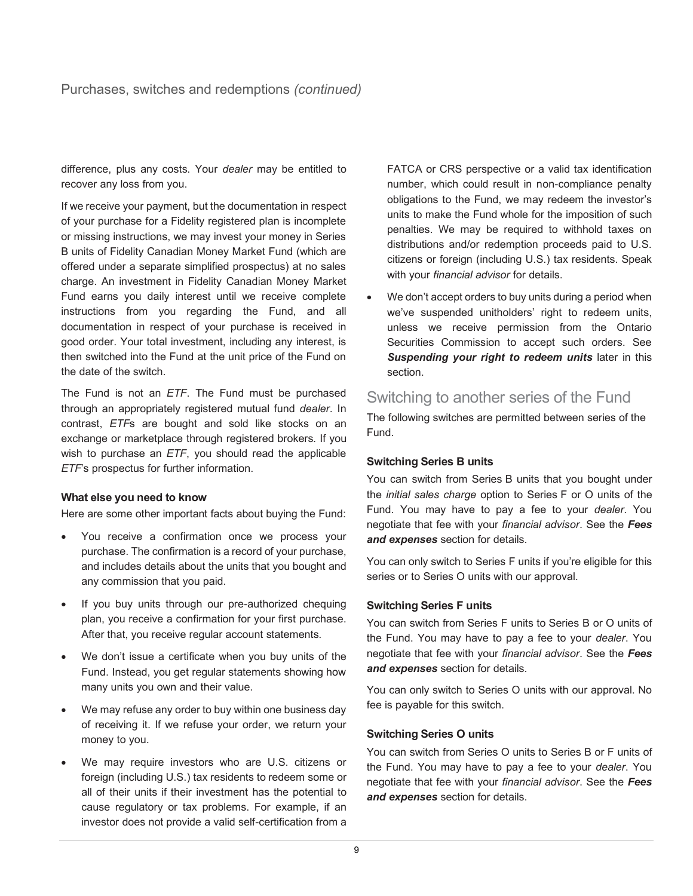difference, plus any costs. Your *dealer* may be entitled to recover any loss from you.

If we receive your payment, but the documentation in respect of your purchase for a Fidelity registered plan is incomplete or missing instructions, we may invest your money in Series B units of Fidelity Canadian Money Market Fund (which are offered under a separate simplified prospectus) at no sales charge. An investment in Fidelity Canadian Money Market Fund earns you daily interest until we receive complete instructions from you regarding the Fund, and all documentation in respect of your purchase is received in good order. Your total investment, including any interest, is then switched into the Fund at the unit price of the Fund on the date of the switch.

The Fund is not an *ETF*. The Fund must be purchased through an appropriately registered mutual fund *dealer*. In contrast, *ETF*s are bought and sold like stocks on an exchange or marketplace through registered brokers. If you wish to purchase an *ETF*, you should read the applicable *ETF*'s prospectus for further information.

#### What else you need to know

Here are some other important facts about buying the Fund:

- You receive a confirmation once we process your purchase. The confirmation is a record of your purchase, and includes details about the units that you bought and any commission that you paid.
- If you buy units through our pre-authorized chequing plan, you receive a confirmation for your first purchase. After that, you receive regular account statements.
- We don't issue a certificate when you buy units of the Fund. Instead, you get regular statements showing how many units you own and their value.
- We may refuse any order to buy within one business day of receiving it. If we refuse your order, we return your money to you.
- We may require investors who are U.S. citizens or foreign (including U.S.) tax residents to redeem some or all of their units if their investment has the potential to cause regulatory or tax problems. For example, if an investor does not provide a valid self-certification from a FATCA or CRS perspective or a valid tax identification number, which could result in non-compliance penalty obligations to the Fund, we may redeem the investor's units to make the Fund whole for the imposition of such penalties. We may be required to withhold taxes on distributions and/or redemption proceeds paid to U.S. citizens or foreign (including U.S.) tax residents. Speak with your *financial advisor* for details.
- We don't accept orders to buy units during a period when we've suspended unitholders' right to redeem units, unless we receive permission from the Ontario Securities Commission to accept such orders. See ***Suspending your right to redeem units*** later in this section.

## Switching to another series of the Fund

The following switches are permitted between series of the Fund.

#### Switching Series B units

You can switch from Series B units that you bought under the *initial sales charge* option to Series F or O units of the Fund. You may have to pay a fee to your *dealer*. You negotiate that fee with your *financial advisor*. See the ***Fees and expenses*** section for details.

You can only switch to Series F units if you're eligible for this series or to Series O units with our approval.

#### Switching Series F units

You can switch from Series F units to Series B or O units of the Fund. You may have to pay a fee to your *dealer*. You negotiate that fee with your *financial advisor*. See the ***Fees and expenses*** section for details.

You can only switch to Series O units with our approval. No fee is payable for this switch.

#### Switching Series O units

You can switch from Series O units to Series B or F units of the Fund. You may have to pay a fee to your *dealer*. You negotiate that fee with your *financial advisor*. See the ***Fees and expenses*** section for details.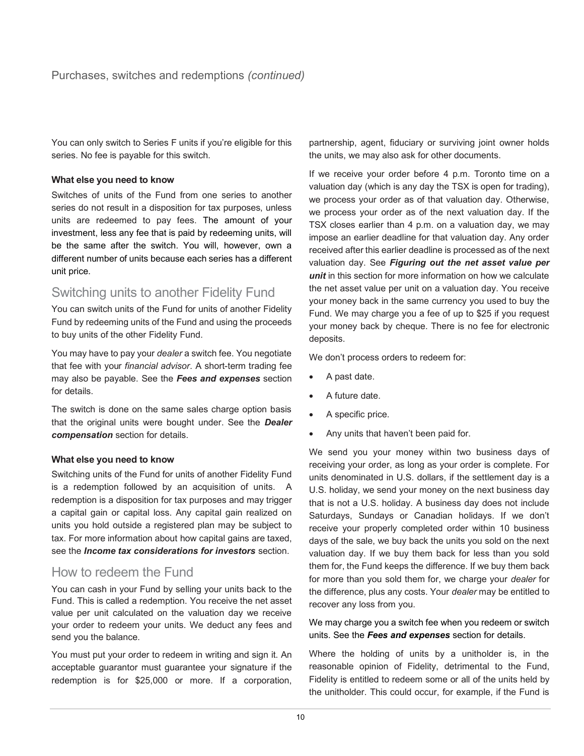You can only switch to Series F units if you're eligible for this series. No fee is payable for this switch.

**What else you need to know**

Switches of units of the Fund from one series to another series do not result in a disposition for tax purposes, unless units are redeemed to pay fees. The amount of your investment, less any fee that is paid by redeeming units, will be the same after the switch. You will, however, own a different number of units because each series has a different unit price.

## Switching units to another Fidelity Fund

You can switch units of the Fund for units of another Fidelity Fund by redeeming units of the Fund and using the proceeds to buy units of the other Fidelity Fund.

You may have to pay your *dealer* a switch fee. You negotiate that fee with your *financial advisor*. A short-term trading fee may also be payable. See the ***Fees and expenses*** section for details.

The switch is done on the same sales charge option basis that the original units were bought under. See the ***Dealer compensation*** section for details.

**What else you need to know**

Switching units of the Fund for units of another Fidelity Fund is a redemption followed by an acquisition of units. A redemption is a disposition for tax purposes and may trigger a capital gain or capital loss. Any capital gain realized on units you hold outside a registered plan may be subject to tax. For more information about how capital gains are taxed, see the ***Income tax considerations for investors*** section.

## How to redeem the Fund

You can cash in your Fund by selling your units back to the Fund. This is called a redemption. You receive the net asset value per unit calculated on the valuation day we receive your order to redeem your units. We deduct any fees and send you the balance.

You must put your order to redeem in writing and sign it. An acceptable guarantor must guarantee your signature if the redemption is for $25,000 or more. If a corporation, partnership, agent, fiduciary or surviving joint owner holds the units, we may also ask for other documents.

If we receive your order before 4 p.m. Toronto time on a valuation day (which is any day the TSX is open for trading), we process your order as of that valuation day. Otherwise, we process your order as of the next valuation day. If the TSX closes earlier than 4 p.m. on a valuation day, we may impose an earlier deadline for that valuation day. Any order received after this earlier deadline is processed as of the next valuation day. See ***Figuring out the net asset value per unit*** in this section for more information on how we calculate the net asset value per unit on a valuation day. You receive your money back in the same currency you used to buy the Fund. We may charge you a fee of up to $25 if you request your money back by cheque. There is no fee for electronic deposits.

We don't process orders to redeem for:

- A past date.
- A future date.
- A specific price.
- Any units that haven't been paid for.

We send you your money within two business days of receiving your order, as long as your order is complete. For units denominated in U.S. dollars, if the settlement day is a U.S. holiday, we send your money on the next business day that is not a U.S. holiday. A business day does not include Saturdays, Sundays or Canadian holidays. If we don't receive your properly completed order within 10 business days of the sale, we buy back the units you sold on the next valuation day. If we buy them back for less than you sold them for, the Fund keeps the difference. If we buy them back for more than you sold them for, we charge your *dealer* for the difference, plus any costs. Your *dealer* may be entitled to recover any loss from you.

We may charge you a switch fee when you redeem or switch units. See the ***Fees and expenses*** section for details.

Where the holding of units by a unitholder is, in the reasonable opinion of Fidelity, detrimental to the Fund, Fidelity is entitled to redeem some or all of the units held by the unitholder. This could occur, for example, if the Fund is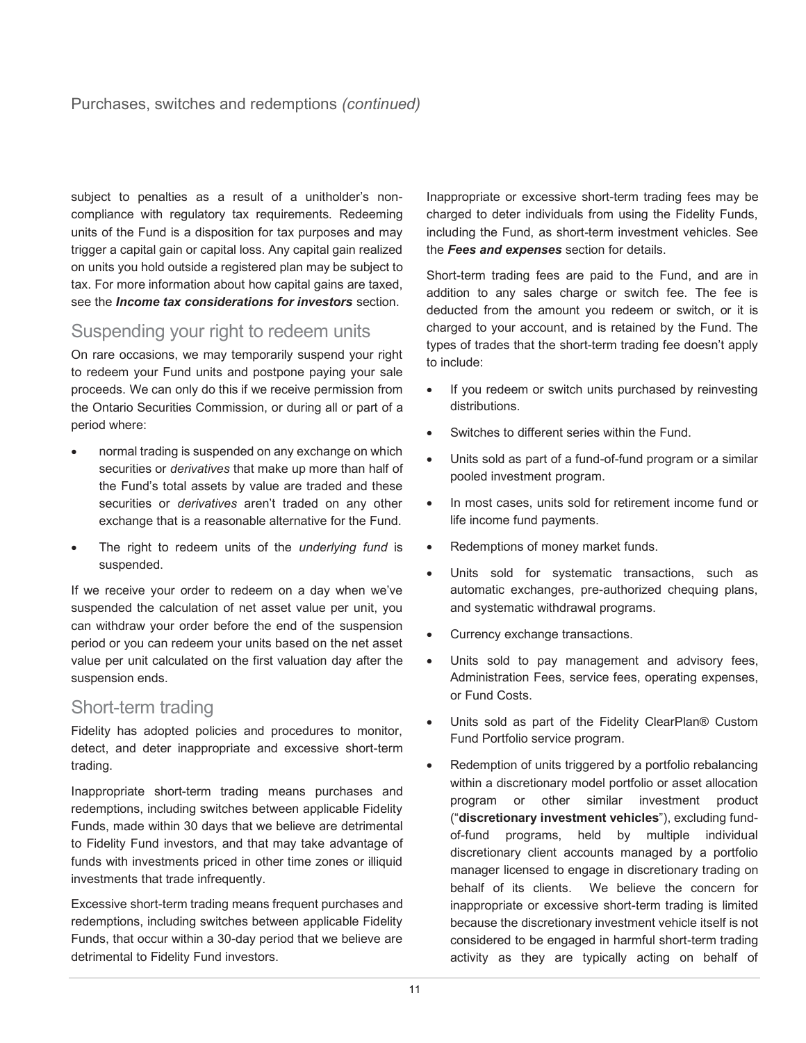subject to penalties as a result of a unitholder's non-compliance with regulatory tax requirements. Redeeming units of the Fund is a disposition for tax purposes and may trigger a capital gain or capital loss. Any capital gain realized on units you hold outside a registered plan may be subject to tax. For more information about how capital gains are taxed, see the ***Income tax considerations for investors*** section.

## Suspending your right to redeem units

On rare occasions, we may temporarily suspend your right to redeem your Fund units and postpone paying your sale proceeds. We can only do this if we receive permission from the Ontario Securities Commission, or during all or part of a period where:

- normal trading is suspended on any exchange on which securities or *derivatives* that make up more than half of the Fund's total assets by value are traded and these securities or *derivatives* aren't traded on any other exchange that is a reasonable alternative for the Fund.
- The right to redeem units of the *underlying fund* is suspended.

If we receive your order to redeem on a day when we've suspended the calculation of net asset value per unit, you can withdraw your order before the end of the suspension period or you can redeem your units based on the net asset value per unit calculated on the first valuation day after the suspension ends.

## Short-term trading

Fidelity has adopted policies and procedures to monitor, detect, and deter inappropriate and excessive short-term trading.

Inappropriate short-term trading means purchases and redemptions, including switches between applicable Fidelity Funds, made within 30 days that we believe are detrimental to Fidelity Fund investors, and that may take advantage of funds with investments priced in other time zones or illiquid investments that trade infrequently.

Excessive short-term trading means frequent purchases and redemptions, including switches between applicable Fidelity Funds, that occur within a 30-day period that we believe are detrimental to Fidelity Fund investors.

Inappropriate or excessive short-term trading fees may be charged to deter individuals from using the Fidelity Funds, including the Fund, as short-term investment vehicles. See the ***Fees and expenses*** section for details.

Short-term trading fees are paid to the Fund, and are in addition to any sales charge or switch fee. The fee is deducted from the amount you redeem or switch, or it is charged to your account, and is retained by the Fund. The types of trades that the short-term trading fee doesn't apply to include:

- If you redeem or switch units purchased by reinvesting distributions.
- Switches to different series within the Fund.
- Units sold as part of a fund-of-fund program or a similar pooled investment program.
- In most cases, units sold for retirement income fund or life income fund payments.
- Redemptions of money market funds.
- Units sold for systematic transactions, such as automatic exchanges, pre-authorized chequing plans, and systematic withdrawal programs.
- Currency exchange transactions.
- Units sold to pay management and advisory fees, Administration Fees, service fees, operating expenses, or Fund Costs.
- Units sold as part of the Fidelity ClearPlan® Custom Fund Portfolio service program.
- Redemption of units triggered by a portfolio rebalancing within a discretionary model portfolio or asset allocation program or other similar investment product ("**discretionary investment vehicles**"), excluding fund-of-fund programs, held by multiple individual discretionary client accounts managed by a portfolio manager licensed to engage in discretionary trading on behalf of its clients. We believe the concern for inappropriate or excessive short-term trading is limited because the discretionary investment vehicle itself is not considered to be engaged in harmful short-term trading activity as they are typically acting on behalf of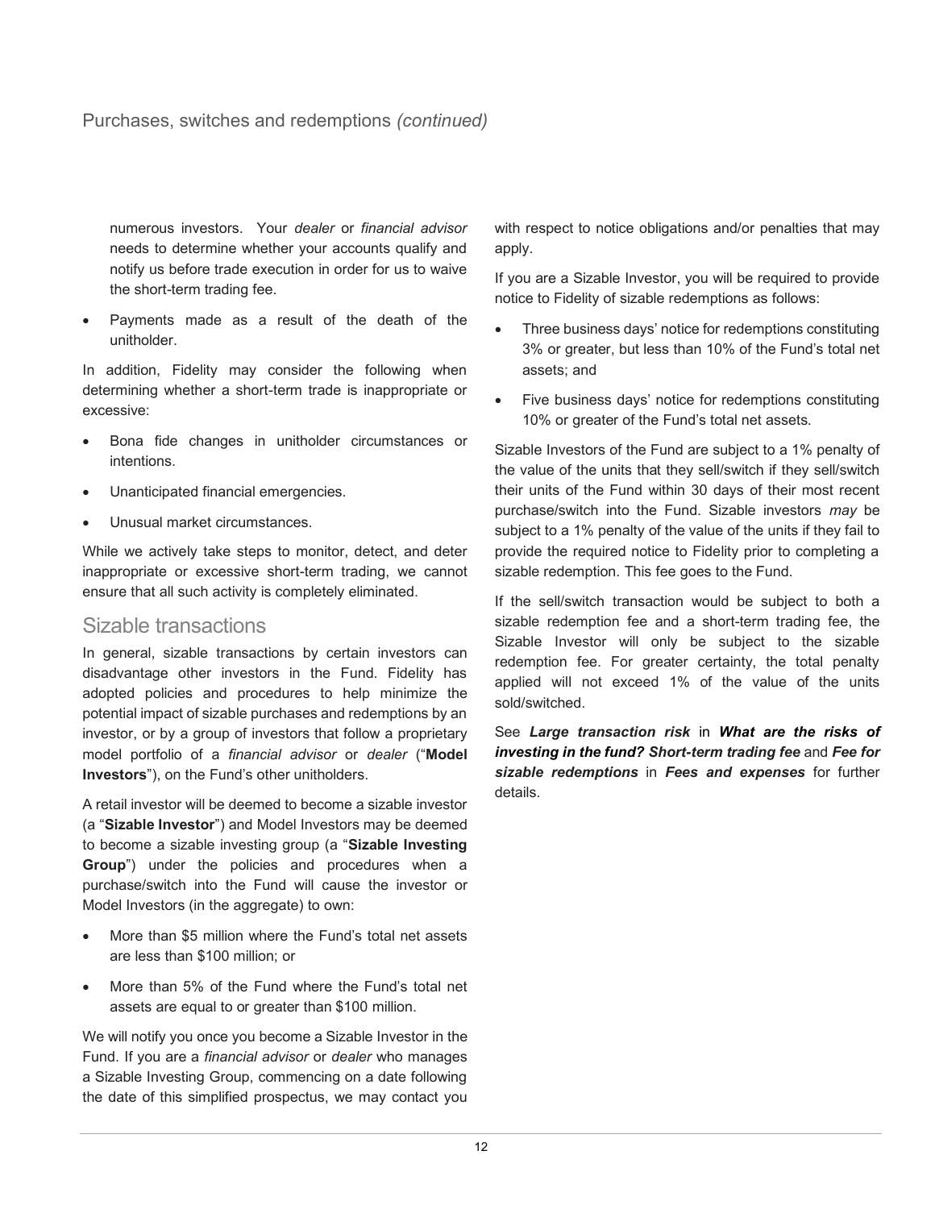numerous investors. Your *dealer* or *financial advisor* needs to determine whether your accounts qualify and notify us before trade execution in order for us to waive the short-term trading fee.

- Payments made as a result of the death of the unitholder.

In addition, Fidelity may consider the following when determining whether a short-term trade is inappropriate or excessive:

- Bona fide changes in unitholder circumstances or intentions.
- Unanticipated financial emergencies.
- Unusual market circumstances.

While we actively take steps to monitor, detect, and deter inappropriate or excessive short-term trading, we cannot ensure that all such activity is completely eliminated.

## Sizable transactions

In general, sizable transactions by certain investors can disadvantage other investors in the Fund. Fidelity has adopted policies and procedures to help minimize the potential impact of sizable purchases and redemptions by an investor, or by a group of investors that follow a proprietary model portfolio of a *financial advisor* or *dealer* ("**Model Investors**"), on the Fund's other unitholders.

A retail investor will be deemed to become a sizable investor (a "**Sizable Investor**") and Model Investors may be deemed to become a sizable investing group (a "**Sizable Investing Group**") under the policies and procedures when a purchase/switch into the Fund will cause the investor or Model Investors (in the aggregate) to own:

- More than $5 million where the Fund's total net assets are less than $100 million; or
- More than 5% of the Fund where the Fund's total net assets are equal to or greater than $100 million.

We will notify you once you become a Sizable Investor in the Fund. If you are a *financial advisor* or *dealer* who manages a Sizable Investing Group, commencing on a date following the date of this simplified prospectus, we may contact you with respect to notice obligations and/or penalties that may apply.

If you are a Sizable Investor, you will be required to provide notice to Fidelity of sizable redemptions as follows:

- Three business days' notice for redemptions constituting 3% or greater, but less than 10% of the Fund's total net assets; and
- Five business days' notice for redemptions constituting 10% or greater of the Fund's total net assets.

Sizable Investors of the Fund are subject to a 1% penalty of the value of the units that they sell/switch if they sell/switch their units of the Fund within 30 days of their most recent purchase/switch into the Fund. Sizable investors *may* be subject to a 1% penalty of the value of the units if they fail to provide the required notice to Fidelity prior to completing a sizable redemption. This fee goes to the Fund.

If the sell/switch transaction would be subject to both a sizable redemption fee and a short-term trading fee, the Sizable Investor will only be subject to the sizable redemption fee. For greater certainty, the total penalty applied will not exceed 1% of the value of the units sold/switched.

See ***Large transaction risk*** in ***What are the risks of investing in the fund? Short-term trading fee*** and ***Fee for sizable redemptions*** in ***Fees and expenses*** for further details.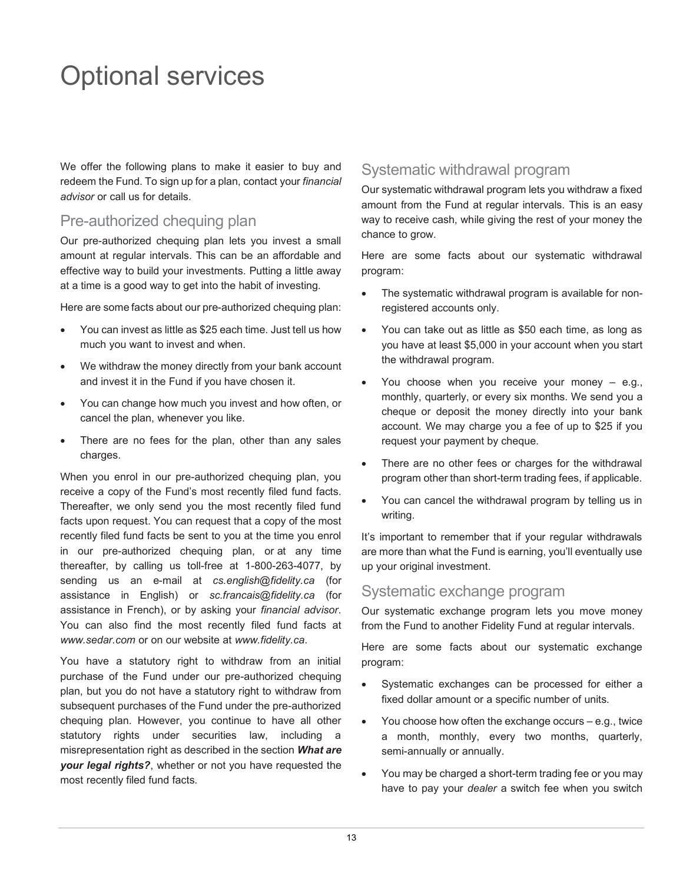# Optional services

We offer the following plans to make it easier to buy and redeem the Fund. To sign up for a plan, contact your *financial advisor* or call us for details.

## Pre-authorized chequing plan

Our pre-authorized chequing plan lets you invest a small amount at regular intervals. This can be an affordable and effective way to build your investments. Putting a little away at a time is a good way to get into the habit of investing.

Here are some facts about our pre-authorized chequing plan:

- You can invest as little as $25 each time. Just tell us how much you want to invest and when.
- We withdraw the money directly from your bank account and invest it in the Fund if you have chosen it.
- You can change how much you invest and how often, or cancel the plan, whenever you like.
- There are no fees for the plan, other than any sales charges.

When you enrol in our pre-authorized chequing plan, you receive a copy of the Fund's most recently filed fund facts. Thereafter, we only send you the most recently filed fund facts upon request. You can request that a copy of the most recently filed fund facts be sent to you at the time you enrol in our pre-authorized chequing plan, or at any time thereafter, by calling us toll-free at 1-800-263-4077, by sending us an e-mail at *cs.english@fidelity.ca* (for assistance in English) or *sc.francais@fidelity.ca* (for assistance in French), or by asking your *financial advisor*. You can also find the most recently filed fund facts at *www.sedar.com* or on our website at *www.fidelity.ca*.

You have a statutory right to withdraw from an initial purchase of the Fund under our pre-authorized chequing plan, but you do not have a statutory right to withdraw from subsequent purchases of the Fund under the pre-authorized chequing plan. However, you continue to have all other statutory rights under securities law, including a misrepresentation right as described in the section ***What are your legal rights?***, whether or not you have requested the most recently filed fund facts.

## Systematic withdrawal program

Our systematic withdrawal program lets you withdraw a fixed amount from the Fund at regular intervals. This is an easy way to receive cash, while giving the rest of your money the chance to grow.

Here are some facts about our systematic withdrawal program:

- The systematic withdrawal program is available for non-registered accounts only.
- You can take out as little as $50 each time, as long as you have at least $5,000 in your account when you start the withdrawal program.
- You choose when you receive your money – e.g., monthly, quarterly, or every six months. We send you a cheque or deposit the money directly into your bank account. We may charge you a fee of up to $25 if you request your payment by cheque.
- There are no other fees or charges for the withdrawal program other than short-term trading fees, if applicable.
- You can cancel the withdrawal program by telling us in writing.

It's important to remember that if your regular withdrawals are more than what the Fund is earning, you'll eventually use up your original investment.

## Systematic exchange program

Our systematic exchange program lets you move money from the Fund to another Fidelity Fund at regular intervals.

Here are some facts about our systematic exchange program:

- Systematic exchanges can be processed for either a fixed dollar amount or a specific number of units.
- You choose how often the exchange occurs – e.g., twice a month, monthly, every two months, quarterly, semi-annually or annually.
- You may be charged a short-term trading fee or you may have to pay your *dealer* a switch fee when you switch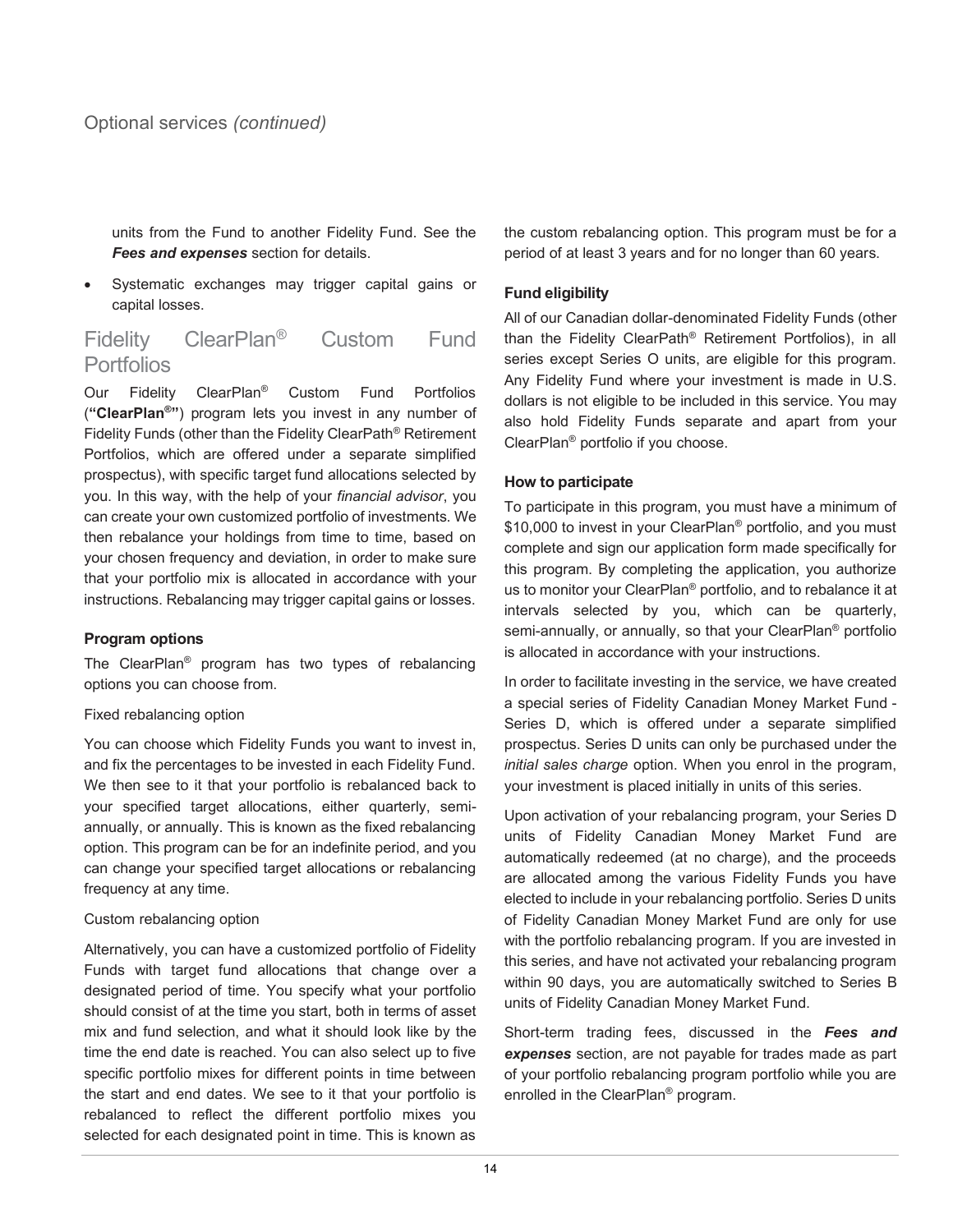units from the Fund to another Fidelity Fund. See the ***Fees and expenses*** section for details.

- Systematic exchanges may trigger capital gains or capital losses.

## Fidelity ClearPlan® Custom Fund Portfolios

Our Fidelity ClearPlan® Custom Fund Portfolios (**"ClearPlan®"**) program lets you invest in any number of Fidelity Funds (other than the Fidelity ClearPath® Retirement Portfolios, which are offered under a separate simplified prospectus), with specific target fund allocations selected by you. In this way, with the help of your *financial advisor*, you can create your own customized portfolio of investments. We then rebalance your holdings from time to time, based on your chosen frequency and deviation, in order to make sure that your portfolio mix is allocated in accordance with your instructions. Rebalancing may trigger capital gains or losses.

### Program options

The ClearPlan® program has two types of rebalancing options you can choose from.

Fixed rebalancing option

You can choose which Fidelity Funds you want to invest in, and fix the percentages to be invested in each Fidelity Fund. We then see to it that your portfolio is rebalanced back to your specified target allocations, either quarterly, semi-annually, or annually. This is known as the fixed rebalancing option. This program can be for an indefinite period, and you can change your specified target allocations or rebalancing frequency at any time.

Custom rebalancing option

Alternatively, you can have a customized portfolio of Fidelity Funds with target fund allocations that change over a designated period of time. You specify what your portfolio should consist of at the time you start, both in terms of asset mix and fund selection, and what it should look like by the time the end date is reached. You can also select up to five specific portfolio mixes for different points in time between the start and end dates. We see to it that your portfolio is rebalanced to reflect the different portfolio mixes you selected for each designated point in time. This is known as the custom rebalancing option. This program must be for a period of at least 3 years and for no longer than 60 years.

### Fund eligibility

All of our Canadian dollar-denominated Fidelity Funds (other than the Fidelity ClearPath® Retirement Portfolios), in all series except Series O units, are eligible for this program. Any Fidelity Fund where your investment is made in U.S. dollars is not eligible to be included in this service. You may also hold Fidelity Funds separate and apart from your ClearPlan® portfolio if you choose.

### How to participate

To participate in this program, you must have a minimum of $10,000 to invest in your ClearPlan® portfolio, and you must complete and sign our application form made specifically for this program. By completing the application, you authorize us to monitor your ClearPlan® portfolio, and to rebalance it at intervals selected by you, which can be quarterly, semi-annually, or annually, so that your ClearPlan® portfolio is allocated in accordance with your instructions.

In order to facilitate investing in the service, we have created a special series of Fidelity Canadian Money Market Fund - Series D, which is offered under a separate simplified prospectus. Series D units can only be purchased under the *initial sales charge* option. When you enrol in the program, your investment is placed initially in units of this series.

Upon activation of your rebalancing program, your Series D units of Fidelity Canadian Money Market Fund are automatically redeemed (at no charge), and the proceeds are allocated among the various Fidelity Funds you have elected to include in your rebalancing portfolio. Series D units of Fidelity Canadian Money Market Fund are only for use with the portfolio rebalancing program. If you are invested in this series, and have not activated your rebalancing program within 90 days, you are automatically switched to Series B units of Fidelity Canadian Money Market Fund.

Short-term trading fees, discussed in the ***Fees and expenses*** section, are not payable for trades made as part of your portfolio rebalancing program portfolio while you are enrolled in the ClearPlan® program.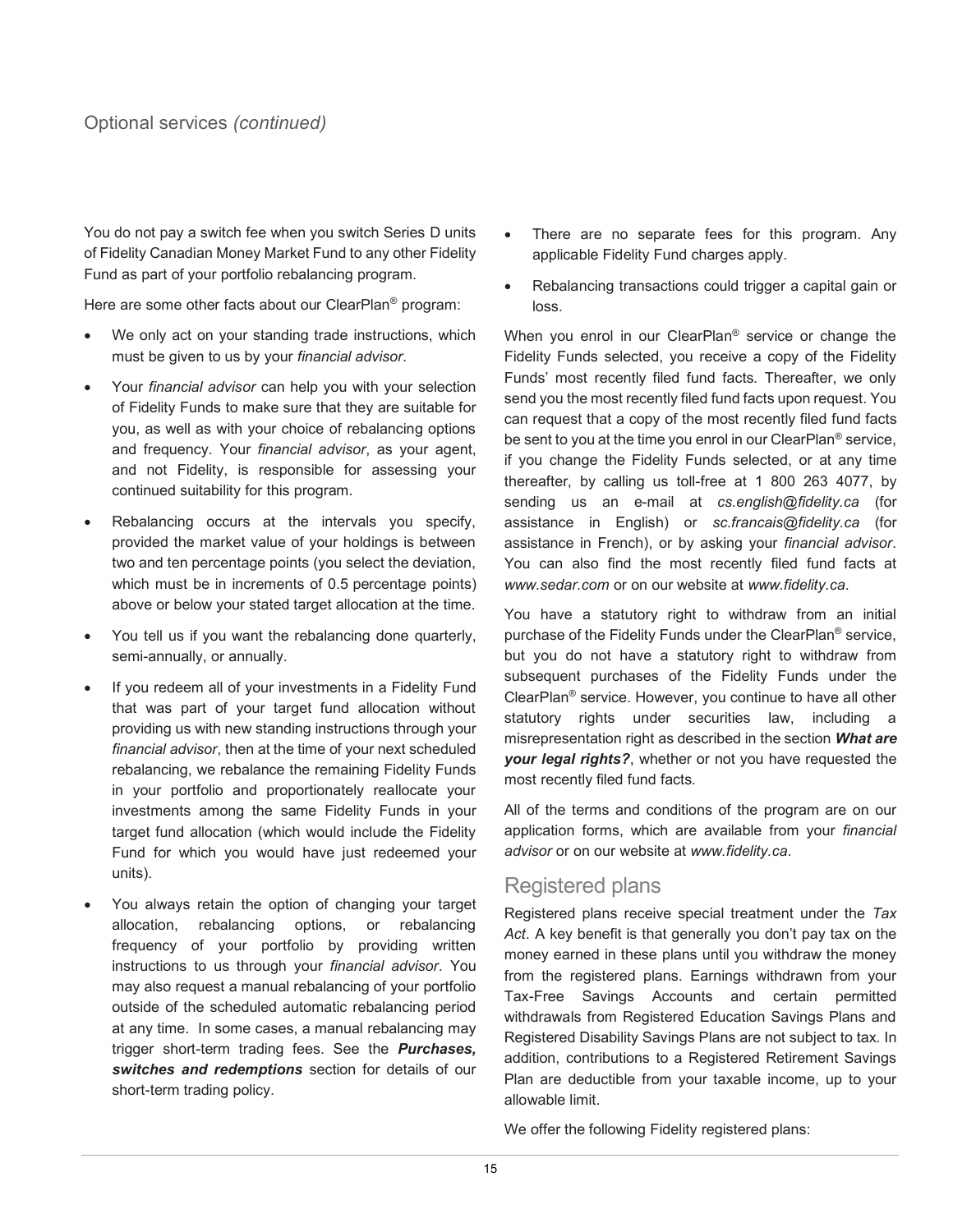## Optional services *(continued)*

You do not pay a switch fee when you switch Series D units of Fidelity Canadian Money Market Fund to any other Fidelity Fund as part of your portfolio rebalancing program.

Here are some other facts about our ClearPlan® program:

- We only act on your standing trade instructions, which must be given to us by your *financial advisor*.
- Your *financial advisor* can help you with your selection of Fidelity Funds to make sure that they are suitable for you, as well as with your choice of rebalancing options and frequency. Your *financial advisor*, as your agent, and not Fidelity, is responsible for assessing your continued suitability for this program.
- Rebalancing occurs at the intervals you specify, provided the market value of your holdings is between two and ten percentage points (you select the deviation, which must be in increments of 0.5 percentage points) above or below your stated target allocation at the time.
- You tell us if you want the rebalancing done quarterly, semi-annually, or annually.
- If you redeem all of your investments in a Fidelity Fund that was part of your target fund allocation without providing us with new standing instructions through your *financial advisor*, then at the time of your next scheduled rebalancing, we rebalance the remaining Fidelity Funds in your portfolio and proportionately reallocate your investments among the same Fidelity Funds in your target fund allocation (which would include the Fidelity Fund for which you would have just redeemed your units).
- You always retain the option of changing your target allocation, rebalancing options, or rebalancing frequency of your portfolio by providing written instructions to us through your *financial advisor*. You may also request a manual rebalancing of your portfolio outside of the scheduled automatic rebalancing period at any time. In some cases, a manual rebalancing may trigger short-term trading fees. See the ***Purchases, switches and redemptions*** section for details of our short-term trading policy.
- There are no separate fees for this program. Any applicable Fidelity Fund charges apply.
- Rebalancing transactions could trigger a capital gain or loss.

When you enrol in our ClearPlan® service or change the Fidelity Funds selected, you receive a copy of the Fidelity Funds' most recently filed fund facts. Thereafter, we only send you the most recently filed fund facts upon request. You can request that a copy of the most recently filed fund facts be sent to you at the time you enrol in our ClearPlan® service, if you change the Fidelity Funds selected, or at any time thereafter, by calling us toll-free at 1 800 263 4077, by sending us an e-mail at *cs.english@fidelity.ca* (for assistance in English) or *sc.francais@fidelity.ca* (for assistance in French), or by asking your *financial advisor*. You can also find the most recently filed fund facts at *www.sedar.com* or on our website at *www.fidelity.ca*.

You have a statutory right to withdraw from an initial purchase of the Fidelity Funds under the ClearPlan® service, but you do not have a statutory right to withdraw from subsequent purchases of the Fidelity Funds under the ClearPlan® service. However, you continue to have all other statutory rights under securities law, including a misrepresentation right as described in the section ***What are your legal rights?***, whether or not you have requested the most recently filed fund facts.

All of the terms and conditions of the program are on our application forms, which are available from your *financial advisor* or on our website at *www.fidelity.ca*.

## Registered plans

Registered plans receive special treatment under the *Tax Act*. A key benefit is that generally you don't pay tax on the money earned in these plans until you withdraw the money from the registered plans. Earnings withdrawn from your Tax-Free Savings Accounts and certain permitted withdrawals from Registered Education Savings Plans and Registered Disability Savings Plans are not subject to tax. In addition, contributions to a Registered Retirement Savings Plan are deductible from your taxable income, up to your allowable limit.

We offer the following Fidelity registered plans: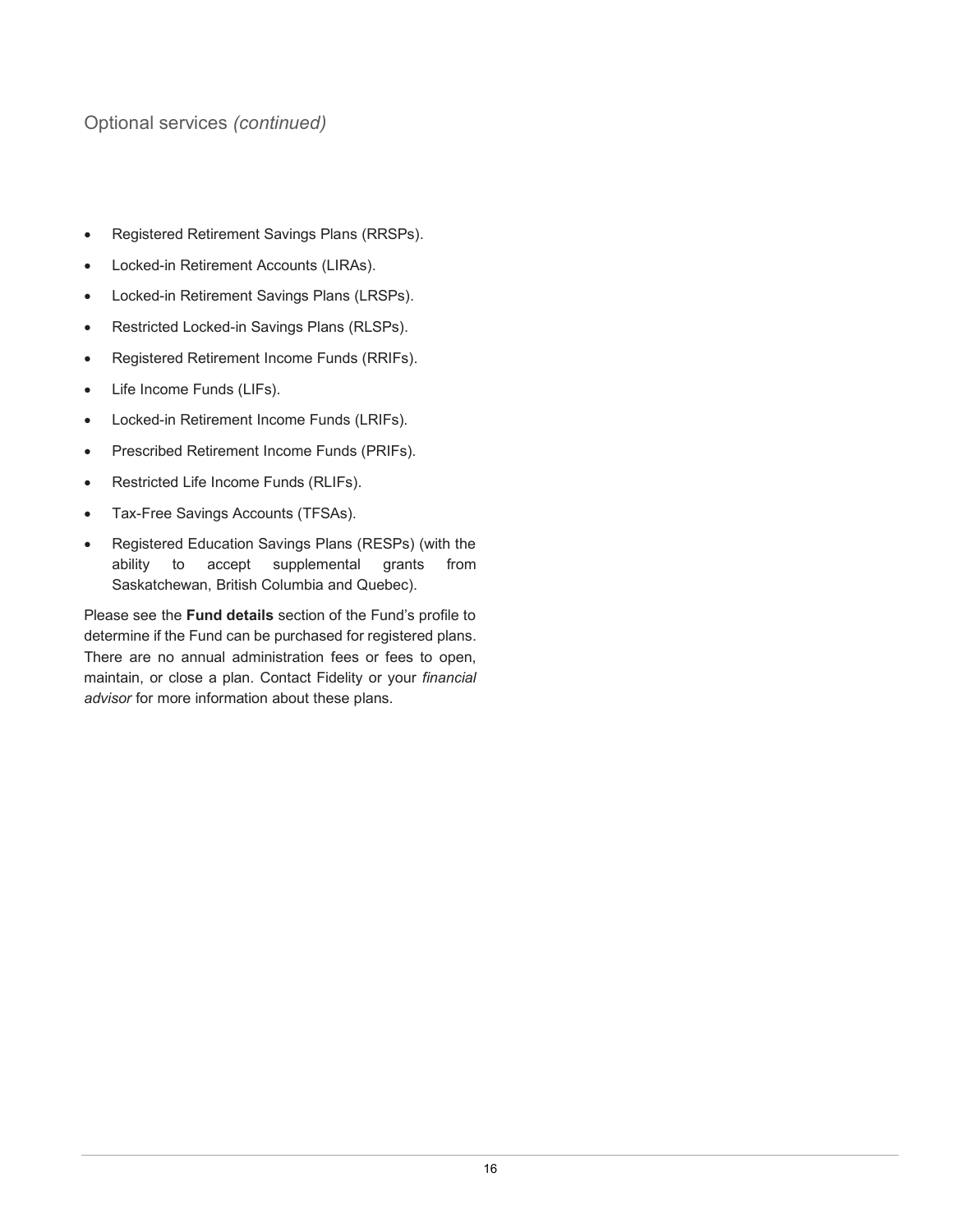## Optional services *(continued)*

- Registered Retirement Savings Plans (RRSPs).
- Locked-in Retirement Accounts (LIRAs).
- Locked-in Retirement Savings Plans (LRSPs).
- Restricted Locked-in Savings Plans (RLSPs).
- Registered Retirement Income Funds (RRIFs).
- Life Income Funds (LIFs).
- Locked-in Retirement Income Funds (LRIFs).
- Prescribed Retirement Income Funds (PRIFs).
- Restricted Life Income Funds (RLIFs).
- Tax-Free Savings Accounts (TFSAs).
- Registered Education Savings Plans (RESPs) (with the ability to accept supplemental grants from Saskatchewan, British Columbia and Quebec).

Please see the **Fund details** section of the Fund's profile to determine if the Fund can be purchased for registered plans. There are no annual administration fees or fees to open, maintain, or close a plan. Contact Fidelity or your *financial advisor* for more information about these plans.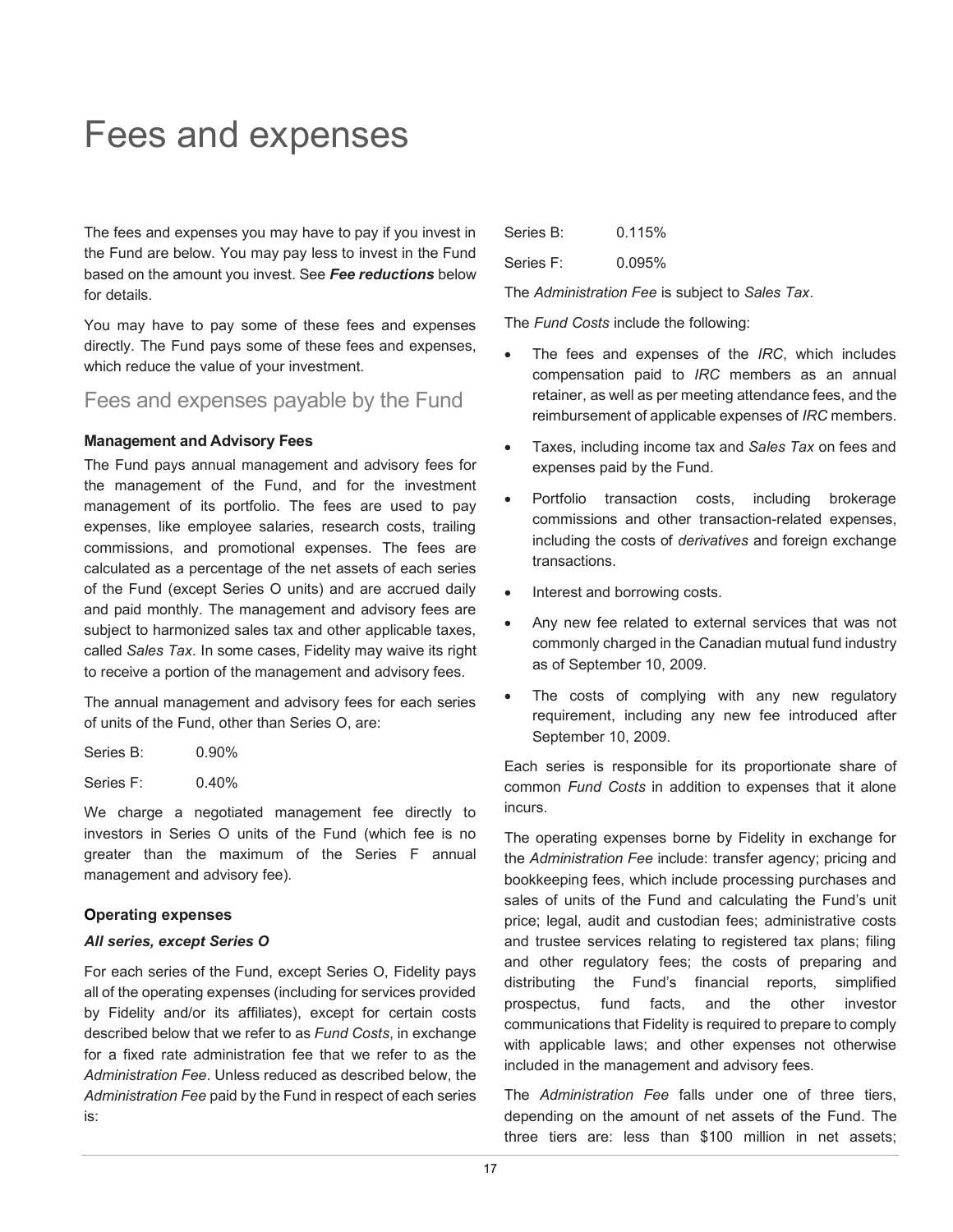# Fees and expenses

The fees and expenses you may have to pay if you invest in the Fund are below. You may pay less to invest in the Fund based on the amount you invest. See ***Fee reductions*** below for details.

You may have to pay some of these fees and expenses directly. The Fund pays some of these fees and expenses, which reduce the value of your investment.

## Fees and expenses payable by the Fund

**Management and Advisory Fees**

The Fund pays annual management and advisory fees for the management of the Fund, and for the investment management of its portfolio. The fees are used to pay expenses, like employee salaries, research costs, trailing commissions, and promotional expenses. The fees are calculated as a percentage of the net assets of each series of the Fund (except Series O units) and are accrued daily and paid monthly. The management and advisory fees are subject to harmonized sales tax and other applicable taxes, called *Sales Tax*. In some cases, Fidelity may waive its right to receive a portion of the management and advisory fees.

The annual management and advisory fees for each series of units of the Fund, other than Series O, are:

Series B: 0.90%

Series F: 0.40%

We charge a negotiated management fee directly to investors in Series O units of the Fund (which fee is no greater than the maximum of the Series F annual management and advisory fee).

**Operating expenses**

***All series, except Series O***

For each series of the Fund, except Series O, Fidelity pays all of the operating expenses (including for services provided by Fidelity and/or its affiliates), except for certain costs described below that we refer to as *Fund Costs*, in exchange for a fixed rate administration fee that we refer to as the *Administration Fee*. Unless reduced as described below, the *Administration Fee* paid by the Fund in respect of each series is:

Series B: 0.115%

Series F: 0.095%

The *Administration Fee* is subject to *Sales Tax*.

The *Fund Costs* include the following:

- The fees and expenses of the *IRC*, which includes compensation paid to *IRC* members as an annual retainer, as well as per meeting attendance fees, and the reimbursement of applicable expenses of *IRC* members.
- Taxes, including income tax and *Sales Tax* on fees and expenses paid by the Fund.
- Portfolio transaction costs, including brokerage commissions and other transaction-related expenses, including the costs of *derivatives* and foreign exchange transactions.
- Interest and borrowing costs.
- Any new fee related to external services that was not commonly charged in the Canadian mutual fund industry as of September 10, 2009.
- The costs of complying with any new regulatory requirement, including any new fee introduced after September 10, 2009.

Each series is responsible for its proportionate share of common *Fund Costs* in addition to expenses that it alone incurs.

The operating expenses borne by Fidelity in exchange for the *Administration Fee* include: transfer agency; pricing and bookkeeping fees, which include processing purchases and sales of units of the Fund and calculating the Fund's unit price; legal, audit and custodian fees; administrative costs and trustee services relating to registered tax plans; filing and other regulatory fees; the costs of preparing and distributing the Fund's financial reports, simplified prospectus, fund facts, and the other investor communications that Fidelity is required to prepare to comply with applicable laws; and other expenses not otherwise included in the management and advisory fees.

The *Administration Fee* falls under one of three tiers, depending on the amount of net assets of the Fund. The three tiers are: less than \$100 million in net assets;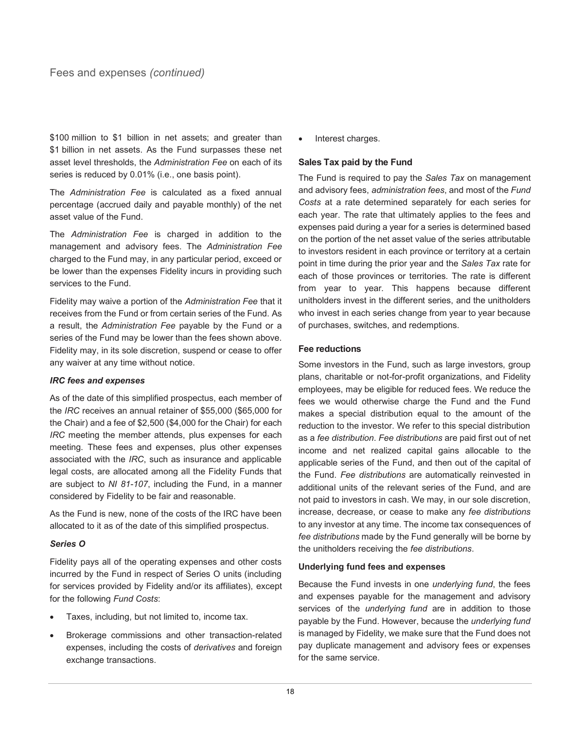$100 million to $1 billion in net assets; and greater than $1 billion in net assets. As the Fund surpasses these net asset level thresholds, the *Administration Fee* on each of its series is reduced by 0.01% (i.e., one basis point).

The *Administration Fee* is calculated as a fixed annual percentage (accrued daily and payable monthly) of the net asset value of the Fund.

The *Administration Fee* is charged in addition to the management and advisory fees. The *Administration Fee* charged to the Fund may, in any particular period, exceed or be lower than the expenses Fidelity incurs in providing such services to the Fund.

Fidelity may waive a portion of the *Administration Fee* that it receives from the Fund or from certain series of the Fund. As a result, the *Administration Fee* payable by the Fund or a series of the Fund may be lower than the fees shown above. Fidelity may, in its sole discretion, suspend or cease to offer any waiver at any time without notice.

***IRC fees and expenses***

As of the date of this simplified prospectus, each member of the *IRC* receives an annual retainer of $55,000 ($65,000 for the Chair) and a fee of $2,500 ($4,000 for the Chair) for each *IRC* meeting the member attends, plus expenses for each meeting. These fees and expenses, plus other expenses associated with the *IRC*, such as insurance and applicable legal costs, are allocated among all the Fidelity Funds that are subject to *NI 81-107*, including the Fund, in a manner considered by Fidelity to be fair and reasonable.

As the Fund is new, none of the costs of the IRC have been allocated to it as of the date of this simplified prospectus.

***Series O***

Fidelity pays all of the operating expenses and other costs incurred by the Fund in respect of Series O units (including for services provided by Fidelity and/or its affiliates), except for the following *Fund Costs*:

- Taxes, including, but not limited to, income tax.
- Brokerage commissions and other transaction-related expenses, including the costs of *derivatives* and foreign exchange transactions.
- Interest charges.

**Sales Tax paid by the Fund**

The Fund is required to pay the *Sales Tax* on management and advisory fees, *administration fees*, and most of the *Fund Costs* at a rate determined separately for each series for each year. The rate that ultimately applies to the fees and expenses paid during a year for a series is determined based on the portion of the net asset value of the series attributable to investors resident in each province or territory at a certain point in time during the prior year and the *Sales Tax* rate for each of those provinces or territories. The rate is different from year to year. This happens because different unitholders invest in the different series, and the unitholders who invest in each series change from year to year because of purchases, switches, and redemptions.

**Fee reductions**

Some investors in the Fund, such as large investors, group plans, charitable or not-for-profit organizations, and Fidelity employees, may be eligible for reduced fees. We reduce the fees we would otherwise charge the Fund and the Fund makes a special distribution equal to the amount of the reduction to the investor. We refer to this special distribution as a *fee distribution*. *Fee distributions* are paid first out of net income and net realized capital gains allocable to the applicable series of the Fund, and then out of the capital of the Fund. *Fee distributions* are automatically reinvested in additional units of the relevant series of the Fund, and are not paid to investors in cash. We may, in our sole discretion, increase, decrease, or cease to make any *fee distributions* to any investor at any time. The income tax consequences of *fee distributions* made by the Fund generally will be borne by the unitholders receiving the *fee distributions*.

**Underlying fund fees and expenses**

Because the Fund invests in one *underlying fund*, the fees and expenses payable for the management and advisory services of the *underlying fund* are in addition to those payable by the Fund. However, because the *underlying fund* is managed by Fidelity, we make sure that the Fund does not pay duplicate management and advisory fees or expenses for the same service.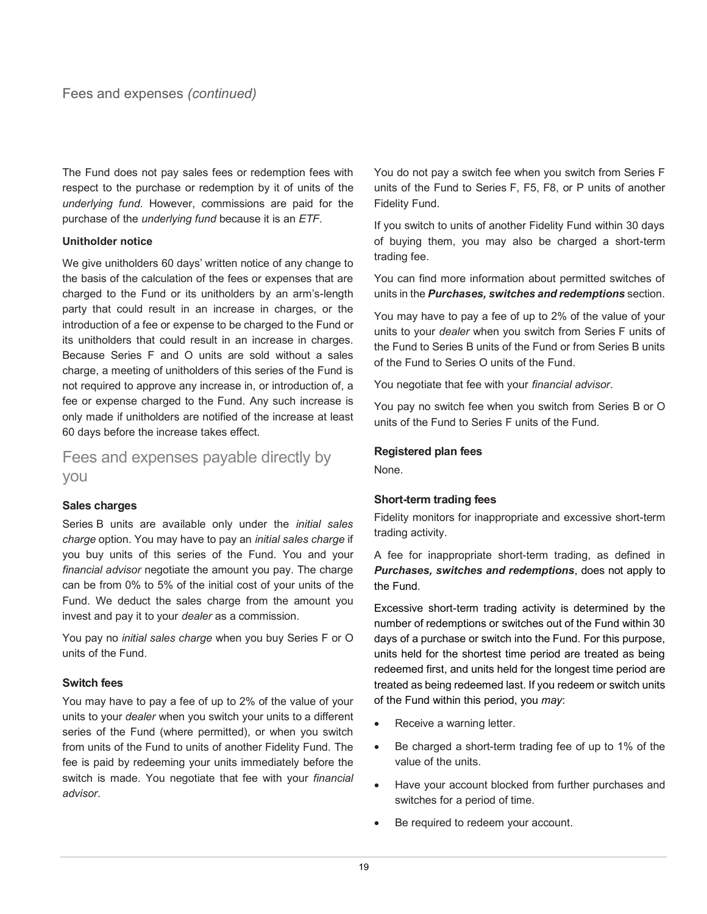## Fees and expenses *(continued)*

The Fund does not pay sales fees or redemption fees with respect to the purchase or redemption by it of units of the *underlying fund*. However, commissions are paid for the purchase of the *underlying fund* because it is an *ETF*.

**Unitholder notice**

We give unitholders 60 days' written notice of any change to the basis of the calculation of the fees or expenses that are charged to the Fund or its unitholders by an arm's-length party that could result in an increase in charges, or the introduction of a fee or expense to be charged to the Fund or its unitholders that could result in an increase in charges. Because Series F and O units are sold without a sales charge, a meeting of unitholders of this series of the Fund is not required to approve any increase in, or introduction of, a fee or expense charged to the Fund. Any such increase is only made if unitholders are notified of the increase at least 60 days before the increase takes effect.

## Fees and expenses payable directly by you

**Sales charges**

Series B units are available only under the *initial sales charge* option. You may have to pay an *initial sales charge* if you buy units of this series of the Fund. You and your *financial advisor* negotiate the amount you pay. The charge can be from 0% to 5% of the initial cost of your units of the Fund. We deduct the sales charge from the amount you invest and pay it to your *dealer* as a commission.

You pay no *initial sales charge* when you buy Series F or O units of the Fund.

**Switch fees**

You may have to pay a fee of up to 2% of the value of your units to your *dealer* when you switch your units to a different series of the Fund (where permitted), or when you switch from units of the Fund to units of another Fidelity Fund. The fee is paid by redeeming your units immediately before the switch is made. You negotiate that fee with your *financial advisor*.

You do not pay a switch fee when you switch from Series F units of the Fund to Series F, F5, F8, or P units of another Fidelity Fund.

If you switch to units of another Fidelity Fund within 30 days of buying them, you may also be charged a short-term trading fee.

You can find more information about permitted switches of units in the ***Purchases, switches and redemptions*** section.

You may have to pay a fee of up to 2% of the value of your units to your *dealer* when you switch from Series F units of the Fund to Series B units of the Fund or from Series B units of the Fund to Series O units of the Fund.

You negotiate that fee with your *financial advisor*.

You pay no switch fee when you switch from Series B or O units of the Fund to Series F units of the Fund.

**Registered plan fees**

None.

**Short-term trading fees**

Fidelity monitors for inappropriate and excessive short-term trading activity.

A fee for inappropriate short-term trading, as defined in ***Purchases, switches and redemptions***, does not apply to the Fund.

Excessive short-term trading activity is determined by the number of redemptions or switches out of the Fund within 30 days of a purchase or switch into the Fund. For this purpose, units held for the shortest time period are treated as being redeemed first, and units held for the longest time period are treated as being redeemed last. If you redeem or switch units of the Fund within this period, you *may*:

- Receive a warning letter.
- Be charged a short-term trading fee of up to 1% of the value of the units.
- Have your account blocked from further purchases and switches for a period of time.
- Be required to redeem your account.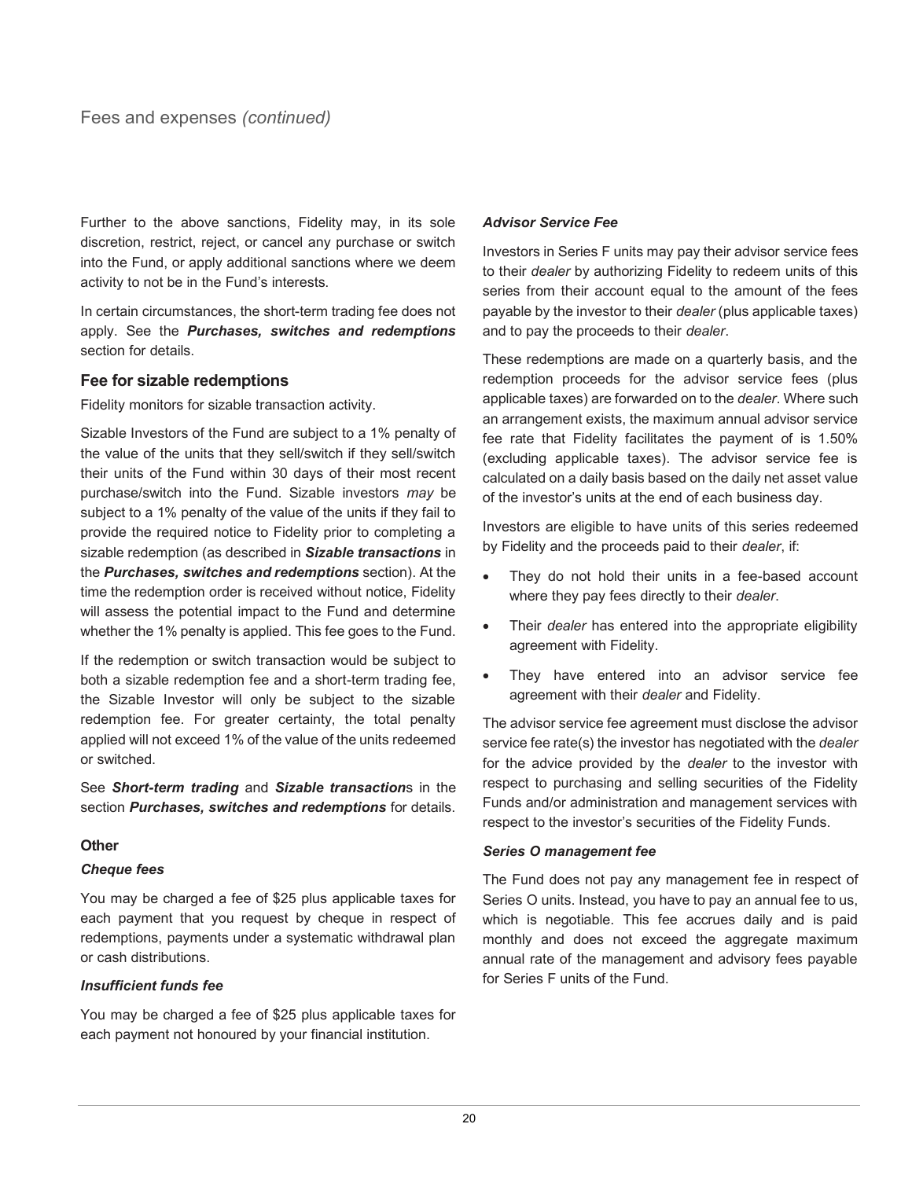Further to the above sanctions, Fidelity may, in its sole discretion, restrict, reject, or cancel any purchase or switch into the Fund, or apply additional sanctions where we deem activity to not be in the Fund's interests.

In certain circumstances, the short-term trading fee does not apply. See the ***Purchases, switches and redemptions*** section for details.

### Fee for sizable redemptions

Fidelity monitors for sizable transaction activity.

Sizable Investors of the Fund are subject to a 1% penalty of the value of the units that they sell/switch if they sell/switch their units of the Fund within 30 days of their most recent purchase/switch into the Fund. Sizable investors *may* be subject to a 1% penalty of the value of the units if they fail to provide the required notice to Fidelity prior to completing a sizable redemption (as described in ***Sizable transactions*** in the ***Purchases, switches and redemptions*** section). At the time the redemption order is received without notice, Fidelity will assess the potential impact to the Fund and determine whether the 1% penalty is applied. This fee goes to the Fund.

If the redemption or switch transaction would be subject to both a sizable redemption fee and a short-term trading fee, the Sizable Investor will only be subject to the sizable redemption fee. For greater certainty, the total penalty applied will not exceed 1% of the value of the units redeemed or switched.

See ***Short-term trading*** and ***Sizable transaction***s in the section ***Purchases, switches and redemptions*** for details.

#### Other

***Cheque fees***

You may be charged a fee of $25 plus applicable taxes for each payment that you request by cheque in respect of redemptions, payments under a systematic withdrawal plan or cash distributions.

***Insufficient funds fee***

You may be charged a fee of $25 plus applicable taxes for each payment not honoured by your financial institution.

***Advisor Service Fee***

Investors in Series F units may pay their advisor service fees to their *dealer* by authorizing Fidelity to redeem units of this series from their account equal to the amount of the fees payable by the investor to their *dealer* (plus applicable taxes) and to pay the proceeds to their *dealer*.

These redemptions are made on a quarterly basis, and the redemption proceeds for the advisor service fees (plus applicable taxes) are forwarded on to the *dealer*. Where such an arrangement exists, the maximum annual advisor service fee rate that Fidelity facilitates the payment of is 1.50% (excluding applicable taxes). The advisor service fee is calculated on a daily basis based on the daily net asset value of the investor's units at the end of each business day.

Investors are eligible to have units of this series redeemed by Fidelity and the proceeds paid to their *dealer*, if:

- They do not hold their units in a fee-based account where they pay fees directly to their *dealer*.
- Their *dealer* has entered into the appropriate eligibility agreement with Fidelity.
- They have entered into an advisor service fee agreement with their *dealer* and Fidelity.

The advisor service fee agreement must disclose the advisor service fee rate(s) the investor has negotiated with the *dealer* for the advice provided by the *dealer* to the investor with respect to purchasing and selling securities of the Fidelity Funds and/or administration and management services with respect to the investor's securities of the Fidelity Funds.

***Series O management fee***

The Fund does not pay any management fee in respect of Series O units. Instead, you have to pay an annual fee to us, which is negotiable. This fee accrues daily and is paid monthly and does not exceed the aggregate maximum annual rate of the management and advisory fees payable for Series F units of the Fund.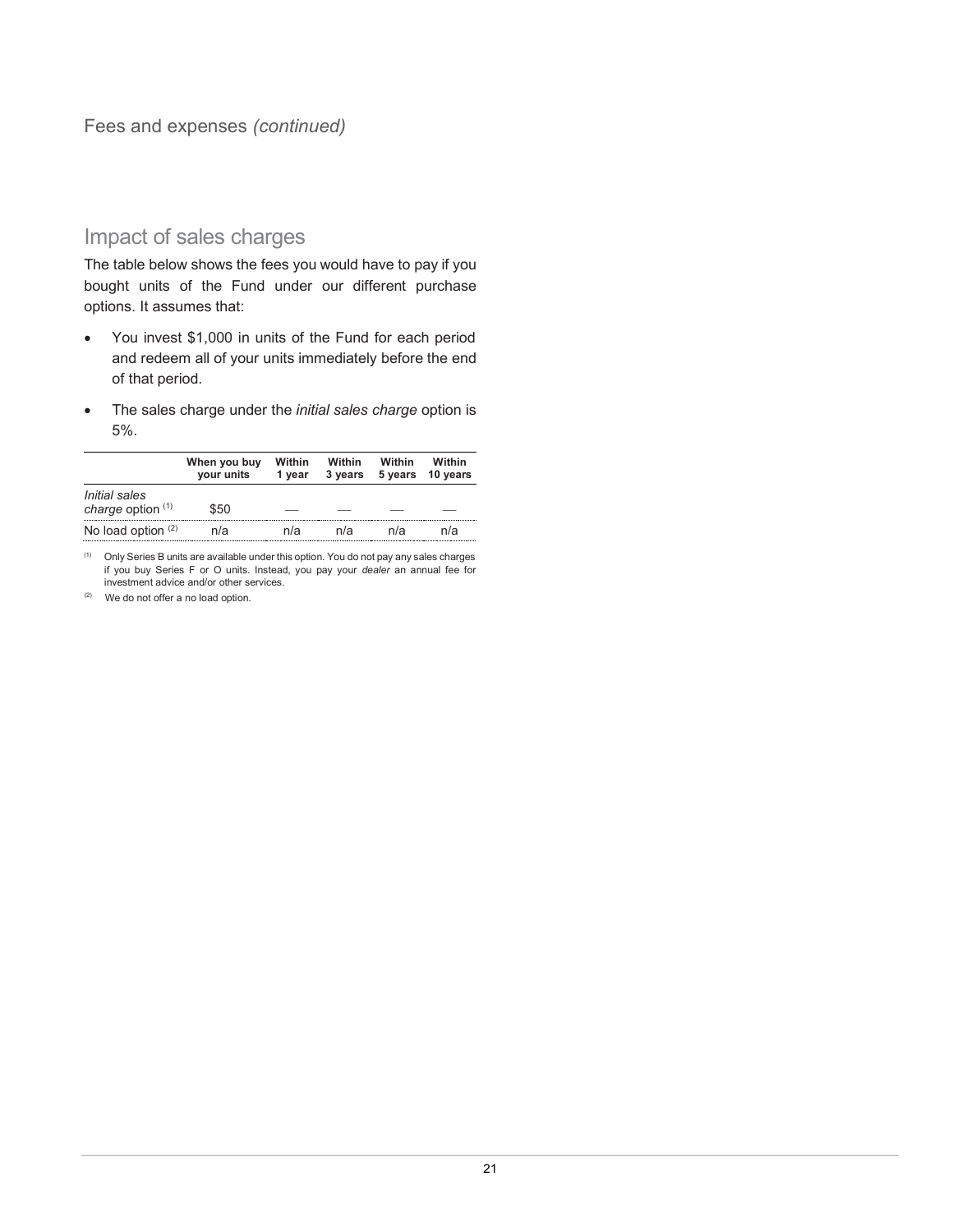Fees and expenses *(continued)*

## Impact of sales charges

The table below shows the fees you would have to pay if you bought units of the Fund under our different purchase options. It assumes that:

- You invest $1,000 in units of the Fund for each period and redeem all of your units immediately before the end of that period.
- The sales charge under the *initial sales charge* option is 5%.

| | When you buy your units | Within 1 year | Within 3 years | Within 5 years | Within 10 years |
|---|---|---|---|---|---|
| *Initial sales charge* option [(1)] | $50 | — | — | — | — |
| No load option [(2)] | n/a | n/a | n/a | n/a | n/a |

[(1)] Only Series B units are available under this option. You do not pay any sales charges if you buy Series F or O units. Instead, you pay your *dealer* an annual fee for investment advice and/or other services.

[(2)] We do not offer a no load option.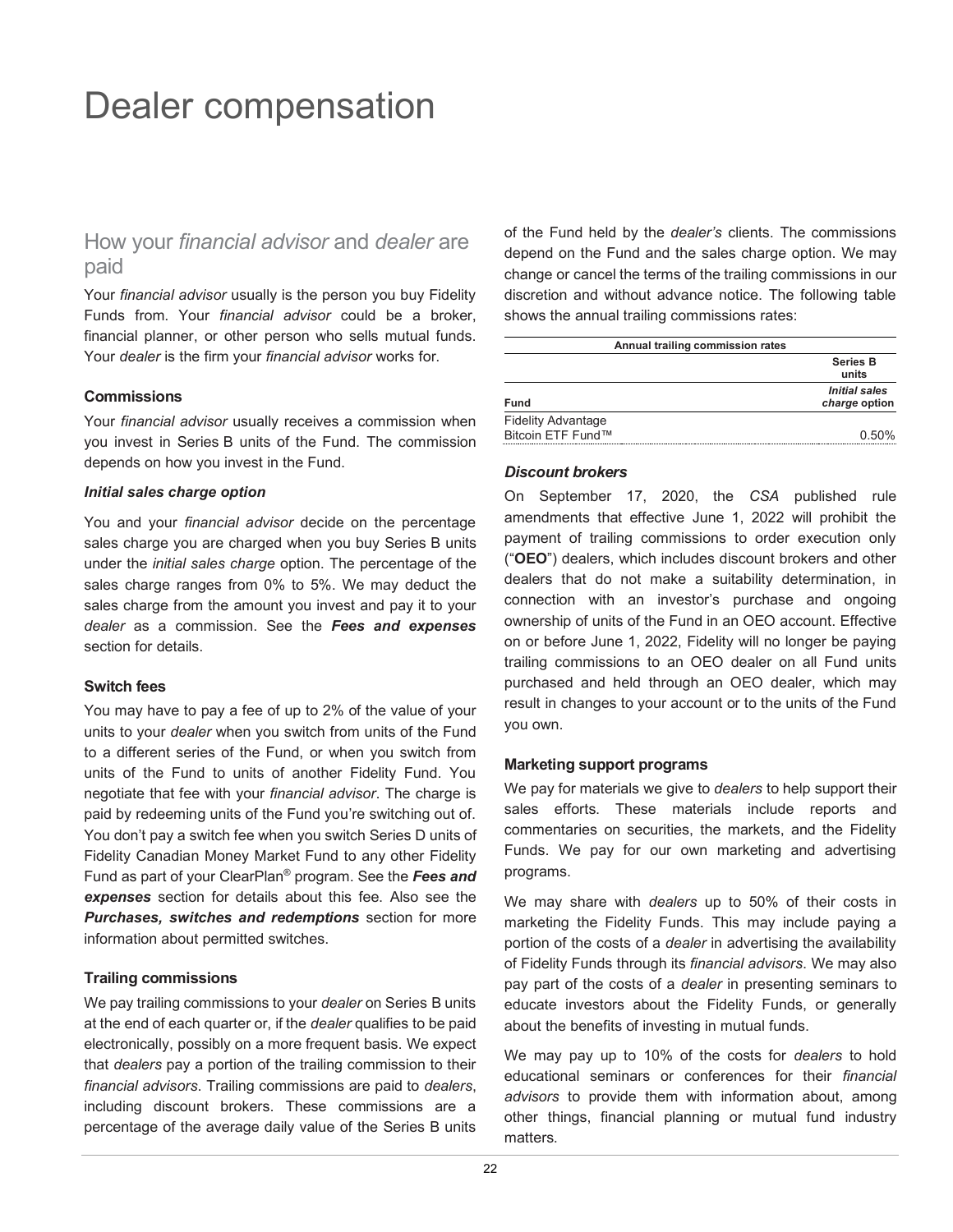# Dealer compensation

## How your *financial advisor* and *dealer* are paid

Your *financial advisor* usually is the person you buy Fidelity Funds from. Your *financial advisor* could be a broker, financial planner, or other person who sells mutual funds. Your *dealer* is the firm your *financial advisor* works for.

### Commissions

Your *financial advisor* usually receives a commission when you invest in Series B units of the Fund. The commission depends on how you invest in the Fund.

#### *Initial sales charge option*

You and your *financial advisor* decide on the percentage sales charge you are charged when you buy Series B units under the *initial sales charge* option. The percentage of the sales charge ranges from 0% to 5%. We may deduct the sales charge from the amount you invest and pay it to your *dealer* as a commission. See the ***Fees and expenses*** section for details.

### Switch fees

You may have to pay a fee of up to 2% of the value of your units to your *dealer* when you switch from units of the Fund to a different series of the Fund, or when you switch from units of the Fund to units of another Fidelity Fund. You negotiate that fee with your *financial advisor*. The charge is paid by redeeming units of the Fund you're switching out of. You don't pay a switch fee when you switch Series D units of Fidelity Canadian Money Market Fund to any other Fidelity Fund as part of your ClearPlan® program. See the ***Fees and expenses*** section for details about this fee. Also see the ***Purchases, switches and redemptions*** section for more information about permitted switches.

### Trailing commissions

We pay trailing commissions to your *dealer* on Series B units at the end of each quarter or, if the *dealer* qualifies to be paid electronically, possibly on a more frequent basis. We expect that *dealers* pay a portion of the trailing commission to their *financial advisors*. Trailing commissions are paid to *dealers*, including discount brokers. These commissions are a percentage of the average daily value of the Series B units of the Fund held by the *dealer's* clients. The commissions depend on the Fund and the sales charge option. We may change or cancel the terms of the trailing commissions in our discretion and without advance notice. The following table shows the annual trailing commissions rates:

| Annual trailing commission rates | |
|---|---|
| | **Series B units** |
| **Fund** | ***Initial sales charge* option** |
| Fidelity Advantage Bitcoin ETF Fund™ | 0.50% |

#### *Discount brokers*

On September 17, 2020, the *CSA* published rule amendments that effective June 1, 2022 will prohibit the payment of trailing commissions to order execution only ("**OEO**") dealers, which includes discount brokers and other dealers that do not make a suitability determination, in connection with an investor's purchase and ongoing ownership of units of the Fund in an OEO account. Effective on or before June 1, 2022, Fidelity will no longer be paying trailing commissions to an OEO dealer on all Fund units purchased and held through an OEO dealer, which may result in changes to your account or to the units of the Fund you own.

### Marketing support programs

We pay for materials we give to *dealers* to help support their sales efforts. These materials include reports and commentaries on securities, the markets, and the Fidelity Funds. We pay for our own marketing and advertising programs.

We may share with *dealers* up to 50% of their costs in marketing the Fidelity Funds. This may include paying a portion of the costs of a *dealer* in advertising the availability of Fidelity Funds through its *financial advisors*. We may also pay part of the costs of a *dealer* in presenting seminars to educate investors about the Fidelity Funds, or generally about the benefits of investing in mutual funds.

We may pay up to 10% of the costs for *dealers* to hold educational seminars or conferences for their *financial advisors* to provide them with information about, among other things, financial planning or mutual fund industry matters.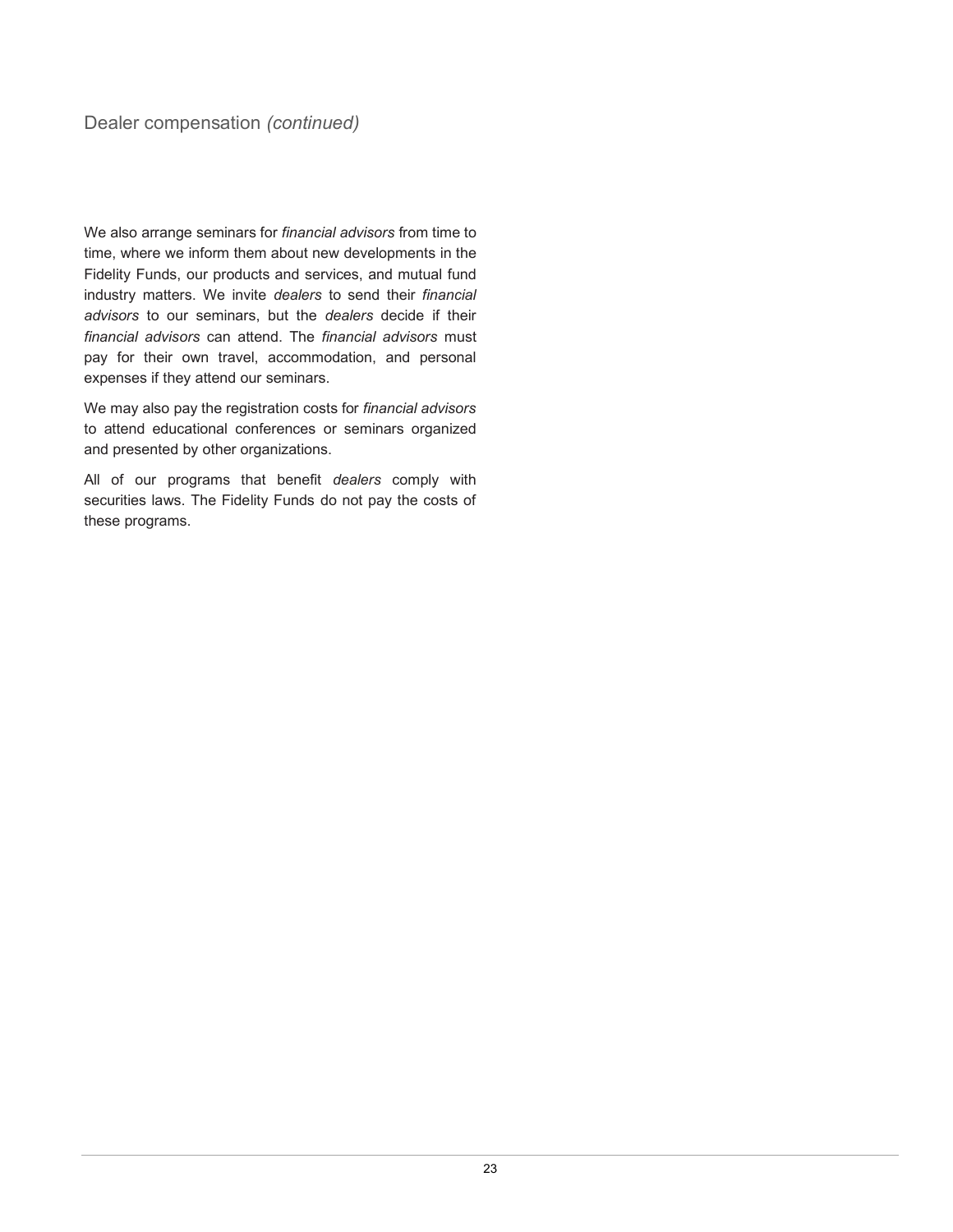## Dealer compensation *(continued)*

We also arrange seminars for *financial advisors* from time to time, where we inform them about new developments in the Fidelity Funds, our products and services, and mutual fund industry matters. We invite *dealers* to send their *financial advisors* to our seminars, but the *dealers* decide if their *financial advisors* can attend. The *financial advisors* must pay for their own travel, accommodation, and personal expenses if they attend our seminars.

We may also pay the registration costs for *financial advisors* to attend educational conferences or seminars organized and presented by other organizations.

All of our programs that benefit *dealers* comply with securities laws. The Fidelity Funds do not pay the costs of these programs.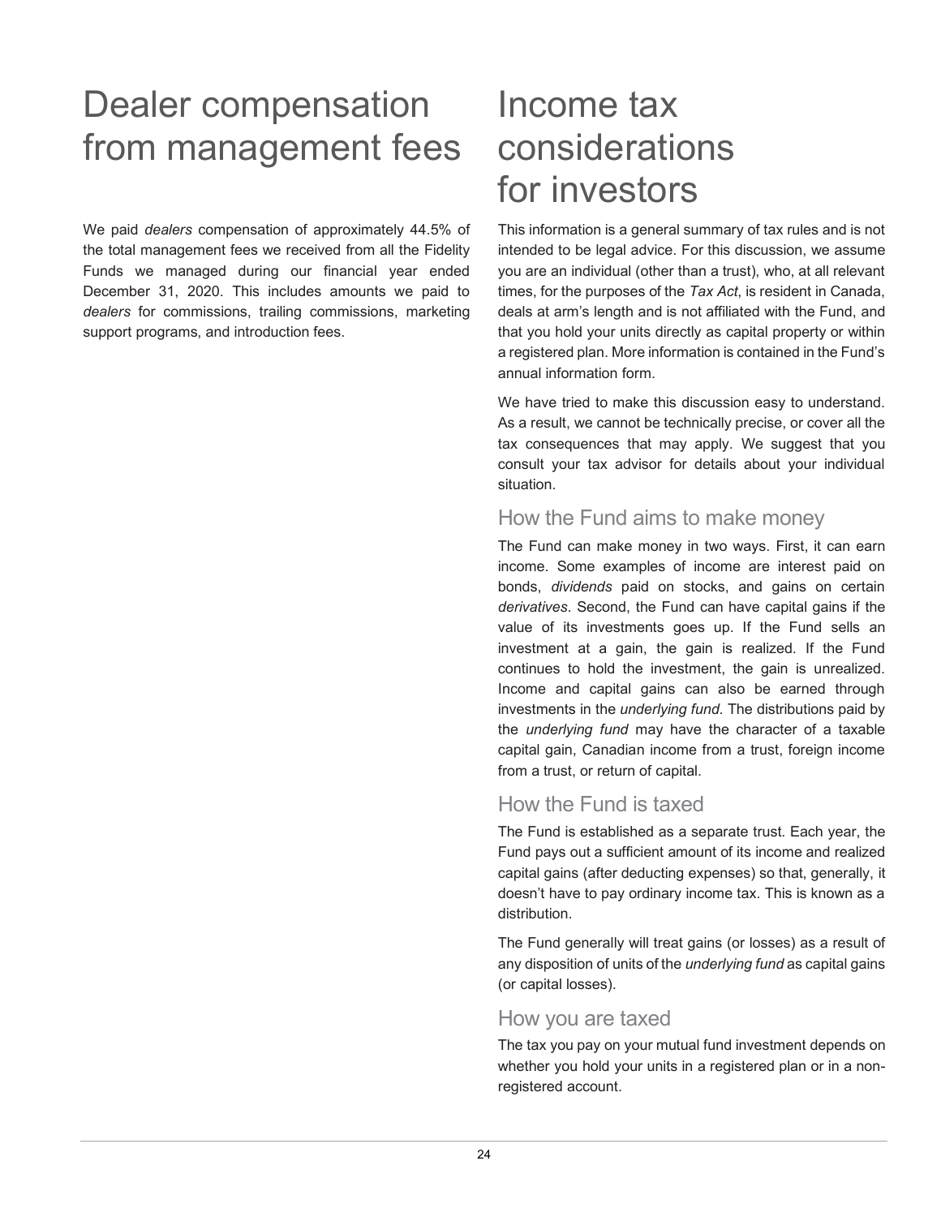# Dealer compensation from management fees

We paid *dealers* compensation of approximately 44.5% of the total management fees we received from all the Fidelity Funds we managed during our financial year ended December 31, 2020. This includes amounts we paid to *dealers* for commissions, trailing commissions, marketing support programs, and introduction fees.

# Income tax considerations for investors

This information is a general summary of tax rules and is not intended to be legal advice. For this discussion, we assume you are an individual (other than a trust), who, at all relevant times, for the purposes of the *Tax Act*, is resident in Canada, deals at arm's length and is not affiliated with the Fund, and that you hold your units directly as capital property or within a registered plan. More information is contained in the Fund's annual information form.

We have tried to make this discussion easy to understand. As a result, we cannot be technically precise, or cover all the tax consequences that may apply. We suggest that you consult your tax advisor for details about your individual situation.

## How the Fund aims to make money

The Fund can make money in two ways. First, it can earn income. Some examples of income are interest paid on bonds, *dividends* paid on stocks, and gains on certain *derivatives*. Second, the Fund can have capital gains if the value of its investments goes up. If the Fund sells an investment at a gain, the gain is realized. If the Fund continues to hold the investment, the gain is unrealized. Income and capital gains can also be earned through investments in the *underlying fund*. The distributions paid by the *underlying fund* may have the character of a taxable capital gain, Canadian income from a trust, foreign income from a trust, or return of capital.

## How the Fund is taxed

The Fund is established as a separate trust. Each year, the Fund pays out a sufficient amount of its income and realized capital gains (after deducting expenses) so that, generally, it doesn't have to pay ordinary income tax. This is known as a distribution.

The Fund generally will treat gains (or losses) as a result of any disposition of units of the *underlying fund* as capital gains (or capital losses).

## How you are taxed

The tax you pay on your mutual fund investment depends on whether you hold your units in a registered plan or in a non-registered account.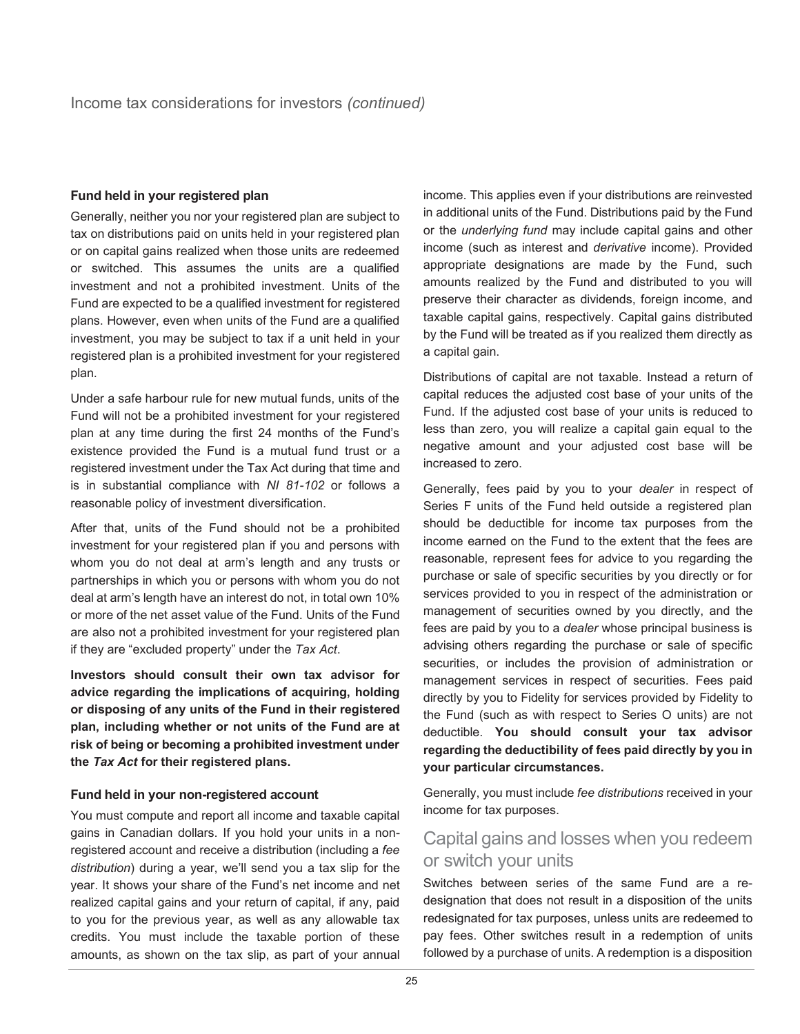## Fund held in your registered plan

Generally, neither you nor your registered plan are subject to tax on distributions paid on units held in your registered plan or on capital gains realized when those units are redeemed or switched. This assumes the units are a qualified investment and not a prohibited investment. Units of the Fund are expected to be a qualified investment for registered plans. However, even when units of the Fund are a qualified investment, you may be subject to tax if a unit held in your registered plan is a prohibited investment for your registered plan.

Under a safe harbour rule for new mutual funds, units of the Fund will not be a prohibited investment for your registered plan at any time during the first 24 months of the Fund's existence provided the Fund is a mutual fund trust or a registered investment under the Tax Act during that time and is in substantial compliance with *NI 81-102* or follows a reasonable policy of investment diversification.

After that, units of the Fund should not be a prohibited investment for your registered plan if you and persons with whom you do not deal at arm's length and any trusts or partnerships in which you or persons with whom you do not deal at arm's length have an interest do not, in total own 10% or more of the net asset value of the Fund. Units of the Fund are also not a prohibited investment for your registered plan if they are "excluded property" under the *Tax Act*.

**Investors should consult their own tax advisor for advice regarding the implications of acquiring, holding or disposing of any units of the Fund in their registered plan, including whether or not units of the Fund are at risk of being or becoming a prohibited investment under the *Tax Act* for their registered plans.**

## Fund held in your non-registered account

You must compute and report all income and taxable capital gains in Canadian dollars. If you hold your units in a non-registered account and receive a distribution (including a *fee distribution*) during a year, we'll send you a tax slip for the year. It shows your share of the Fund's net income and net realized capital gains and your return of capital, if any, paid to you for the previous year, as well as any allowable tax credits. You must include the taxable portion of these amounts, as shown on the tax slip, as part of your annual income. This applies even if your distributions are reinvested in additional units of the Fund. Distributions paid by the Fund or the *underlying fund* may include capital gains and other income (such as interest and *derivative* income). Provided appropriate designations are made by the Fund, such amounts realized by the Fund and distributed to you will preserve their character as dividends, foreign income, and taxable capital gains, respectively. Capital gains distributed by the Fund will be treated as if you realized them directly as a capital gain.

Distributions of capital are not taxable. Instead a return of capital reduces the adjusted cost base of your units of the Fund. If the adjusted cost base of your units is reduced to less than zero, you will realize a capital gain equal to the negative amount and your adjusted cost base will be increased to zero.

Generally, fees paid by you to your *dealer* in respect of Series F units of the Fund held outside a registered plan should be deductible for income tax purposes from the income earned on the Fund to the extent that the fees are reasonable, represent fees for advice to you regarding the purchase or sale of specific securities by you directly or for services provided to you in respect of the administration or management of securities owned by you directly, and the fees are paid by you to a *dealer* whose principal business is advising others regarding the purchase or sale of specific securities, or includes the provision of administration or management services in respect of securities. Fees paid directly by you to Fidelity for services provided by Fidelity to the Fund (such as with respect to Series O units) are not deductible. **You should consult your tax advisor regarding the deductibility of fees paid directly by you in your particular circumstances.**

Generally, you must include *fee distributions* received in your income for tax purposes.

# Capital gains and losses when you redeem or switch your units

Switches between series of the same Fund are a re-designation that does not result in a disposition of the units redesignated for tax purposes, unless units are redeemed to pay fees. Other switches result in a redemption of units followed by a purchase of units. A redemption is a disposition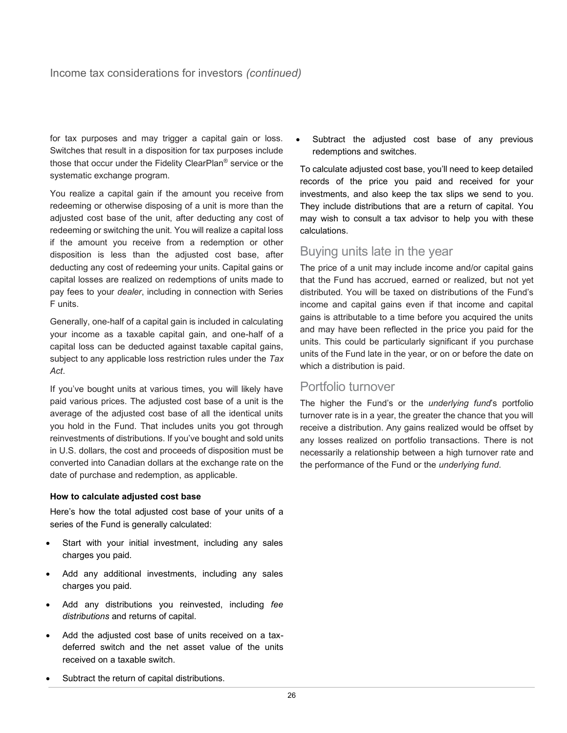for tax purposes and may trigger a capital gain or loss. Switches that result in a disposition for tax purposes include those that occur under the Fidelity ClearPlan® service or the systematic exchange program.

You realize a capital gain if the amount you receive from redeeming or otherwise disposing of a unit is more than the adjusted cost base of the unit, after deducting any cost of redeeming or switching the unit. You will realize a capital loss if the amount you receive from a redemption or other disposition is less than the adjusted cost base, after deducting any cost of redeeming your units. Capital gains or capital losses are realized on redemptions of units made to pay fees to your *dealer*, including in connection with Series F units.

Generally, one-half of a capital gain is included in calculating your income as a taxable capital gain, and one-half of a capital loss can be deducted against taxable capital gains, subject to any applicable loss restriction rules under the *Tax Act*.

If you've bought units at various times, you will likely have paid various prices. The adjusted cost base of a unit is the average of the adjusted cost base of all the identical units you hold in the Fund. That includes units you got through reinvestments of distributions. If you've bought and sold units in U.S. dollars, the cost and proceeds of disposition must be converted into Canadian dollars at the exchange rate on the date of purchase and redemption, as applicable.

**How to calculate adjusted cost base**

Here's how the total adjusted cost base of your units of a series of the Fund is generally calculated:

- Start with your initial investment, including any sales charges you paid.
- Add any additional investments, including any sales charges you paid.
- Add any distributions you reinvested, including *fee distributions* and returns of capital.
- Add the adjusted cost base of units received on a tax-deferred switch and the net asset value of the units received on a taxable switch.
- Subtract the return of capital distributions.
- Subtract the adjusted cost base of any previous redemptions and switches.

To calculate adjusted cost base, you'll need to keep detailed records of the price you paid and received for your investments, and also keep the tax slips we send to you. They include distributions that are a return of capital. You may wish to consult a tax advisor to help you with these calculations.

## Buying units late in the year

The price of a unit may include income and/or capital gains that the Fund has accrued, earned or realized, but not yet distributed. You will be taxed on distributions of the Fund's income and capital gains even if that income and capital gains is attributable to a time before you acquired the units and may have been reflected in the price you paid for the units. This could be particularly significant if you purchase units of the Fund late in the year, or on or before the date on which a distribution is paid.

## Portfolio turnover

The higher the Fund's or the *underlying fund*'s portfolio turnover rate is in a year, the greater the chance that you will receive a distribution. Any gains realized would be offset by any losses realized on portfolio transactions. There is not necessarily a relationship between a high turnover rate and the performance of the Fund or the *underlying fund*.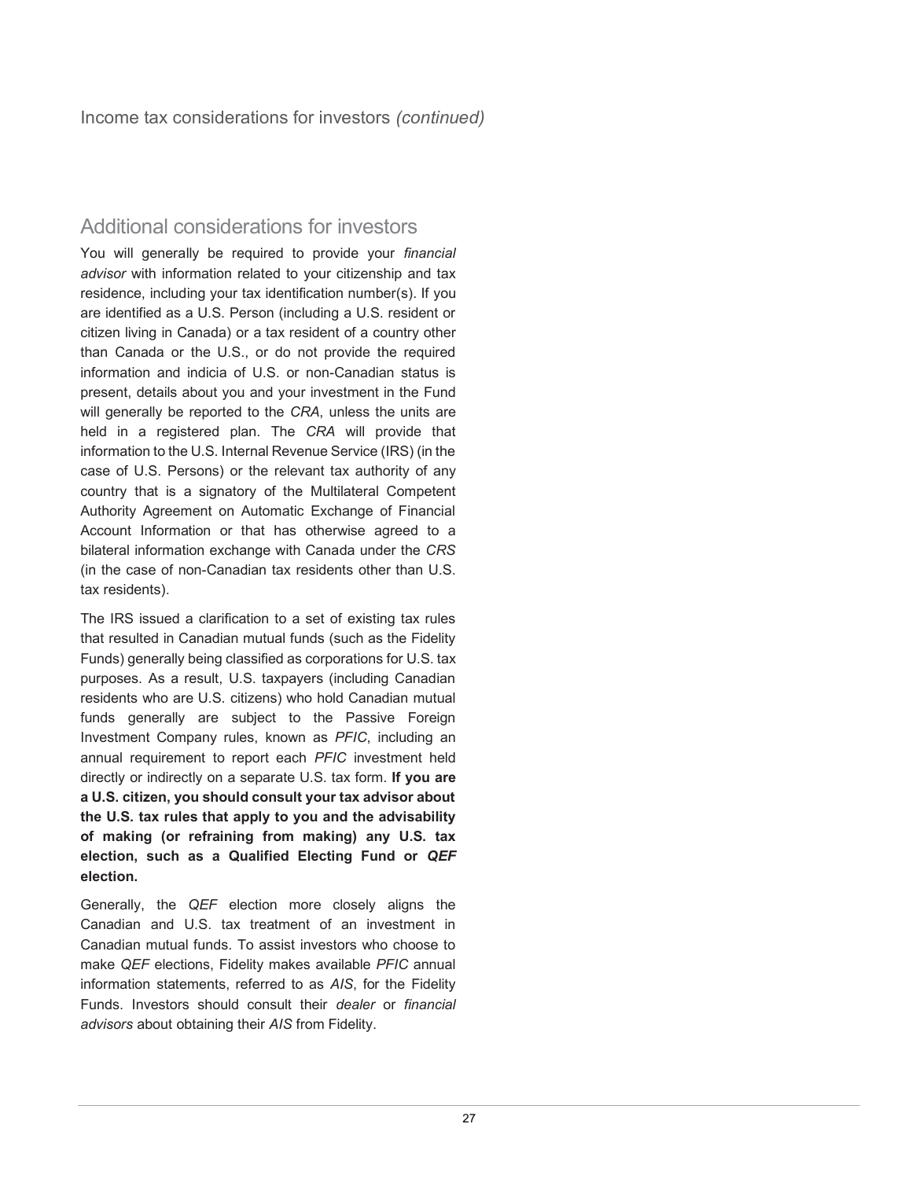Income tax considerations for investors *(continued)*

## Additional considerations for investors

You will generally be required to provide your *financial advisor* with information related to your citizenship and tax residence, including your tax identification number(s). If you are identified as a U.S. Person (including a U.S. resident or citizen living in Canada) or a tax resident of a country other than Canada or the U.S., or do not provide the required information and indicia of U.S. or non-Canadian status is present, details about you and your investment in the Fund will generally be reported to the *CRA*, unless the units are held in a registered plan. The *CRA* will provide that information to the U.S. Internal Revenue Service (IRS) (in the case of U.S. Persons) or the relevant tax authority of any country that is a signatory of the Multilateral Competent Authority Agreement on Automatic Exchange of Financial Account Information or that has otherwise agreed to a bilateral information exchange with Canada under the *CRS* (in the case of non-Canadian tax residents other than U.S. tax residents).

The IRS issued a clarification to a set of existing tax rules that resulted in Canadian mutual funds (such as the Fidelity Funds) generally being classified as corporations for U.S. tax purposes. As a result, U.S. taxpayers (including Canadian residents who are U.S. citizens) who hold Canadian mutual funds generally are subject to the Passive Foreign Investment Company rules, known as *PFIC*, including an annual requirement to report each *PFIC* investment held directly or indirectly on a separate U.S. tax form. **If you are a U.S. citizen, you should consult your tax advisor about the U.S. tax rules that apply to you and the advisability of making (or refraining from making) any U.S. tax election, such as a Qualified Electing Fund or *QEF* election.**

Generally, the *QEF* election more closely aligns the Canadian and U.S. tax treatment of an investment in Canadian mutual funds. To assist investors who choose to make *QEF* elections, Fidelity makes available *PFIC* annual information statements, referred to as *AIS*, for the Fidelity Funds. Investors should consult their *dealer* or *financial advisors* about obtaining their *AIS* from Fidelity.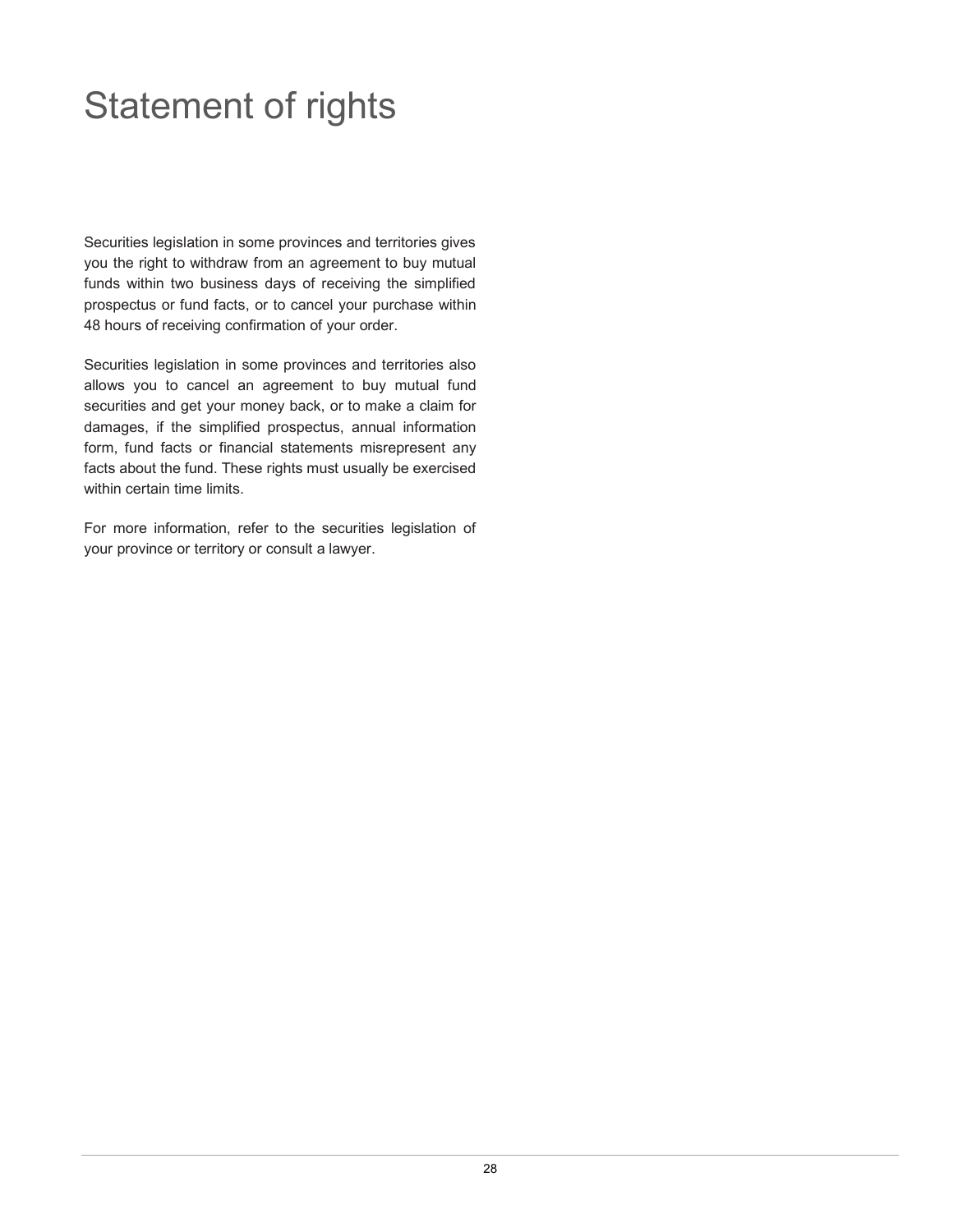# Statement of rights

Securities legislation in some provinces and territories gives you the right to withdraw from an agreement to buy mutual funds within two business days of receiving the simplified prospectus or fund facts, or to cancel your purchase within 48 hours of receiving confirmation of your order.

Securities legislation in some provinces and territories also allows you to cancel an agreement to buy mutual fund securities and get your money back, or to make a claim for damages, if the simplified prospectus, annual information form, fund facts or financial statements misrepresent any facts about the fund. These rights must usually be exercised within certain time limits.

For more information, refer to the securities legislation of your province or territory or consult a lawyer.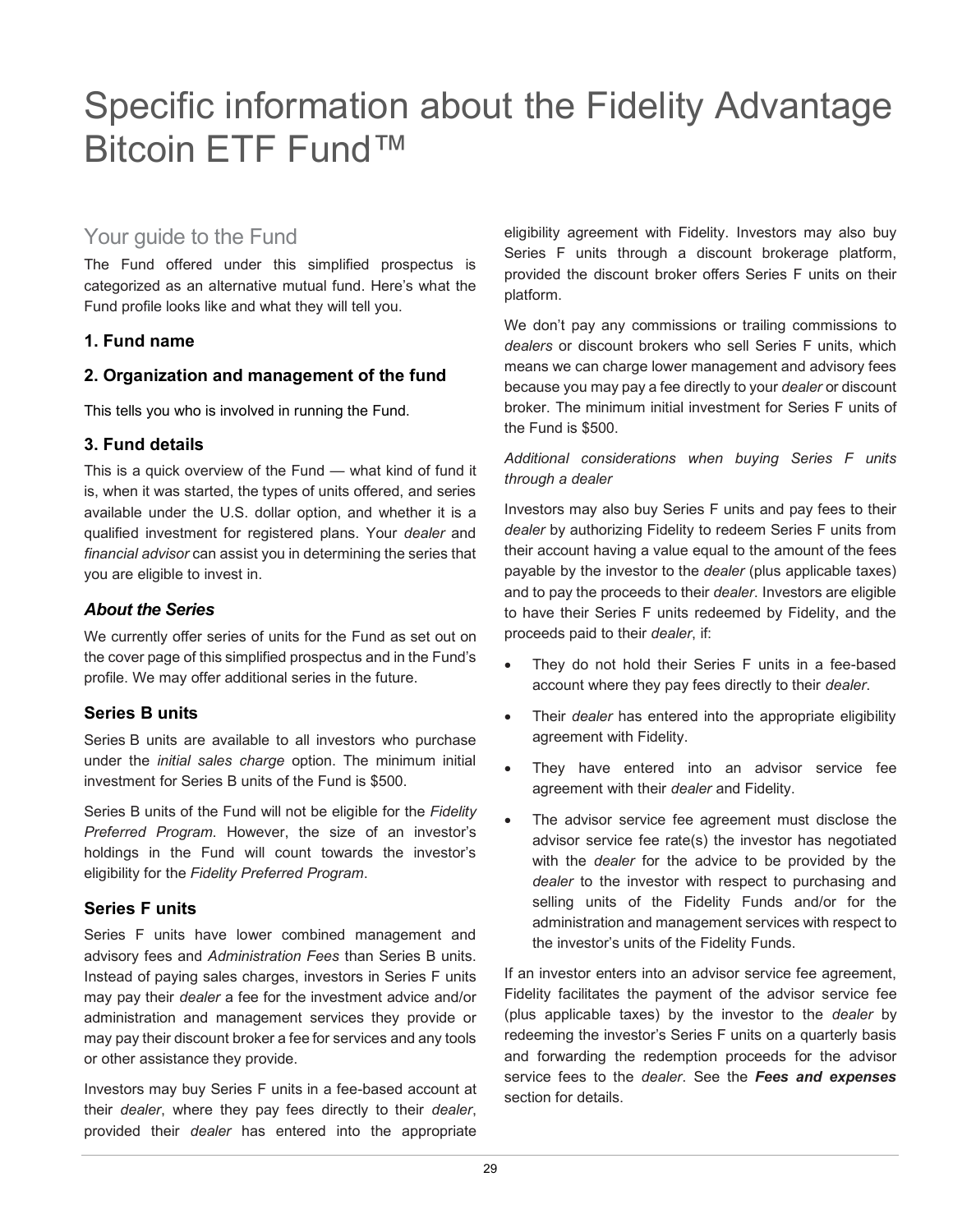# Specific information about the Fidelity Advantage Bitcoin ETF Fund™

## Your guide to the Fund

The Fund offered under this simplified prospectus is categorized as an alternative mutual fund. Here's what the Fund profile looks like and what they will tell you.

### 1. Fund name

### 2. Organization and management of the fund

This tells you who is involved in running the Fund.

### 3. Fund details

This is a quick overview of the Fund — what kind of fund it is, when it was started, the types of units offered, and series available under the U.S. dollar option, and whether it is a qualified investment for registered plans. Your *dealer* and *financial advisor* can assist you in determining the series that you are eligible to invest in.

### *About the Series*

We currently offer series of units for the Fund as set out on the cover page of this simplified prospectus and in the Fund's profile. We may offer additional series in the future.

### Series B units

Series B units are available to all investors who purchase under the *initial sales charge* option. The minimum initial investment for Series B units of the Fund is $500.

Series B units of the Fund will not be eligible for the *Fidelity Preferred Program*. However, the size of an investor's holdings in the Fund will count towards the investor's eligibility for the *Fidelity Preferred Program*.

### Series F units

Series F units have lower combined management and advisory fees and *Administration Fees* than Series B units. Instead of paying sales charges, investors in Series F units may pay their *dealer* a fee for the investment advice and/or administration and management services they provide or may pay their discount broker a fee for services and any tools or other assistance they provide.

Investors may buy Series F units in a fee-based account at their *dealer*, where they pay fees directly to their *dealer*, provided their *dealer* has entered into the appropriate eligibility agreement with Fidelity. Investors may also buy Series F units through a discount brokerage platform, provided the discount broker offers Series F units on their platform.

We don't pay any commissions or trailing commissions to *dealers* or discount brokers who sell Series F units, which means we can charge lower management and advisory fees because you may pay a fee directly to your *dealer* or discount broker. The minimum initial investment for Series F units of the Fund is $500.

*Additional considerations when buying Series F units through a dealer*

Investors may also buy Series F units and pay fees to their *dealer* by authorizing Fidelity to redeem Series F units from their account having a value equal to the amount of the fees payable by the investor to the *dealer* (plus applicable taxes) and to pay the proceeds to their *dealer*. Investors are eligible to have their Series F units redeemed by Fidelity, and the proceeds paid to their *dealer*, if:

- They do not hold their Series F units in a fee-based account where they pay fees directly to their *dealer*.
- Their *dealer* has entered into the appropriate eligibility agreement with Fidelity.
- They have entered into an advisor service fee agreement with their *dealer* and Fidelity.
- The advisor service fee agreement must disclose the advisor service fee rate(s) the investor has negotiated with the *dealer* for the advice to be provided by the *dealer* to the investor with respect to purchasing and selling units of the Fidelity Funds and/or for the administration and management services with respect to the investor's units of the Fidelity Funds.

If an investor enters into an advisor service fee agreement, Fidelity facilitates the payment of the advisor service fee (plus applicable taxes) by the investor to the *dealer* by redeeming the investor's Series F units on a quarterly basis and forwarding the redemption proceeds for the advisor service fees to the *dealer*. See the ***Fees and expenses*** section for details.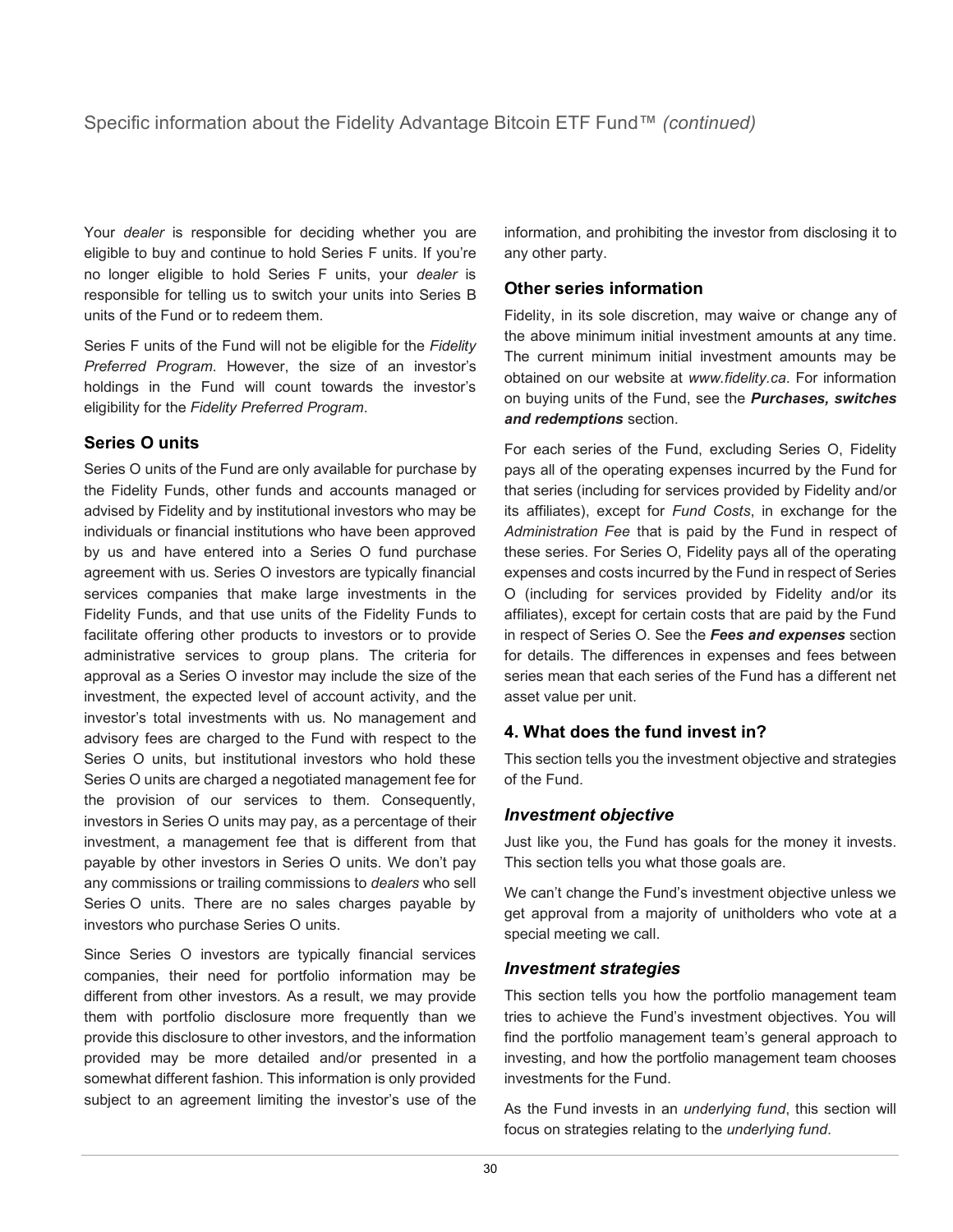Your *dealer* is responsible for deciding whether you are eligible to buy and continue to hold Series F units. If you're no longer eligible to hold Series F units, your *dealer* is responsible for telling us to switch your units into Series B units of the Fund or to redeem them.

Series F units of the Fund will not be eligible for the *Fidelity Preferred Program*. However, the size of an investor's holdings in the Fund will count towards the investor's eligibility for the *Fidelity Preferred Program*.

### Series O units

Series O units of the Fund are only available for purchase by the Fidelity Funds, other funds and accounts managed or advised by Fidelity and by institutional investors who may be individuals or financial institutions who have been approved by us and have entered into a Series O fund purchase agreement with us. Series O investors are typically financial services companies that make large investments in the Fidelity Funds, and that use units of the Fidelity Funds to facilitate offering other products to investors or to provide administrative services to group plans. The criteria for approval as a Series O investor may include the size of the investment, the expected level of account activity, and the investor's total investments with us. No management and advisory fees are charged to the Fund with respect to the Series O units, but institutional investors who hold these Series O units are charged a negotiated management fee for the provision of our services to them. Consequently, investors in Series O units may pay, as a percentage of their investment, a management fee that is different from that payable by other investors in Series O units. We don't pay any commissions or trailing commissions to *dealers* who sell Series O units. There are no sales charges payable by investors who purchase Series O units.

Since Series O investors are typically financial services companies, their need for portfolio information may be different from other investors. As a result, we may provide them with portfolio disclosure more frequently than we provide this disclosure to other investors, and the information provided may be more detailed and/or presented in a somewhat different fashion. This information is only provided subject to an agreement limiting the investor's use of the information, and prohibiting the investor from disclosing it to any other party.

### Other series information

Fidelity, in its sole discretion, may waive or change any of the above minimum initial investment amounts at any time. The current minimum initial investment amounts may be obtained on our website at *www.fidelity.ca*. For information on buying units of the Fund, see the ***Purchases, switches and redemptions*** section.

For each series of the Fund, excluding Series O, Fidelity pays all of the operating expenses incurred by the Fund for that series (including for services provided by Fidelity and/or its affiliates), except for *Fund Costs*, in exchange for the *Administration Fee* that is paid by the Fund in respect of these series. For Series O, Fidelity pays all of the operating expenses and costs incurred by the Fund in respect of Series O (including for services provided by Fidelity and/or its affiliates), except for certain costs that are paid by the Fund in respect of Series O. See the ***Fees and expenses*** section for details. The differences in expenses and fees between series mean that each series of the Fund has a different net asset value per unit.

## 4. What does the fund invest in?

This section tells you the investment objective and strategies of the Fund.

### *Investment objective*

Just like you, the Fund has goals for the money it invests. This section tells you what those goals are.

We can't change the Fund's investment objective unless we get approval from a majority of unitholders who vote at a special meeting we call.

### *Investment strategies*

This section tells you how the portfolio management team tries to achieve the Fund's investment objectives. You will find the portfolio management team's general approach to investing, and how the portfolio management team chooses investments for the Fund.

As the Fund invests in an *underlying fund*, this section will focus on strategies relating to the *underlying fund*.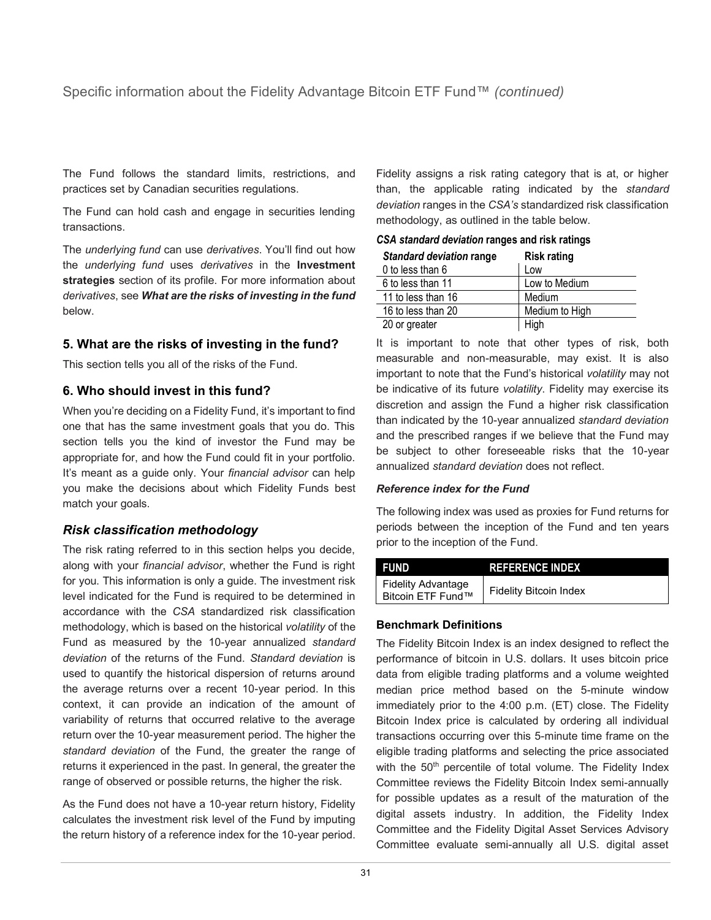The Fund follows the standard limits, restrictions, and practices set by Canadian securities regulations.

The Fund can hold cash and engage in securities lending transactions.

The *underlying fund* can use *derivatives*. You'll find out how the *underlying fund* uses *derivatives* in the **Investment strategies** section of its profile. For more information about *derivatives*, see ***What are the risks of investing in the fund*** below.

## 5. What are the risks of investing in the fund?

This section tells you all of the risks of the Fund.

## 6. Who should invest in this fund?

When you're deciding on a Fidelity Fund, it's important to find one that has the same investment goals that you do. This section tells you the kind of investor the Fund may be appropriate for, and how the Fund could fit in your portfolio. It's meant as a guide only. Your *financial advisor* can help you make the decisions about which Fidelity Funds best match your goals.

### *Risk classification methodology*

The risk rating referred to in this section helps you decide, along with your *financial advisor*, whether the Fund is right for you. This information is only a guide. The investment risk level indicated for the Fund is required to be determined in accordance with the *CSA* standardized risk classification methodology, which is based on the historical *volatility* of the Fund as measured by the 10-year annualized *standard deviation* of the returns of the Fund. *Standard deviation* is used to quantify the historical dispersion of returns around the average returns over a recent 10-year period. In this context, it can provide an indication of the amount of variability of returns that occurred relative to the average return over the 10-year measurement period. The higher the *standard deviation* of the Fund, the greater the range of returns it experienced in the past. In general, the greater the range of observed or possible returns, the higher the risk.

As the Fund does not have a 10-year return history, Fidelity calculates the investment risk level of the Fund by imputing the return history of a reference index for the 10-year period. Fidelity assigns a risk rating category that is at, or higher than, the applicable rating indicated by the *standard deviation* ranges in the *CSA's* standardized risk classification methodology, as outlined in the table below.

***CSA standard deviation* ranges and risk ratings**

| *Standard deviation* range | Risk rating |
|---|---|
| 0 to less than 6 | Low |
| 6 to less than 11 | Low to Medium |
| 11 to less than 16 | Medium |
| 16 to less than 20 | Medium to High |
| 20 or greater | High |

It is important to note that other types of risk, both measurable and non-measurable, may exist. It is also important to note that the Fund's historical *volatility* may not be indicative of its future *volatility*. Fidelity may exercise its discretion and assign the Fund a higher risk classification than indicated by the 10-year annualized *standard deviation* and the prescribed ranges if we believe that the Fund may be subject to other foreseeable risks that the 10-year annualized *standard deviation* does not reflect.

#### *Reference index for the Fund*

The following index was used as proxies for Fund returns for periods between the inception of the Fund and ten years prior to the inception of the Fund.

| FUND | REFERENCE INDEX |
|---|---|
| Fidelity Advantage Bitcoin ETF Fund™ | Fidelity Bitcoin Index |

#### Benchmark Definitions

The Fidelity Bitcoin Index is an index designed to reflect the performance of bitcoin in U.S. dollars. It uses bitcoin price data from eligible trading platforms and a volume weighted median price method based on the 5-minute window immediately prior to the 4:00 p.m. (ET) close. The Fidelity Bitcoin Index price is calculated by ordering all individual transactions occurring over this 5-minute time frame on the eligible trading platforms and selecting the price associated with the 50th percentile of total volume. The Fidelity Index Committee reviews the Fidelity Bitcoin Index semi-annually for possible updates as a result of the maturation of the digital assets industry. In addition, the Fidelity Index Committee and the Fidelity Digital Asset Services Advisory Committee evaluate semi-annually all U.S. digital asset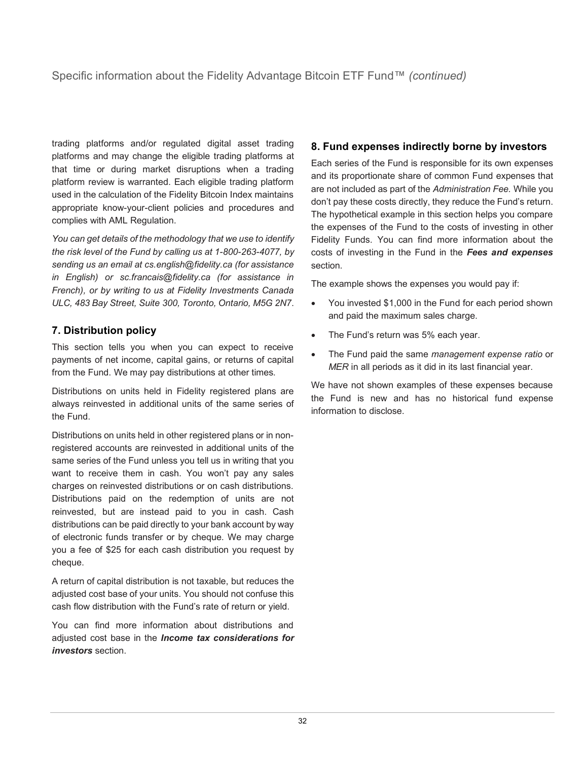trading platforms and/or regulated digital asset trading platforms and may change the eligible trading platforms at that time or during market disruptions when a trading platform review is warranted. Each eligible trading platform used in the calculation of the Fidelity Bitcoin Index maintains appropriate know-your-client policies and procedures and complies with AML Regulation.

*You can get details of the methodology that we use to identify the risk level of the Fund by calling us at 1-800-263-4077, by sending us an email at cs.english@fidelity.ca (for assistance in English) or sc.francais@fidelity.ca (for assistance in French), or by writing to us at Fidelity Investments Canada ULC, 483 Bay Street, Suite 300, Toronto, Ontario, M5G 2N7*.

## 7. Distribution policy

This section tells you when you can expect to receive payments of net income, capital gains, or returns of capital from the Fund. We may pay distributions at other times.

Distributions on units held in Fidelity registered plans are always reinvested in additional units of the same series of the Fund.

Distributions on units held in other registered plans or in non-registered accounts are reinvested in additional units of the same series of the Fund unless you tell us in writing that you want to receive them in cash. You won't pay any sales charges on reinvested distributions or on cash distributions. Distributions paid on the redemption of units are not reinvested, but are instead paid to you in cash. Cash distributions can be paid directly to your bank account by way of electronic funds transfer or by cheque. We may charge you a fee of $25 for each cash distribution you request by cheque.

A return of capital distribution is not taxable, but reduces the adjusted cost base of your units. You should not confuse this cash flow distribution with the Fund's rate of return or yield.

You can find more information about distributions and adjusted cost base in the ***Income tax considerations for investors*** section.

## 8. Fund expenses indirectly borne by investors

Each series of the Fund is responsible for its own expenses and its proportionate share of common Fund expenses that are not included as part of the *Administration Fee.* While you don't pay these costs directly, they reduce the Fund's return. The hypothetical example in this section helps you compare the expenses of the Fund to the costs of investing in other Fidelity Funds. You can find more information about the costs of investing in the Fund in the ***Fees and expenses*** section.

The example shows the expenses you would pay if:

- You invested $1,000 in the Fund for each period shown and paid the maximum sales charge.
- The Fund's return was 5% each year.
- The Fund paid the same *management expense ratio* or *MER* in all periods as it did in its last financial year.

We have not shown examples of these expenses because the Fund is new and has no historical fund expense information to disclose.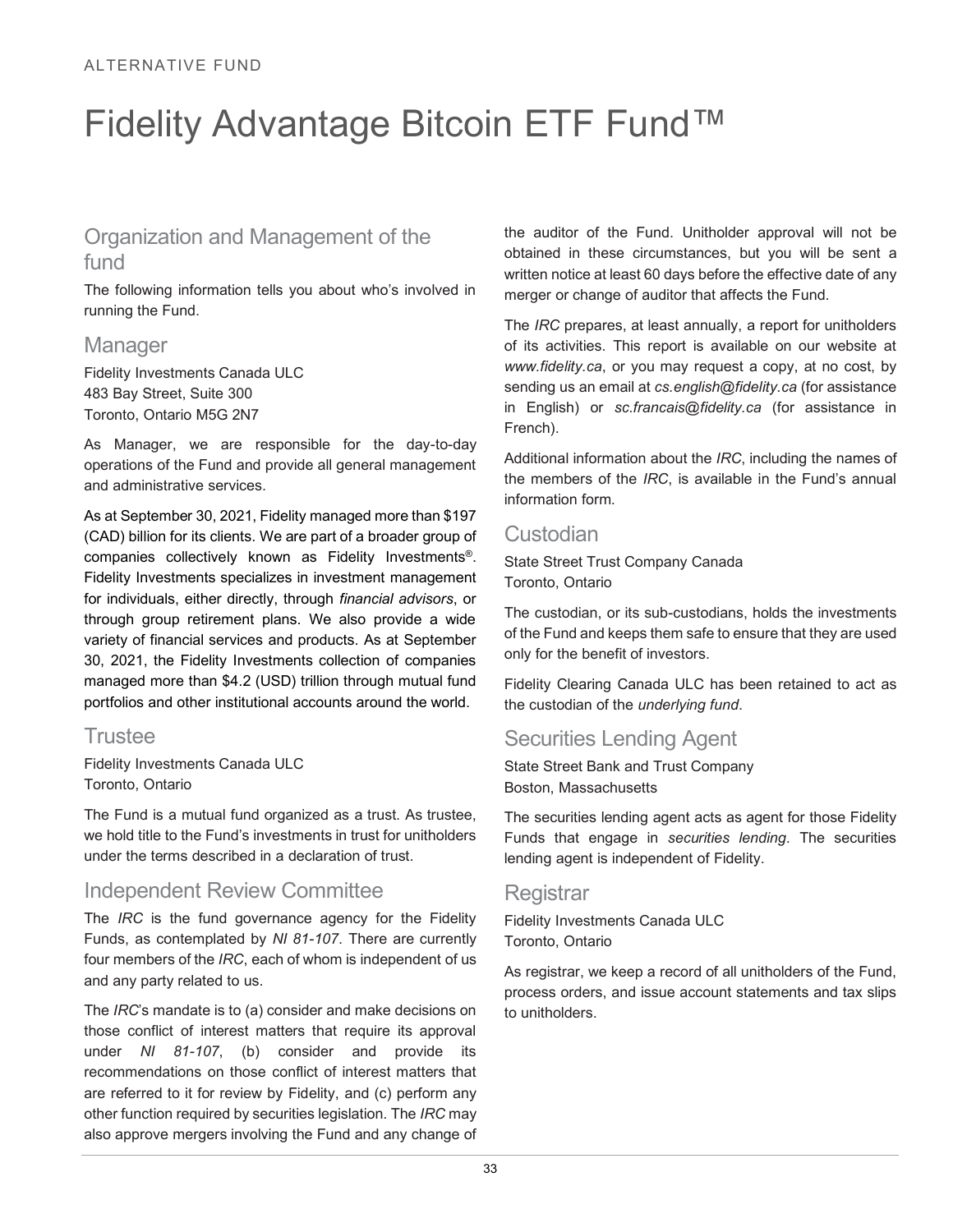ALTERNATIVE FUND

# Fidelity Advantage Bitcoin ETF Fund™

## Organization and Management of the fund

The following information tells you about who's involved in running the Fund.

### Manager

Fidelity Investments Canada ULC
483 Bay Street, Suite 300
Toronto, Ontario M5G 2N7

As Manager, we are responsible for the day-to-day operations of the Fund and provide all general management and administrative services.

As at September 30, 2021, Fidelity managed more than $197 (CAD) billion for its clients. We are part of a broader group of companies collectively known as Fidelity Investments®. Fidelity Investments specializes in investment management for individuals, either directly, through *financial advisors*, or through group retirement plans. We also provide a wide variety of financial services and products. As at September 30, 2021, the Fidelity Investments collection of companies managed more than $4.2 (USD) trillion through mutual fund portfolios and other institutional accounts around the world.

### Trustee

Fidelity Investments Canada ULC
Toronto, Ontario

The Fund is a mutual fund organized as a trust. As trustee, we hold title to the Fund's investments in trust for unitholders under the terms described in a declaration of trust.

### Independent Review Committee

The *IRC* is the fund governance agency for the Fidelity Funds, as contemplated by *NI 81-107*. There are currently four members of the *IRC*, each of whom is independent of us and any party related to us.

The *IRC*'s mandate is to (a) consider and make decisions on those conflict of interest matters that require its approval under *NI 81-107*, (b) consider and provide its recommendations on those conflict of interest matters that are referred to it for review by Fidelity, and (c) perform any other function required by securities legislation. The *IRC* may also approve mergers involving the Fund and any change of the auditor of the Fund. Unitholder approval will not be obtained in these circumstances, but you will be sent a written notice at least 60 days before the effective date of any merger or change of auditor that affects the Fund.

The *IRC* prepares, at least annually, a report for unitholders of its activities. This report is available on our website at *www.fidelity.ca*, or you may request a copy, at no cost, by sending us an email at *cs.english@fidelity.ca* (for assistance in English) or *sc.francais@fidelity.ca* (for assistance in French).

Additional information about the *IRC*, including the names of the members of the *IRC*, is available in the Fund's annual information form.

### Custodian

State Street Trust Company Canada
Toronto, Ontario

The custodian, or its sub-custodians, holds the investments of the Fund and keeps them safe to ensure that they are used only for the benefit of investors.

Fidelity Clearing Canada ULC has been retained to act as the custodian of the *underlying fund*.

### Securities Lending Agent

State Street Bank and Trust Company
Boston, Massachusetts

The securities lending agent acts as agent for those Fidelity Funds that engage in *securities lending*. The securities lending agent is independent of Fidelity.

### Registrar

Fidelity Investments Canada ULC
Toronto, Ontario

As registrar, we keep a record of all unitholders of the Fund, process orders, and issue account statements and tax slips to unitholders.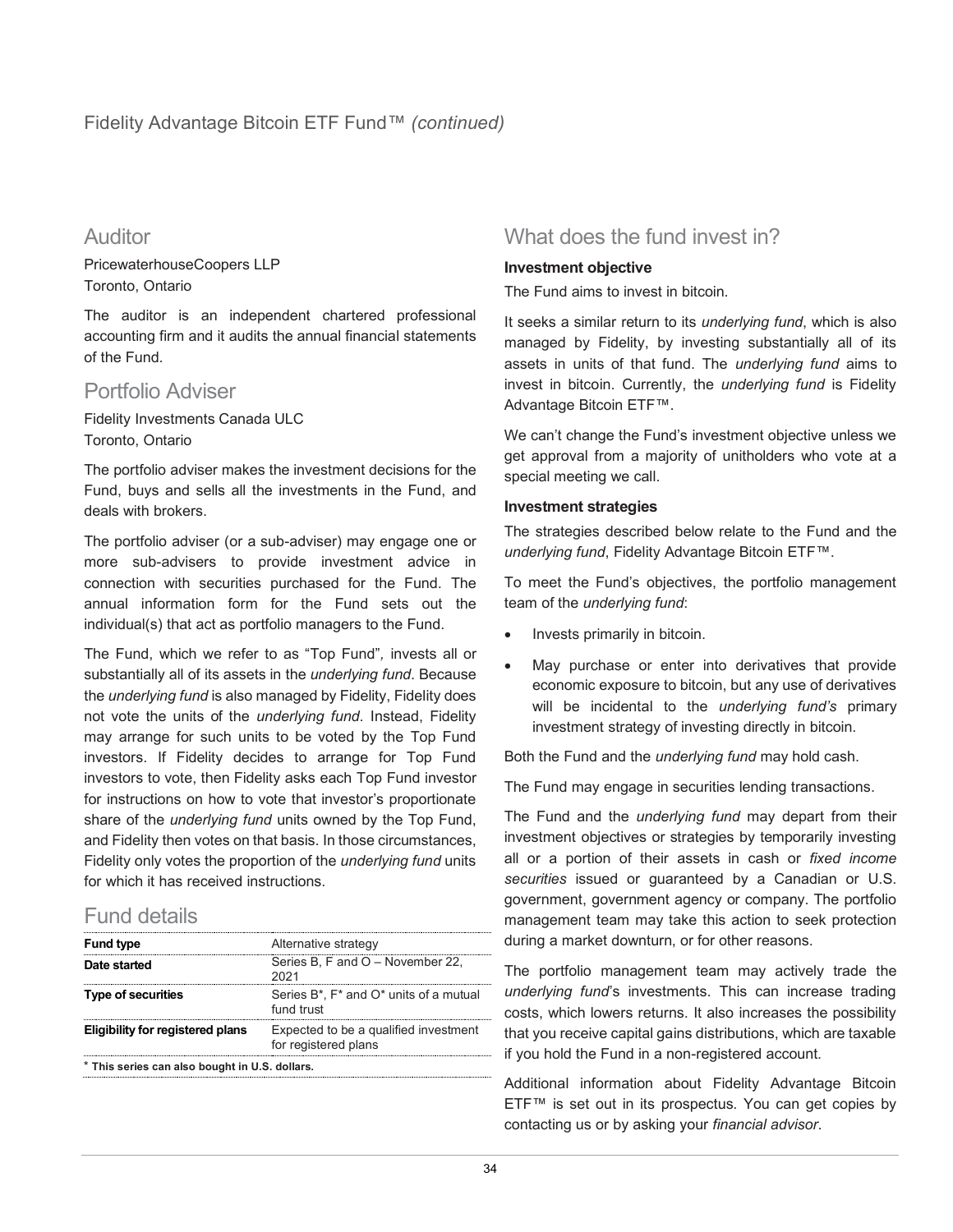Fidelity Advantage Bitcoin ETF Fund™ *(continued)*

## Auditor

PricewaterhouseCoopers LLP
Toronto, Ontario

The auditor is an independent chartered professional accounting firm and it audits the annual financial statements of the Fund.

## Portfolio Adviser

Fidelity Investments Canada ULC
Toronto, Ontario

The portfolio adviser makes the investment decisions for the Fund, buys and sells all the investments in the Fund, and deals with brokers.

The portfolio adviser (or a sub-adviser) may engage one or more sub-advisers to provide investment advice in connection with securities purchased for the Fund. The annual information form for the Fund sets out the individual(s) that act as portfolio managers to the Fund.

The Fund, which we refer to as "Top Fund"*,* invests all or substantially all of its assets in the *underlying fund*. Because the *underlying fund* is also managed by Fidelity, Fidelity does not vote the units of the *underlying fund*. Instead, Fidelity may arrange for such units to be voted by the Top Fund investors. If Fidelity decides to arrange for Top Fund investors to vote, then Fidelity asks each Top Fund investor for instructions on how to vote that investor's proportionate share of the *underlying fund* units owned by the Top Fund, and Fidelity then votes on that basis. In those circumstances, Fidelity only votes the proportion of the *underlying fund* units for which it has received instructions.

## Fund details

| **Fund type** | Alternative strategy |
|---|---|
| **Date started** | Series B, F and O – November 22, 2021 |
| **Type of securities** | Series B*, F* and O* units of a mutual fund trust |
| **Eligibility for registered plans** | Expected to be a qualified investment for registered plans |

**\* This series can also bought in U.S. dollars.**

## What does the fund invest in?

**Investment objective**

The Fund aims to invest in bitcoin.

It seeks a similar return to its *underlying fund*, which is also managed by Fidelity, by investing substantially all of its assets in units of that fund. The *underlying fund* aims to invest in bitcoin. Currently, the *underlying fund* is Fidelity Advantage Bitcoin ETF™.

We can't change the Fund's investment objective unless we get approval from a majority of unitholders who vote at a special meeting we call.

**Investment strategies**

The strategies described below relate to the Fund and the *underlying fund*, Fidelity Advantage Bitcoin ETF™.

To meet the Fund's objectives, the portfolio management team of the *underlying fund*:

- Invests primarily in bitcoin.
- May purchase or enter into derivatives that provide economic exposure to bitcoin, but any use of derivatives will be incidental to the *underlying fund's* primary investment strategy of investing directly in bitcoin.

Both the Fund and the *underlying fund* may hold cash.

The Fund may engage in securities lending transactions.

The Fund and the *underlying fund* may depart from their investment objectives or strategies by temporarily investing all or a portion of their assets in cash or *fixed income securities* issued or guaranteed by a Canadian or U.S. government, government agency or company. The portfolio management team may take this action to seek protection during a market downturn, or for other reasons.

The portfolio management team may actively trade the *underlying fund*'s investments. This can increase trading costs, which lowers returns. It also increases the possibility that you receive capital gains distributions, which are taxable if you hold the Fund in a non-registered account.

Additional information about Fidelity Advantage Bitcoin ETF™ is set out in its prospectus. You can get copies by contacting us or by asking your *financial advisor*.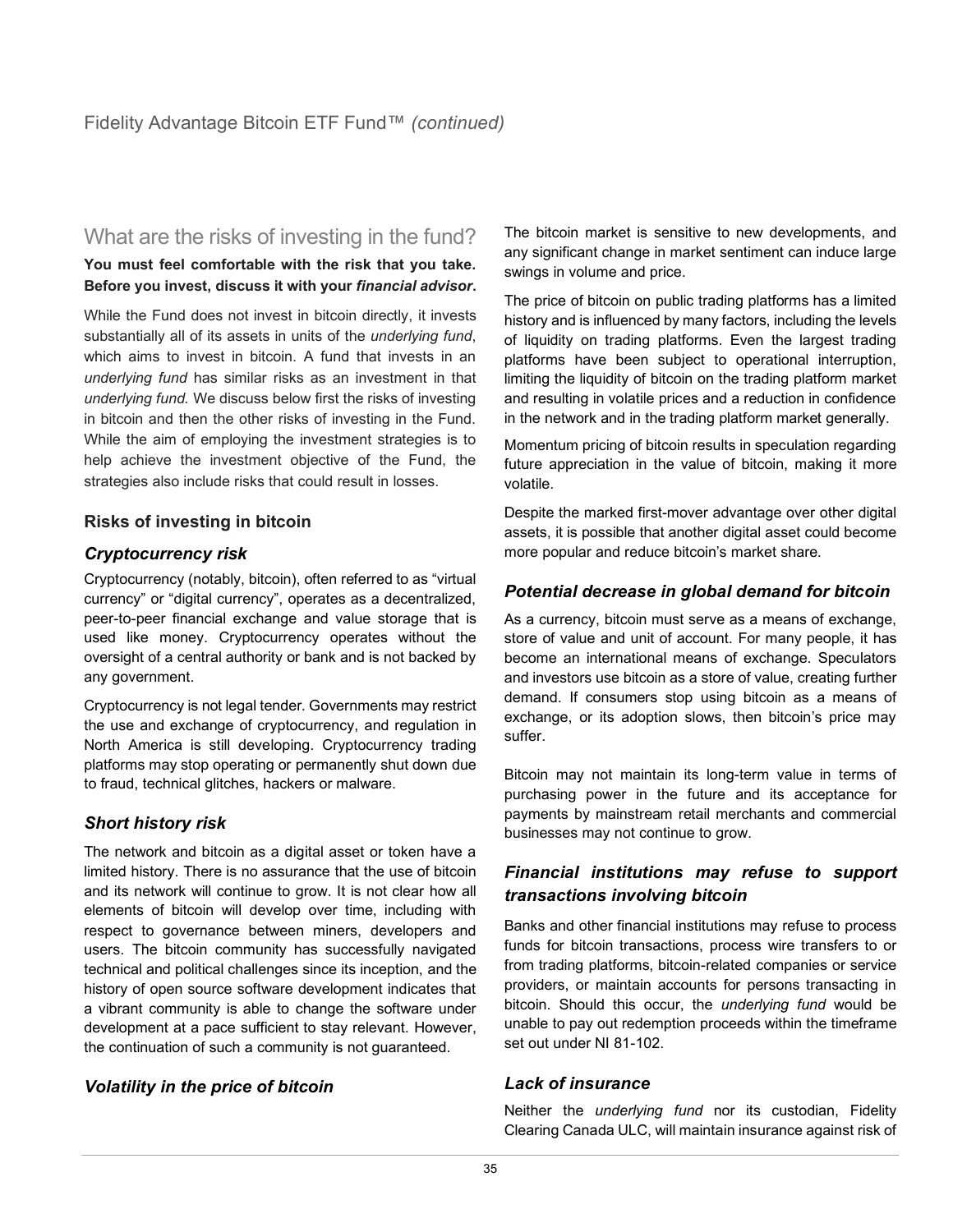Fidelity Advantage Bitcoin ETF Fund™ *(continued)*

## What are the risks of investing in the fund?

**You must feel comfortable with the risk that you take. Before you invest, discuss it with your *financial advisor*.**

While the Fund does not invest in bitcoin directly, it invests substantially all of its assets in units of the *underlying fund*, which aims to invest in bitcoin. A fund that invests in an *underlying fund* has similar risks as an investment in that *underlying fund.* We discuss below first the risks of investing in bitcoin and then the other risks of investing in the Fund. While the aim of employing the investment strategies is to help achieve the investment objective of the Fund, the strategies also include risks that could result in losses.

### Risks of investing in bitcoin

#### *Cryptocurrency risk*

Cryptocurrency (notably, bitcoin), often referred to as "virtual currency" or "digital currency", operates as a decentralized, peer-to-peer financial exchange and value storage that is used like money. Cryptocurrency operates without the oversight of a central authority or bank and is not backed by any government.

Cryptocurrency is not legal tender. Governments may restrict the use and exchange of cryptocurrency, and regulation in North America is still developing. Cryptocurrency trading platforms may stop operating or permanently shut down due to fraud, technical glitches, hackers or malware.

#### *Short history risk*

The network and bitcoin as a digital asset or token have a limited history. There is no assurance that the use of bitcoin and its network will continue to grow. It is not clear how all elements of bitcoin will develop over time, including with respect to governance between miners, developers and users. The bitcoin community has successfully navigated technical and political challenges since its inception, and the history of open source software development indicates that a vibrant community is able to change the software under development at a pace sufficient to stay relevant. However, the continuation of such a community is not guaranteed.

#### *Volatility in the price of bitcoin*

The bitcoin market is sensitive to new developments, and any significant change in market sentiment can induce large swings in volume and price.

The price of bitcoin on public trading platforms has a limited history and is influenced by many factors, including the levels of liquidity on trading platforms. Even the largest trading platforms have been subject to operational interruption, limiting the liquidity of bitcoin on the trading platform market and resulting in volatile prices and a reduction in confidence in the network and in the trading platform market generally.

Momentum pricing of bitcoin results in speculation regarding future appreciation in the value of bitcoin, making it more volatile.

Despite the marked first-mover advantage over other digital assets, it is possible that another digital asset could become more popular and reduce bitcoin's market share.

#### *Potential decrease in global demand for bitcoin*

As a currency, bitcoin must serve as a means of exchange, store of value and unit of account. For many people, it has become an international means of exchange. Speculators and investors use bitcoin as a store of value, creating further demand. If consumers stop using bitcoin as a means of exchange, or its adoption slows, then bitcoin's price may suffer.

Bitcoin may not maintain its long-term value in terms of purchasing power in the future and its acceptance for payments by mainstream retail merchants and commercial businesses may not continue to grow.

#### *Financial institutions may refuse to support transactions involving bitcoin*

Banks and other financial institutions may refuse to process funds for bitcoin transactions, process wire transfers to or from trading platforms, bitcoin-related companies or service providers, or maintain accounts for persons transacting in bitcoin. Should this occur, the *underlying fund* would be unable to pay out redemption proceeds within the timeframe set out under NI 81-102.

#### *Lack of insurance*

Neither the *underlying fund* nor its custodian, Fidelity Clearing Canada ULC, will maintain insurance against risk of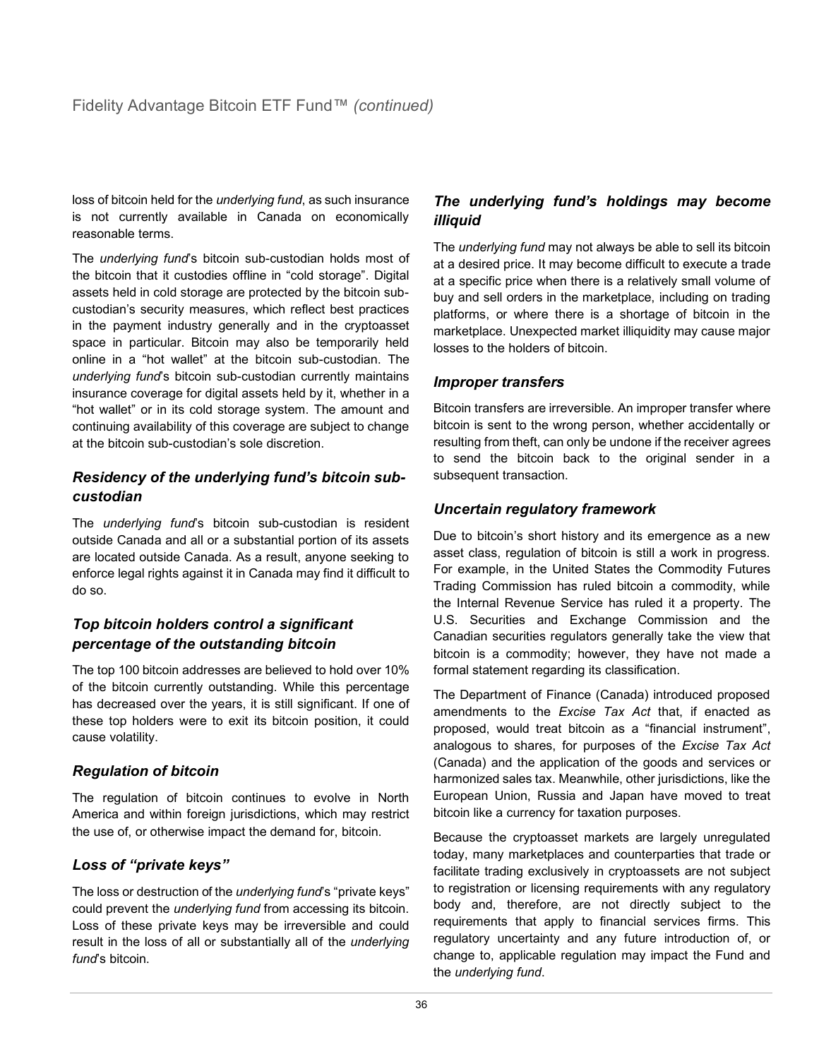loss of bitcoin held for the *underlying fund*, as such insurance is not currently available in Canada on economically reasonable terms.

The *underlying fund*'s bitcoin sub-custodian holds most of the bitcoin that it custodies offline in "cold storage". Digital assets held in cold storage are protected by the bitcoin sub-custodian's security measures, which reflect best practices in the payment industry generally and in the cryptoasset space in particular. Bitcoin may also be temporarily held online in a "hot wallet" at the bitcoin sub-custodian. The *underlying fund*'s bitcoin sub-custodian currently maintains insurance coverage for digital assets held by it, whether in a "hot wallet" or in its cold storage system. The amount and continuing availability of this coverage are subject to change at the bitcoin sub-custodian's sole discretion.

### *Residency of the underlying fund's bitcoin sub-custodian*

The *underlying fund*'s bitcoin sub-custodian is resident outside Canada and all or a substantial portion of its assets are located outside Canada. As a result, anyone seeking to enforce legal rights against it in Canada may find it difficult to do so.

### *Top bitcoin holders control a significant percentage of the outstanding bitcoin*

The top 100 bitcoin addresses are believed to hold over 10% of the bitcoin currently outstanding. While this percentage has decreased over the years, it is still significant. If one of these top holders were to exit its bitcoin position, it could cause volatility.

### *Regulation of bitcoin*

The regulation of bitcoin continues to evolve in North America and within foreign jurisdictions, which may restrict the use of, or otherwise impact the demand for, bitcoin.

### *Loss of "private keys"*

The loss or destruction of the *underlying fund*'s "private keys" could prevent the *underlying fund* from accessing its bitcoin. Loss of these private keys may be irreversible and could result in the loss of all or substantially all of the *underlying fund*'s bitcoin.

### *The underlying fund's holdings may become illiquid*

The *underlying fund* may not always be able to sell its bitcoin at a desired price. It may become difficult to execute a trade at a specific price when there is a relatively small volume of buy and sell orders in the marketplace, including on trading platforms, or where there is a shortage of bitcoin in the marketplace. Unexpected market illiquidity may cause major losses to the holders of bitcoin.

### *Improper transfers*

Bitcoin transfers are irreversible. An improper transfer where bitcoin is sent to the wrong person, whether accidentally or resulting from theft, can only be undone if the receiver agrees to send the bitcoin back to the original sender in a subsequent transaction.

### *Uncertain regulatory framework*

Due to bitcoin's short history and its emergence as a new asset class, regulation of bitcoin is still a work in progress. For example, in the United States the Commodity Futures Trading Commission has ruled bitcoin a commodity, while the Internal Revenue Service has ruled it a property. The U.S. Securities and Exchange Commission and the Canadian securities regulators generally take the view that bitcoin is a commodity; however, they have not made a formal statement regarding its classification.

The Department of Finance (Canada) introduced proposed amendments to the *Excise Tax Act* that, if enacted as proposed, would treat bitcoin as a "financial instrument", analogous to shares, for purposes of the *Excise Tax Act* (Canada) and the application of the goods and services or harmonized sales tax. Meanwhile, other jurisdictions, like the European Union, Russia and Japan have moved to treat bitcoin like a currency for taxation purposes.

Because the cryptoasset markets are largely unregulated today, many marketplaces and counterparties that trade or facilitate trading exclusively in cryptoassets are not subject to registration or licensing requirements with any regulatory body and, therefore, are not directly subject to the requirements that apply to financial services firms. This regulatory uncertainty and any future introduction of, or change to, applicable regulation may impact the Fund and the *underlying fund*.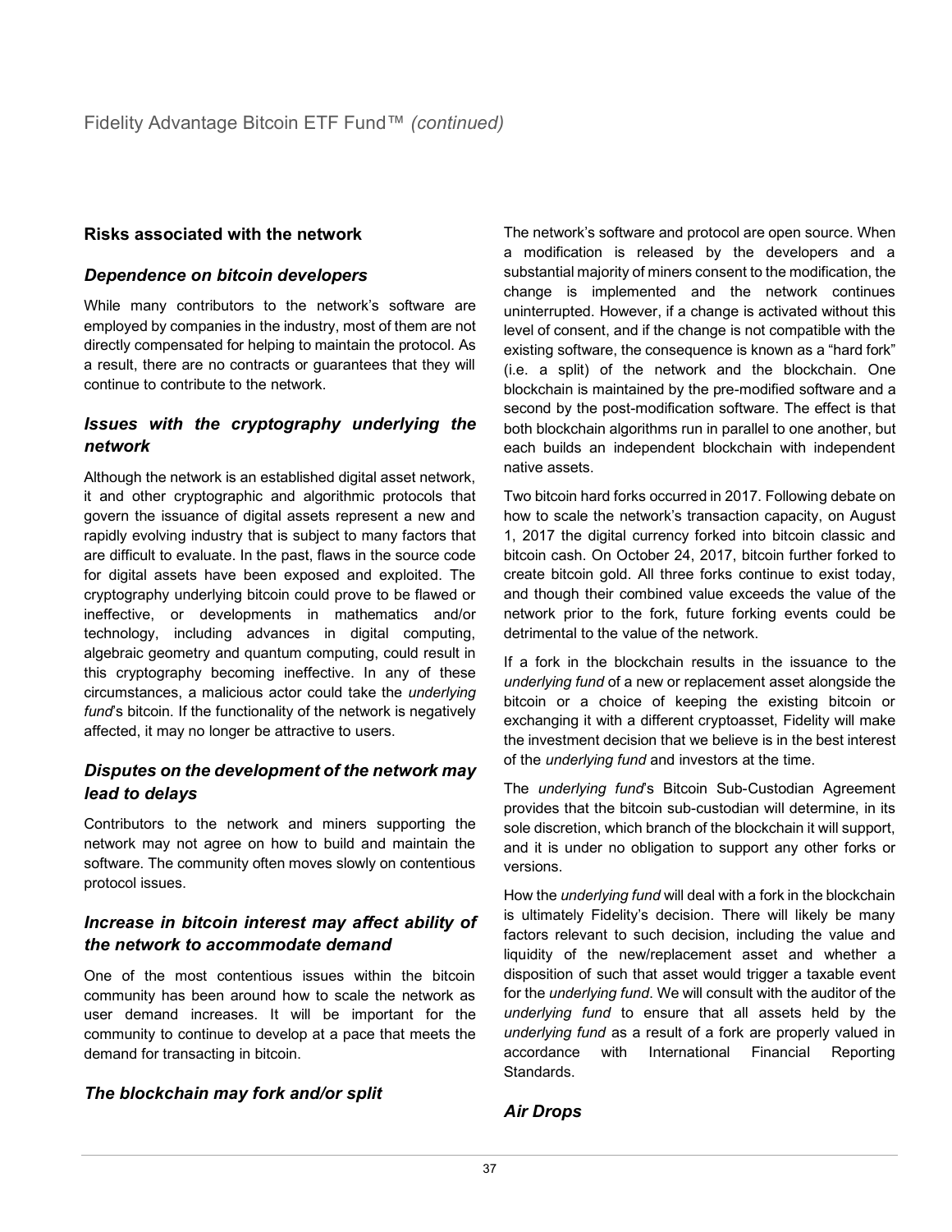## Risks associated with the network

### *Dependence on bitcoin developers*

While many contributors to the network's software are employed by companies in the industry, most of them are not directly compensated for helping to maintain the protocol. As a result, there are no contracts or guarantees that they will continue to contribute to the network.

### *Issues with the cryptography underlying the network*

Although the network is an established digital asset network, it and other cryptographic and algorithmic protocols that govern the issuance of digital assets represent a new and rapidly evolving industry that is subject to many factors that are difficult to evaluate. In the past, flaws in the source code for digital assets have been exposed and exploited. The cryptography underlying bitcoin could prove to be flawed or ineffective, or developments in mathematics and/or technology, including advances in digital computing, algebraic geometry and quantum computing, could result in this cryptography becoming ineffective. In any of these circumstances, a malicious actor could take the *underlying fund*'s bitcoin. If the functionality of the network is negatively affected, it may no longer be attractive to users.

### *Disputes on the development of the network may lead to delays*

Contributors to the network and miners supporting the network may not agree on how to build and maintain the software. The community often moves slowly on contentious protocol issues.

### *Increase in bitcoin interest may affect ability of the network to accommodate demand*

One of the most contentious issues within the bitcoin community has been around how to scale the network as user demand increases. It will be important for the community to continue to develop at a pace that meets the demand for transacting in bitcoin.

### *The blockchain may fork and/or split*

The network's software and protocol are open source. When a modification is released by the developers and a substantial majority of miners consent to the modification, the change is implemented and the network continues uninterrupted. However, if a change is activated without this level of consent, and if the change is not compatible with the existing software, the consequence is known as a "hard fork" (i.e. a split) of the network and the blockchain. One blockchain is maintained by the pre-modified software and a second by the post-modification software. The effect is that both blockchain algorithms run in parallel to one another, but each builds an independent blockchain with independent native assets.

Two bitcoin hard forks occurred in 2017. Following debate on how to scale the network's transaction capacity, on August 1, 2017 the digital currency forked into bitcoin classic and bitcoin cash. On October 24, 2017, bitcoin further forked to create bitcoin gold. All three forks continue to exist today, and though their combined value exceeds the value of the network prior to the fork, future forking events could be detrimental to the value of the network.

If a fork in the blockchain results in the issuance to the *underlying fund* of a new or replacement asset alongside the bitcoin or a choice of keeping the existing bitcoin or exchanging it with a different cryptoasset, Fidelity will make the investment decision that we believe is in the best interest of the *underlying fund* and investors at the time.

The *underlying fund*'s Bitcoin Sub-Custodian Agreement provides that the bitcoin sub-custodian will determine, in its sole discretion, which branch of the blockchain it will support, and it is under no obligation to support any other forks or versions.

How the *underlying fund* will deal with a fork in the blockchain is ultimately Fidelity's decision. There will likely be many factors relevant to such decision, including the value and liquidity of the new/replacement asset and whether a disposition of such that asset would trigger a taxable event for the *underlying fund*. We will consult with the auditor of the *underlying fund* to ensure that all assets held by the *underlying fund* as a result of a fork are properly valued in accordance with International Financial Reporting Standards.

### *Air Drops*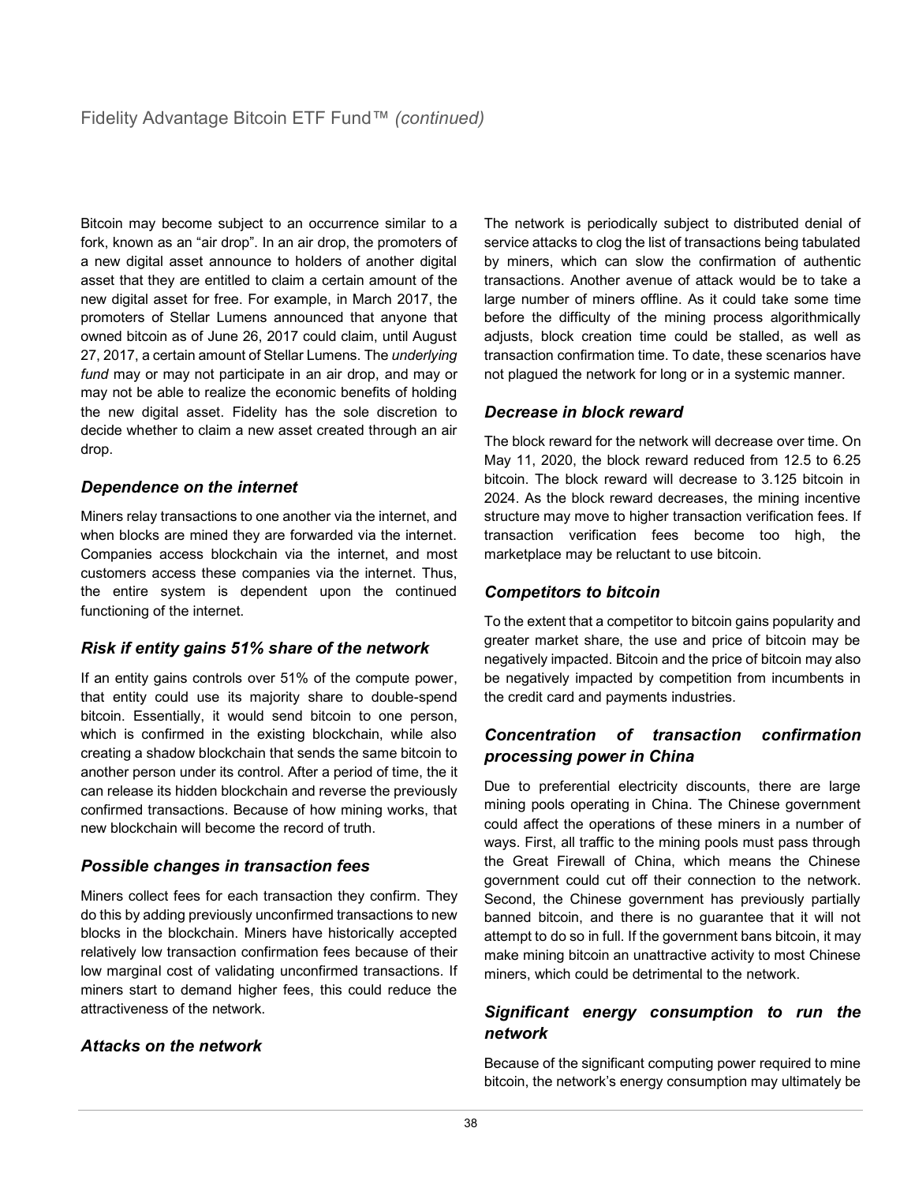Bitcoin may become subject to an occurrence similar to a fork, known as an "air drop". In an air drop, the promoters of a new digital asset announce to holders of another digital asset that they are entitled to claim a certain amount of the new digital asset for free. For example, in March 2017, the promoters of Stellar Lumens announced that anyone that owned bitcoin as of June 26, 2017 could claim, until August 27, 2017, a certain amount of Stellar Lumens. The *underlying fund* may or may not participate in an air drop, and may or may not be able to realize the economic benefits of holding the new digital asset. Fidelity has the sole discretion to decide whether to claim a new asset created through an air drop.

### *Dependence on the internet*

Miners relay transactions to one another via the internet, and when blocks are mined they are forwarded via the internet. Companies access blockchain via the internet, and most customers access these companies via the internet. Thus, the entire system is dependent upon the continued functioning of the internet.

### *Risk if entity gains 51% share of the network*

If an entity gains controls over 51% of the compute power, that entity could use its majority share to double-spend bitcoin. Essentially, it would send bitcoin to one person, which is confirmed in the existing blockchain, while also creating a shadow blockchain that sends the same bitcoin to another person under its control. After a period of time, the it can release its hidden blockchain and reverse the previously confirmed transactions. Because of how mining works, that new blockchain will become the record of truth.

### *Possible changes in transaction fees*

Miners collect fees for each transaction they confirm. They do this by adding previously unconfirmed transactions to new blocks in the blockchain. Miners have historically accepted relatively low transaction confirmation fees because of their low marginal cost of validating unconfirmed transactions. If miners start to demand higher fees, this could reduce the attractiveness of the network.

### *Attacks on the network*

The network is periodically subject to distributed denial of service attacks to clog the list of transactions being tabulated by miners, which can slow the confirmation of authentic transactions. Another avenue of attack would be to take a large number of miners offline. As it could take some time before the difficulty of the mining process algorithmically adjusts, block creation time could be stalled, as well as transaction confirmation time. To date, these scenarios have not plagued the network for long or in a systemic manner.

### *Decrease in block reward*

The block reward for the network will decrease over time. On May 11, 2020, the block reward reduced from 12.5 to 6.25 bitcoin. The block reward will decrease to 3.125 bitcoin in 2024. As the block reward decreases, the mining incentive structure may move to higher transaction verification fees. If transaction verification fees become too high, the marketplace may be reluctant to use bitcoin.

### *Competitors to bitcoin*

To the extent that a competitor to bitcoin gains popularity and greater market share, the use and price of bitcoin may be negatively impacted. Bitcoin and the price of bitcoin may also be negatively impacted by competition from incumbents in the credit card and payments industries.

### *Concentration of transaction confirmation processing power in China*

Due to preferential electricity discounts, there are large mining pools operating in China. The Chinese government could affect the operations of these miners in a number of ways. First, all traffic to the mining pools must pass through the Great Firewall of China, which means the Chinese government could cut off their connection to the network. Second, the Chinese government has previously partially banned bitcoin, and there is no guarantee that it will not attempt to do so in full. If the government bans bitcoin, it may make mining bitcoin an unattractive activity to most Chinese miners, which could be detrimental to the network.

### *Significant energy consumption to run the network*

Because of the significant computing power required to mine bitcoin, the network's energy consumption may ultimately be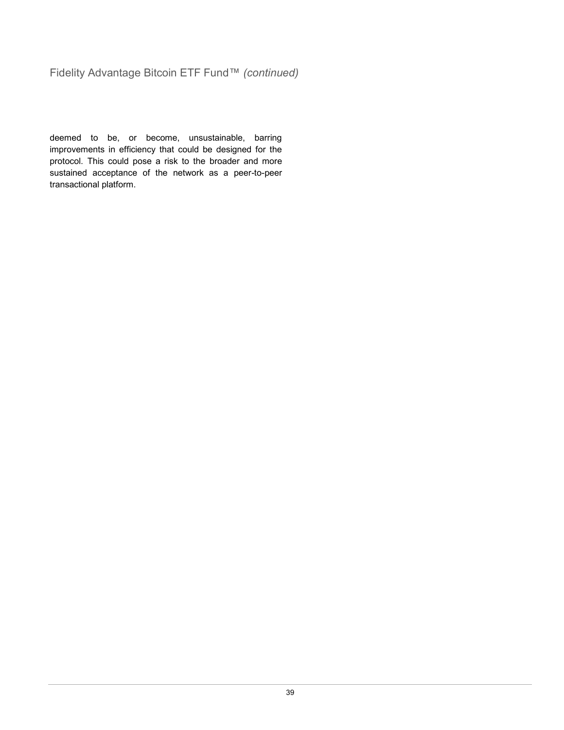deemed to be, or become, unsustainable, barring improvements in efficiency that could be designed for the protocol. This could pose a risk to the broader and more sustained acceptance of the network as a peer-to-peer transactional platform.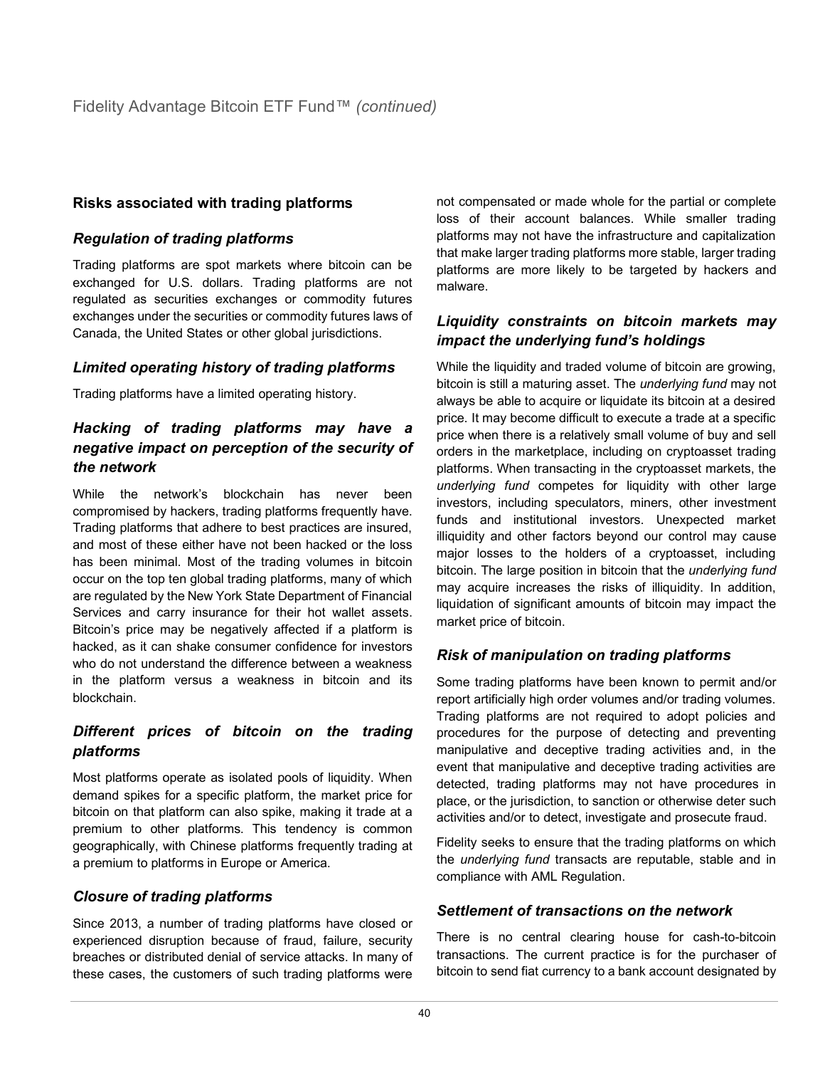### Risks associated with trading platforms

#### *Regulation of trading platforms*

Trading platforms are spot markets where bitcoin can be exchanged for U.S. dollars. Trading platforms are not regulated as securities exchanges or commodity futures exchanges under the securities or commodity futures laws of Canada, the United States or other global jurisdictions.

#### *Limited operating history of trading platforms*

Trading platforms have a limited operating history.

#### *Hacking of trading platforms may have a negative impact on perception of the security of the network*

While the network's blockchain has never been compromised by hackers, trading platforms frequently have. Trading platforms that adhere to best practices are insured, and most of these either have not been hacked or the loss has been minimal. Most of the trading volumes in bitcoin occur on the top ten global trading platforms, many of which are regulated by the New York State Department of Financial Services and carry insurance for their hot wallet assets. Bitcoin's price may be negatively affected if a platform is hacked, as it can shake consumer confidence for investors who do not understand the difference between a weakness in the platform versus a weakness in bitcoin and its blockchain.

#### *Different prices of bitcoin on the trading platforms*

Most platforms operate as isolated pools of liquidity. When demand spikes for a specific platform, the market price for bitcoin on that platform can also spike, making it trade at a premium to other platforms. This tendency is common geographically, with Chinese platforms frequently trading at a premium to platforms in Europe or America.

#### *Closure of trading platforms*

Since 2013, a number of trading platforms have closed or experienced disruption because of fraud, failure, security breaches or distributed denial of service attacks. In many of these cases, the customers of such trading platforms were not compensated or made whole for the partial or complete loss of their account balances. While smaller trading platforms may not have the infrastructure and capitalization that make larger trading platforms more stable, larger trading platforms are more likely to be targeted by hackers and malware.

#### *Liquidity constraints on bitcoin markets may impact the underlying fund's holdings*

While the liquidity and traded volume of bitcoin are growing, bitcoin is still a maturing asset. The *underlying fund* may not always be able to acquire or liquidate its bitcoin at a desired price. It may become difficult to execute a trade at a specific price when there is a relatively small volume of buy and sell orders in the marketplace, including on cryptoasset trading platforms. When transacting in the cryptoasset markets, the *underlying fund* competes for liquidity with other large investors, including speculators, miners, other investment funds and institutional investors. Unexpected market illiquidity and other factors beyond our control may cause major losses to the holders of a cryptoasset, including bitcoin. The large position in bitcoin that the *underlying fund* may acquire increases the risks of illiquidity. In addition, liquidation of significant amounts of bitcoin may impact the market price of bitcoin.

#### *Risk of manipulation on trading platforms*

Some trading platforms have been known to permit and/or report artificially high order volumes and/or trading volumes. Trading platforms are not required to adopt policies and procedures for the purpose of detecting and preventing manipulative and deceptive trading activities and, in the event that manipulative and deceptive trading activities are detected, trading platforms may not have procedures in place, or the jurisdiction, to sanction or otherwise deter such activities and/or to detect, investigate and prosecute fraud.

Fidelity seeks to ensure that the trading platforms on which the *underlying fund* transacts are reputable, stable and in compliance with AML Regulation.

#### *Settlement of transactions on the network*

There is no central clearing house for cash-to-bitcoin transactions. The current practice is for the purchaser of bitcoin to send fiat currency to a bank account designated by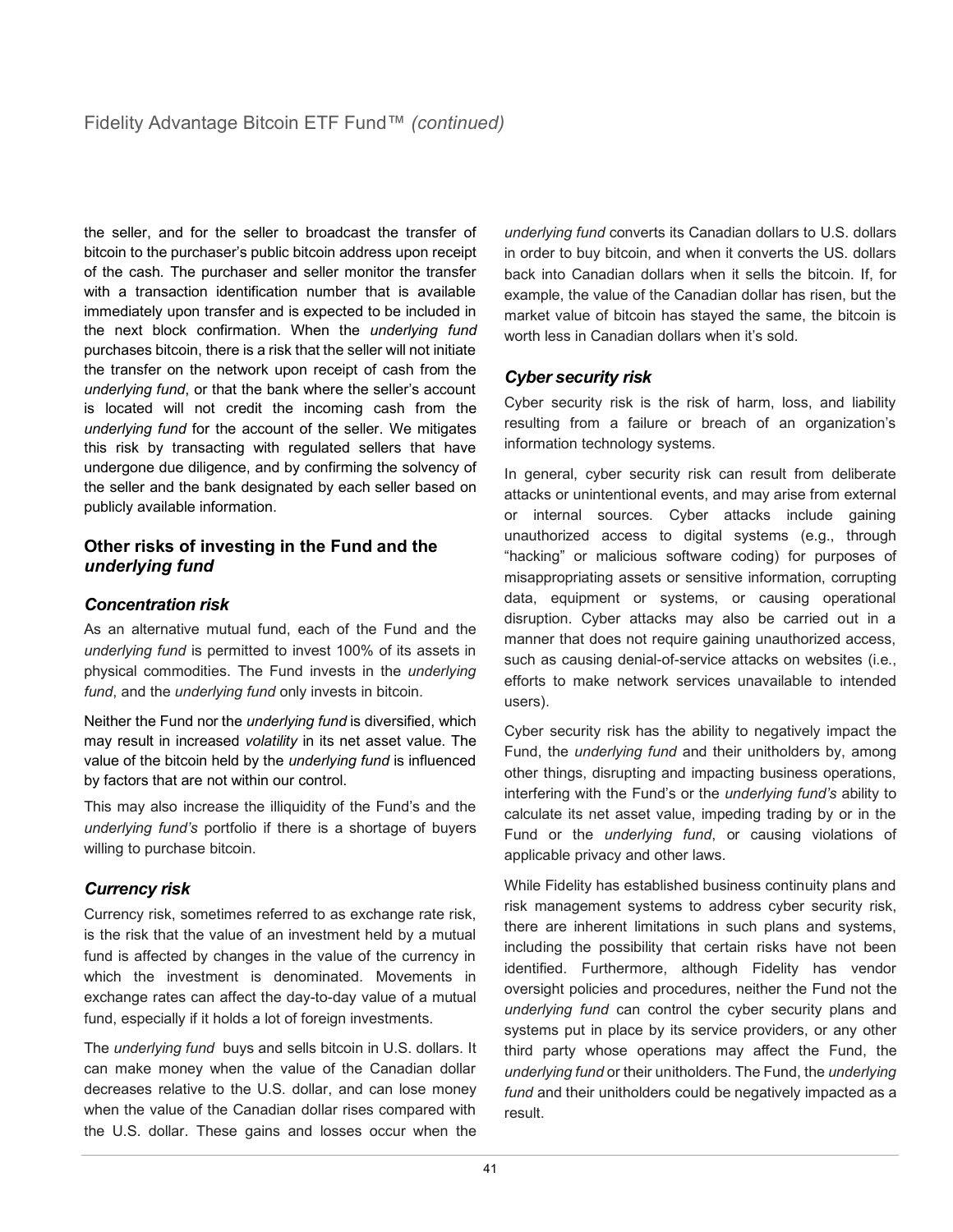the seller, and for the seller to broadcast the transfer of bitcoin to the purchaser's public bitcoin address upon receipt of the cash. The purchaser and seller monitor the transfer with a transaction identification number that is available immediately upon transfer and is expected to be included in the next block confirmation. When the *underlying fund* purchases bitcoin, there is a risk that the seller will not initiate the transfer on the network upon receipt of cash from the *underlying fund*, or that the bank where the seller's account is located will not credit the incoming cash from the *underlying fund* for the account of the seller. We mitigates this risk by transacting with regulated sellers that have undergone due diligence, and by confirming the solvency of the seller and the bank designated by each seller based on publicly available information.

## Other risks of investing in the Fund and the *underlying fund*

### *Concentration risk*

As an alternative mutual fund, each of the Fund and the *underlying fund* is permitted to invest 100% of its assets in physical commodities. The Fund invests in the *underlying fund*, and the *underlying fund* only invests in bitcoin.

Neither the Fund nor the *underlying fund* is diversified, which may result in increased *volatility* in its net asset value. The value of the bitcoin held by the *underlying fund* is influenced by factors that are not within our control.

This may also increase the illiquidity of the Fund's and the *underlying fund's* portfolio if there is a shortage of buyers willing to purchase bitcoin.

### *Currency risk*

Currency risk, sometimes referred to as exchange rate risk, is the risk that the value of an investment held by a mutual fund is affected by changes in the value of the currency in which the investment is denominated. Movements in exchange rates can affect the day-to-day value of a mutual fund, especially if it holds a lot of foreign investments.

The *underlying fund* buys and sells bitcoin in U.S. dollars. It can make money when the value of the Canadian dollar decreases relative to the U.S. dollar, and can lose money when the value of the Canadian dollar rises compared with the U.S. dollar. These gains and losses occur when the *underlying fund* converts its Canadian dollars to U.S. dollars in order to buy bitcoin, and when it converts the US. dollars back into Canadian dollars when it sells the bitcoin. If, for example, the value of the Canadian dollar has risen, but the market value of bitcoin has stayed the same, the bitcoin is worth less in Canadian dollars when it's sold.

### *Cyber security risk*

Cyber security risk is the risk of harm, loss, and liability resulting from a failure or breach of an organization's information technology systems.

In general, cyber security risk can result from deliberate attacks or unintentional events, and may arise from external or internal sources. Cyber attacks include gaining unauthorized access to digital systems (e.g., through "hacking" or malicious software coding) for purposes of misappropriating assets or sensitive information, corrupting data, equipment or systems, or causing operational disruption. Cyber attacks may also be carried out in a manner that does not require gaining unauthorized access, such as causing denial-of-service attacks on websites (i.e., efforts to make network services unavailable to intended users).

Cyber security risk has the ability to negatively impact the Fund, the *underlying fund* and their unitholders by, among other things, disrupting and impacting business operations, interfering with the Fund's or the *underlying fund's* ability to calculate its net asset value, impeding trading by or in the Fund or the *underlying fund*, or causing violations of applicable privacy and other laws.

While Fidelity has established business continuity plans and risk management systems to address cyber security risk, there are inherent limitations in such plans and systems, including the possibility that certain risks have not been identified. Furthermore, although Fidelity has vendor oversight policies and procedures, neither the Fund not the *underlying fund* can control the cyber security plans and systems put in place by its service providers, or any other third party whose operations may affect the Fund, the *underlying fund* or their unitholders. The Fund, the *underlying fund* and their unitholders could be negatively impacted as a result.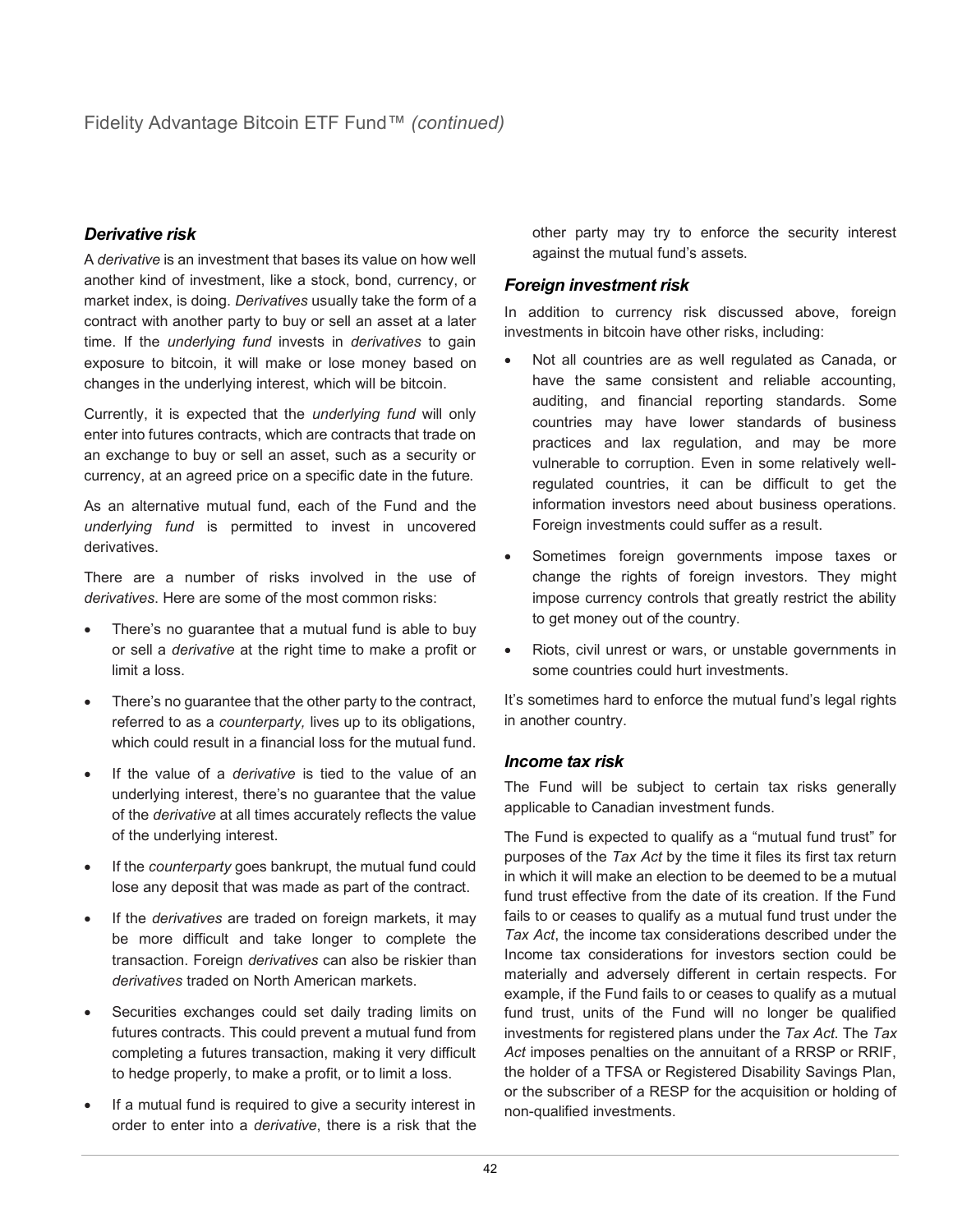## Fidelity Advantage Bitcoin ETF Fund™ *(continued)*

### *Derivative risk*

A *derivative* is an investment that bases its value on how well another kind of investment, like a stock, bond, currency, or market index, is doing. *Derivatives* usually take the form of a contract with another party to buy or sell an asset at a later time. If the *underlying fund* invests in *derivatives* to gain exposure to bitcoin, it will make or lose money based on changes in the underlying interest, which will be bitcoin.

Currently, it is expected that the *underlying fund* will only enter into futures contracts, which are contracts that trade on an exchange to buy or sell an asset, such as a security or currency, at an agreed price on a specific date in the future.

As an alternative mutual fund, each of the Fund and the *underlying fund* is permitted to invest in uncovered derivatives.

There are a number of risks involved in the use of *derivatives*. Here are some of the most common risks:

- There's no guarantee that a mutual fund is able to buy or sell a *derivative* at the right time to make a profit or limit a loss.
- There's no guarantee that the other party to the contract, referred to as a *counterparty,* lives up to its obligations, which could result in a financial loss for the mutual fund.
- If the value of a *derivative* is tied to the value of an underlying interest, there's no guarantee that the value of the *derivative* at all times accurately reflects the value of the underlying interest.
- If the *counterparty* goes bankrupt, the mutual fund could lose any deposit that was made as part of the contract.
- If the *derivatives* are traded on foreign markets, it may be more difficult and take longer to complete the transaction. Foreign *derivatives* can also be riskier than *derivatives* traded on North American markets.
- Securities exchanges could set daily trading limits on futures contracts. This could prevent a mutual fund from completing a futures transaction, making it very difficult to hedge properly, to make a profit, or to limit a loss.
- If a mutual fund is required to give a security interest in order to enter into a *derivative*, there is a risk that the other party may try to enforce the security interest against the mutual fund's assets.

### *Foreign investment risk*

In addition to currency risk discussed above, foreign investments in bitcoin have other risks, including:

- Not all countries are as well regulated as Canada, or have the same consistent and reliable accounting, auditing, and financial reporting standards. Some countries may have lower standards of business practices and lax regulation, and may be more vulnerable to corruption. Even in some relatively well-regulated countries, it can be difficult to get the information investors need about business operations. Foreign investments could suffer as a result.
- Sometimes foreign governments impose taxes or change the rights of foreign investors. They might impose currency controls that greatly restrict the ability to get money out of the country.
- Riots, civil unrest or wars, or unstable governments in some countries could hurt investments.

It's sometimes hard to enforce the mutual fund's legal rights in another country.

### *Income tax risk*

The Fund will be subject to certain tax risks generally applicable to Canadian investment funds.

The Fund is expected to qualify as a "mutual fund trust" for purposes of the *Tax Act* by the time it files its first tax return in which it will make an election to be deemed to be a mutual fund trust effective from the date of its creation. If the Fund fails to or ceases to qualify as a mutual fund trust under the *Tax Act*, the income tax considerations described under the Income tax considerations for investors section could be materially and adversely different in certain respects. For example, if the Fund fails to or ceases to qualify as a mutual fund trust, units of the Fund will no longer be qualified investments for registered plans under the *Tax Act*. The *Tax Act* imposes penalties on the annuitant of a RRSP or RRIF, the holder of a TFSA or Registered Disability Savings Plan, or the subscriber of a RESP for the acquisition or holding of non-qualified investments.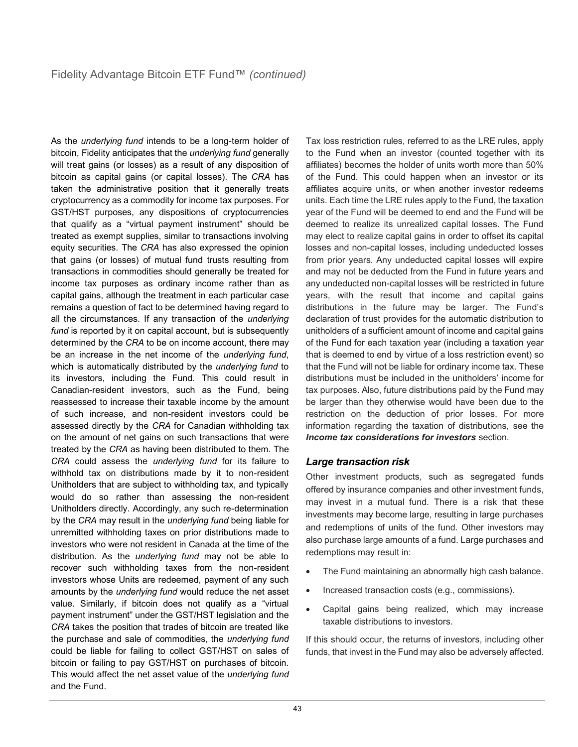As the *underlying fund* intends to be a long-term holder of bitcoin, Fidelity anticipates that the *underlying fund* generally will treat gains (or losses) as a result of any disposition of bitcoin as capital gains (or capital losses). The *CRA* has taken the administrative position that it generally treats cryptocurrency as a commodity for income tax purposes. For GST/HST purposes, any dispositions of cryptocurrencies that qualify as a "virtual payment instrument" should be treated as exempt supplies, similar to transactions involving equity securities. The *CRA* has also expressed the opinion that gains (or losses) of mutual fund trusts resulting from transactions in commodities should generally be treated for income tax purposes as ordinary income rather than as capital gains, although the treatment in each particular case remains a question of fact to be determined having regard to all the circumstances. If any transaction of the *underlying fund* is reported by it on capital account, but is subsequently determined by the *CRA* to be on income account, there may be an increase in the net income of the *underlying fund*, which is automatically distributed by the *underlying fund* to its investors, including the Fund. This could result in Canadian-resident investors, such as the Fund, being reassessed to increase their taxable income by the amount of such increase, and non-resident investors could be assessed directly by the *CRA* for Canadian withholding tax on the amount of net gains on such transactions that were treated by the *CRA* as having been distributed to them. The *CRA* could assess the *underlying fund* for its failure to withhold tax on distributions made by it to non-resident Unitholders that are subject to withholding tax, and typically would do so rather than assessing the non-resident Unitholders directly. Accordingly, any such re-determination by the *CRA* may result in the *underlying fund* being liable for unremitted withholding taxes on prior distributions made to investors who were not resident in Canada at the time of the distribution. As the *underlying fund* may not be able to recover such withholding taxes from the non-resident investors whose Units are redeemed, payment of any such amounts by the *underlying fund* would reduce the net asset value. Similarly, if bitcoin does not qualify as a "virtual payment instrument" under the GST/HST legislation and the *CRA* takes the position that trades of bitcoin are treated like the purchase and sale of commodities, the *underlying fund* could be liable for failing to collect GST/HST on sales of bitcoin or failing to pay GST/HST on purchases of bitcoin. This would affect the net asset value of the *underlying fund* and the Fund.

Tax loss restriction rules, referred to as the LRE rules, apply to the Fund when an investor (counted together with its affiliates) becomes the holder of units worth more than 50% of the Fund. This could happen when an investor or its affiliates acquire units, or when another investor redeems units. Each time the LRE rules apply to the Fund, the taxation year of the Fund will be deemed to end and the Fund will be deemed to realize its unrealized capital losses. The Fund may elect to realize capital gains in order to offset its capital losses and non-capital losses, including undeducted losses from prior years. Any undeducted capital losses will expire and may not be deducted from the Fund in future years and any undeducted non-capital losses will be restricted in future years, with the result that income and capital gains distributions in the future may be larger. The Fund's declaration of trust provides for the automatic distribution to unitholders of a sufficient amount of income and capital gains of the Fund for each taxation year (including a taxation year that is deemed to end by virtue of a loss restriction event) so that the Fund will not be liable for ordinary income tax. These distributions must be included in the unitholders' income for tax purposes. Also, future distributions paid by the Fund may be larger than they otherwise would have been due to the restriction on the deduction of prior losses. For more information regarding the taxation of distributions, see the ***Income tax considerations for investors*** section.

### *Large transaction risk*

Other investment products, such as segregated funds offered by insurance companies and other investment funds, may invest in a mutual fund. There is a risk that these investments may become large, resulting in large purchases and redemptions of units of the fund. Other investors may also purchase large amounts of a fund. Large purchases and redemptions may result in:

- The Fund maintaining an abnormally high cash balance.
- Increased transaction costs (e.g., commissions).
- Capital gains being realized, which may increase taxable distributions to investors.

If this should occur, the returns of investors, including other funds, that invest in the Fund may also be adversely affected.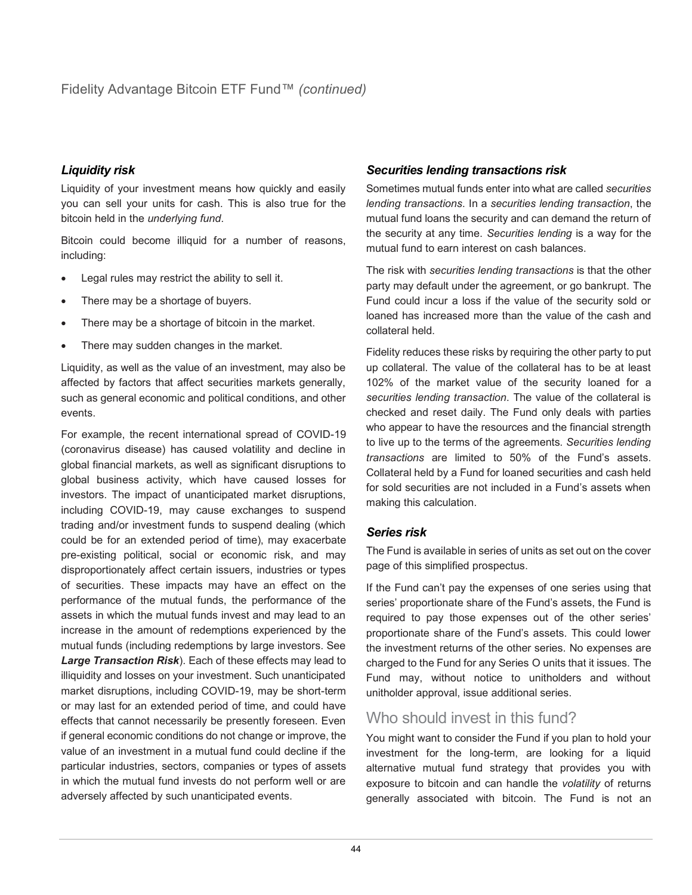## Liquidity risk

Liquidity of your investment means how quickly and easily you can sell your units for cash. This is also true for the bitcoin held in the *underlying fund*.

Bitcoin could become illiquid for a number of reasons, including:

- Legal rules may restrict the ability to sell it.
- There may be a shortage of buyers.
- There may be a shortage of bitcoin in the market.
- There may sudden changes in the market.

Liquidity, as well as the value of an investment, may also be affected by factors that affect securities markets generally, such as general economic and political conditions, and other events.

For example, the recent international spread of COVID-19 (coronavirus disease) has caused volatility and decline in global financial markets, as well as significant disruptions to global business activity, which have caused losses for investors. The impact of unanticipated market disruptions, including COVID-19, may cause exchanges to suspend trading and/or investment funds to suspend dealing (which could be for an extended period of time), may exacerbate pre-existing political, social or economic risk, and may disproportionately affect certain issuers, industries or types of securities. These impacts may have an effect on the performance of the mutual funds, the performance of the assets in which the mutual funds invest and may lead to an increase in the amount of redemptions experienced by the mutual funds (including redemptions by large investors. See ***Large Transaction Risk***). Each of these effects may lead to illiquidity and losses on your investment. Such unanticipated market disruptions, including COVID-19, may be short-term or may last for an extended period of time, and could have effects that cannot necessarily be presently foreseen. Even if general economic conditions do not change or improve, the value of an investment in a mutual fund could decline if the particular industries, sectors, companies or types of assets in which the mutual fund invests do not perform well or are adversely affected by such unanticipated events.

## Securities lending transactions risk

Sometimes mutual funds enter into what are called *securities lending transactions*. In a *securities lending transaction*, the mutual fund loans the security and can demand the return of the security at any time. *Securities lending* is a way for the mutual fund to earn interest on cash balances.

The risk with *securities lending transactions* is that the other party may default under the agreement, or go bankrupt. The Fund could incur a loss if the value of the security sold or loaned has increased more than the value of the cash and collateral held.

Fidelity reduces these risks by requiring the other party to put up collateral. The value of the collateral has to be at least 102% of the market value of the security loaned for a *securities lending transaction*. The value of the collateral is checked and reset daily. The Fund only deals with parties who appear to have the resources and the financial strength to live up to the terms of the agreements. *Securities lending transactions* are limited to 50% of the Fund's assets. Collateral held by a Fund for loaned securities and cash held for sold securities are not included in a Fund's assets when making this calculation.

## Series risk

The Fund is available in series of units as set out on the cover page of this simplified prospectus.

If the Fund can't pay the expenses of one series using that series' proportionate share of the Fund's assets, the Fund is required to pay those expenses out of the other series' proportionate share of the Fund's assets. This could lower the investment returns of the other series. No expenses are charged to the Fund for any Series O units that it issues. The Fund may, without notice to unitholders and without unitholder approval, issue additional series.

# Who should invest in this fund?

You might want to consider the Fund if you plan to hold your investment for the long-term, are looking for a liquid alternative mutual fund strategy that provides you with exposure to bitcoin and can handle the *volatility* of returns generally associated with bitcoin. The Fund is not an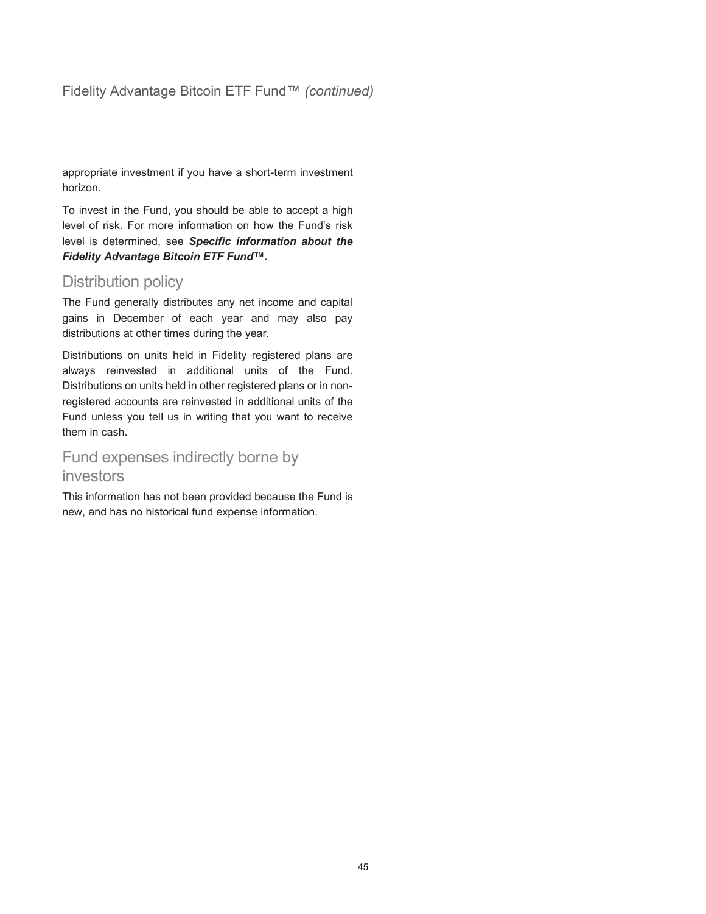appropriate investment if you have a short-term investment horizon.

To invest in the Fund, you should be able to accept a high level of risk. For more information on how the Fund's risk level is determined, see ***Specific information about the Fidelity Advantage Bitcoin ETF Fund™.***

## Distribution policy

The Fund generally distributes any net income and capital gains in December of each year and may also pay distributions at other times during the year.

Distributions on units held in Fidelity registered plans are always reinvested in additional units of the Fund. Distributions on units held in other registered plans or in non-registered accounts are reinvested in additional units of the Fund unless you tell us in writing that you want to receive them in cash.

## Fund expenses indirectly borne by investors

This information has not been provided because the Fund is new, and has no historical fund expense information.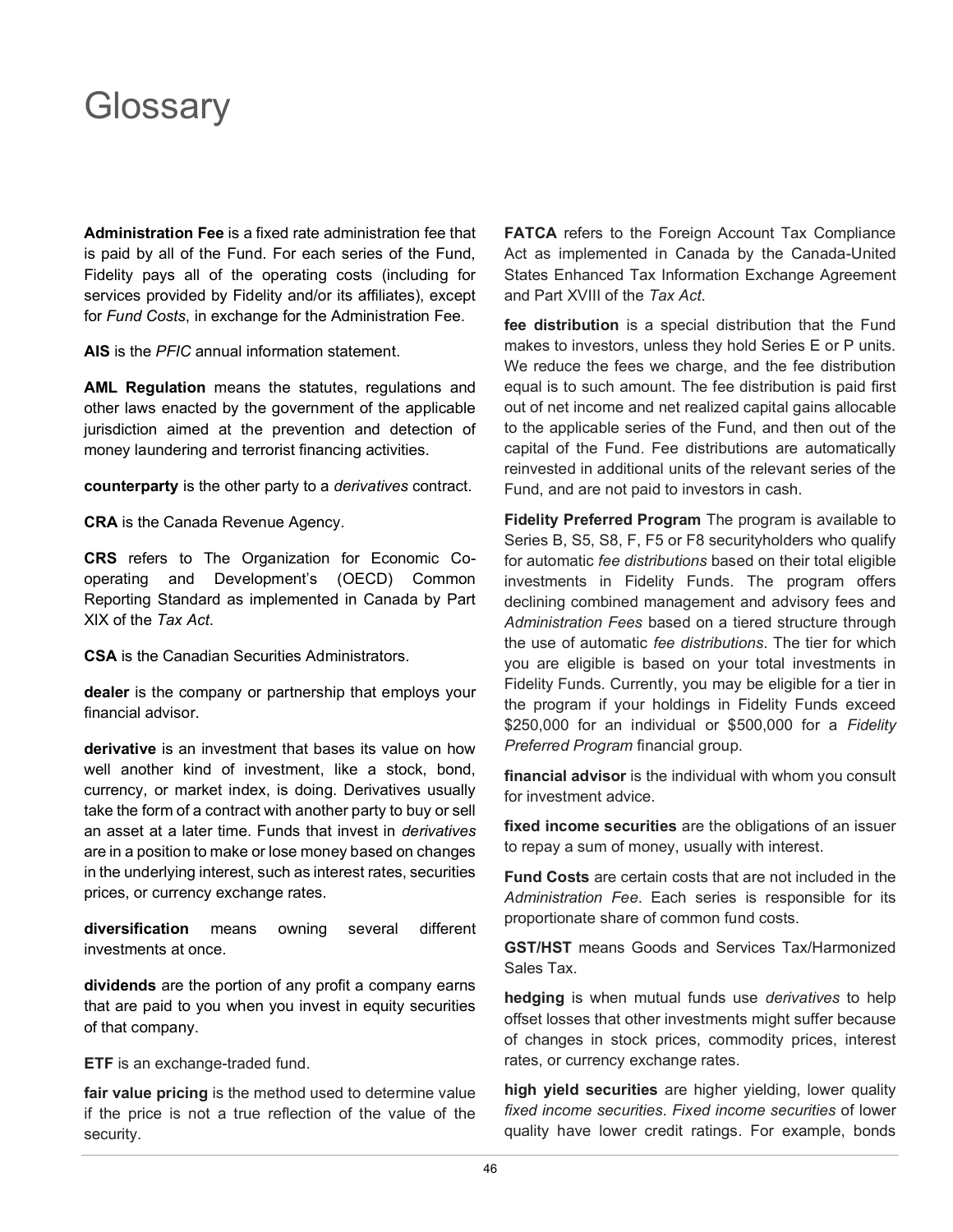# Glossary

**Administration Fee** is a fixed rate administration fee that is paid by all of the Fund. For each series of the Fund, Fidelity pays all of the operating costs (including for services provided by Fidelity and/or its affiliates), except for *Fund Costs*, in exchange for the Administration Fee.

**AIS** is the *PFIC* annual information statement.

**AML Regulation** means the statutes, regulations and other laws enacted by the government of the applicable jurisdiction aimed at the prevention and detection of money laundering and terrorist financing activities.

**counterparty** is the other party to a *derivatives* contract.

**CRA** is the Canada Revenue Agency.

**CRS** refers to The Organization for Economic Co-operating and Development's (OECD) Common Reporting Standard as implemented in Canada by Part XIX of the *Tax Act*.

**CSA** is the Canadian Securities Administrators.

**dealer** is the company or partnership that employs your financial advisor.

**derivative** is an investment that bases its value on how well another kind of investment, like a stock, bond, currency, or market index, is doing. Derivatives usually take the form of a contract with another party to buy or sell an asset at a later time. Funds that invest in *derivatives* are in a position to make or lose money based on changes in the underlying interest, such as interest rates, securities prices, or currency exchange rates.

**diversification** means owning several different investments at once.

**dividends** are the portion of any profit a company earns that are paid to you when you invest in equity securities of that company.

**ETF** is an exchange-traded fund.

**fair value pricing** is the method used to determine value if the price is not a true reflection of the value of the security.

**FATCA** refers to the Foreign Account Tax Compliance Act as implemented in Canada by the Canada-United States Enhanced Tax Information Exchange Agreement and Part XVIII of the *Tax Act*.

**fee distribution** is a special distribution that the Fund makes to investors, unless they hold Series E or P units. We reduce the fees we charge, and the fee distribution equal is to such amount. The fee distribution is paid first out of net income and net realized capital gains allocable to the applicable series of the Fund, and then out of the capital of the Fund. Fee distributions are automatically reinvested in additional units of the relevant series of the Fund, and are not paid to investors in cash.

**Fidelity Preferred Program** The program is available to Series B, S5, S8, F, F5 or F8 securityholders who qualify for automatic *fee distributions* based on their total eligible investments in Fidelity Funds. The program offers declining combined management and advisory fees and *Administration Fees* based on a tiered structure through the use of automatic *fee distributions*. The tier for which you are eligible is based on your total investments in Fidelity Funds. Currently, you may be eligible for a tier in the program if your holdings in Fidelity Funds exceed $250,000 for an individual or $500,000 for a *Fidelity Preferred Program* financial group.

**financial advisor** is the individual with whom you consult for investment advice.

**fixed income securities** are the obligations of an issuer to repay a sum of money, usually with interest.

**Fund Costs** are certain costs that are not included in the *Administration Fee*. Each series is responsible for its proportionate share of common fund costs.

**GST/HST** means Goods and Services Tax/Harmonized Sales Tax.

**hedging** is when mutual funds use *derivatives* to help offset losses that other investments might suffer because of changes in stock prices, commodity prices, interest rates, or currency exchange rates.

**high yield securities** are higher yielding, lower quality *fixed income securities*. *Fixed income securities* of lower quality have lower credit ratings. For example, bonds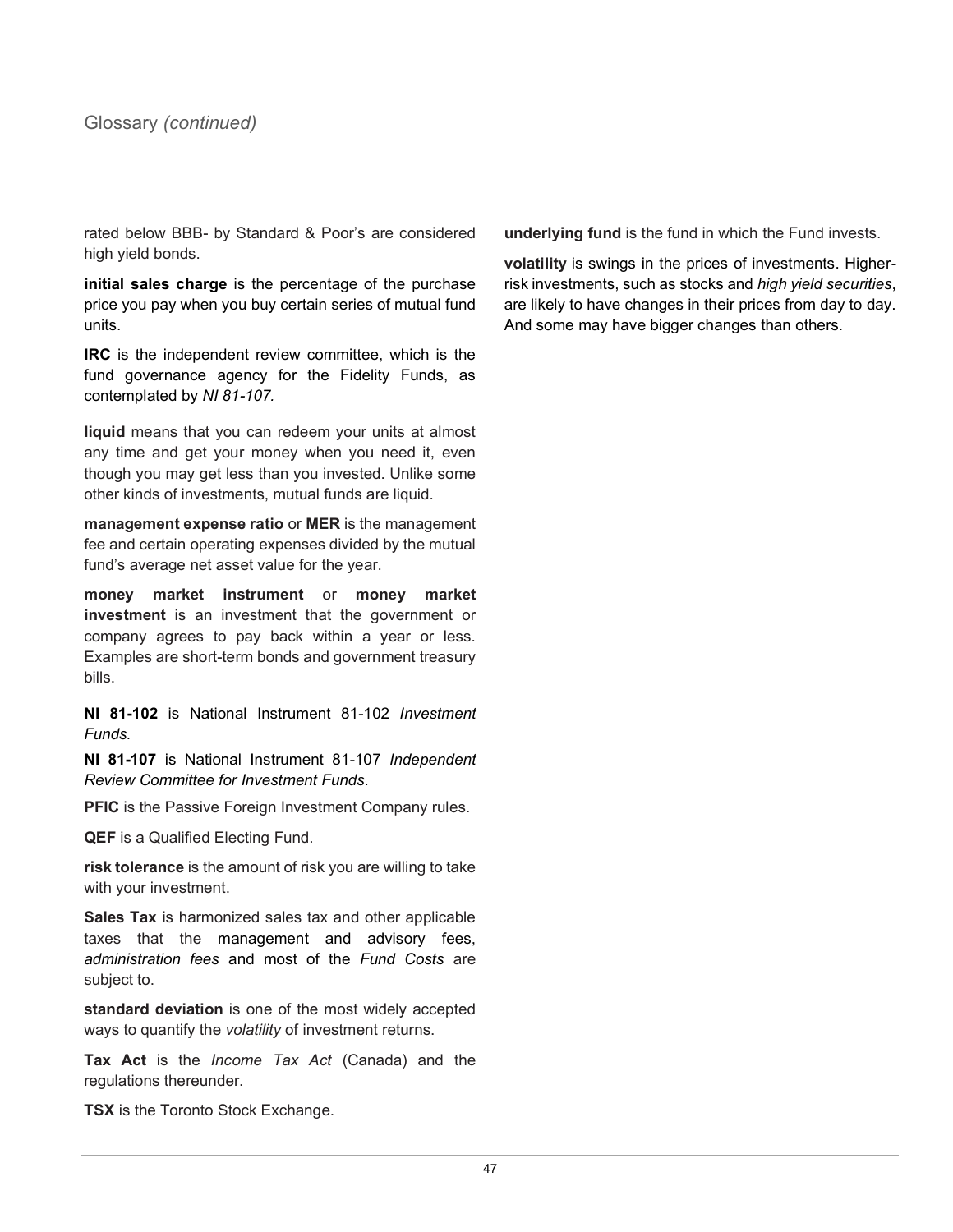## Glossary *(continued)*

rated below BBB- by Standard & Poor's are considered high yield bonds.

**initial sales charge** is the percentage of the purchase price you pay when you buy certain series of mutual fund units.

**IRC** is the independent review committee, which is the fund governance agency for the Fidelity Funds, as contemplated by *NI 81-107.*

**liquid** means that you can redeem your units at almost any time and get your money when you need it, even though you may get less than you invested. Unlike some other kinds of investments, mutual funds are liquid.

**management expense ratio** or **MER** is the management fee and certain operating expenses divided by the mutual fund's average net asset value for the year.

**money market instrument** or **money market investment** is an investment that the government or company agrees to pay back within a year or less. Examples are short-term bonds and government treasury bills.

**NI 81-102** is National Instrument 81-102 *Investment Funds.*

**NI 81-107** is National Instrument 81-107 *Independent Review Committee for Investment Funds*.

**PFIC** is the Passive Foreign Investment Company rules.

**QEF** is a Qualified Electing Fund.

**risk tolerance** is the amount of risk you are willing to take with your investment.

**Sales Tax** is harmonized sales tax and other applicable taxes that the management and advisory fees, *administration fees* and most of the *Fund Costs* are subject to.

**standard deviation** is one of the most widely accepted ways to quantify the *volatility* of investment returns.

**Tax Act** is the *Income Tax Act* (Canada) and the regulations thereunder.

**TSX** is the Toronto Stock Exchange.

**underlying fund** is the fund in which the Fund invests.

**volatility** is swings in the prices of investments. Higher-risk investments, such as stocks and *high yield securities*, are likely to have changes in their prices from day to day. And some may have bigger changes than others.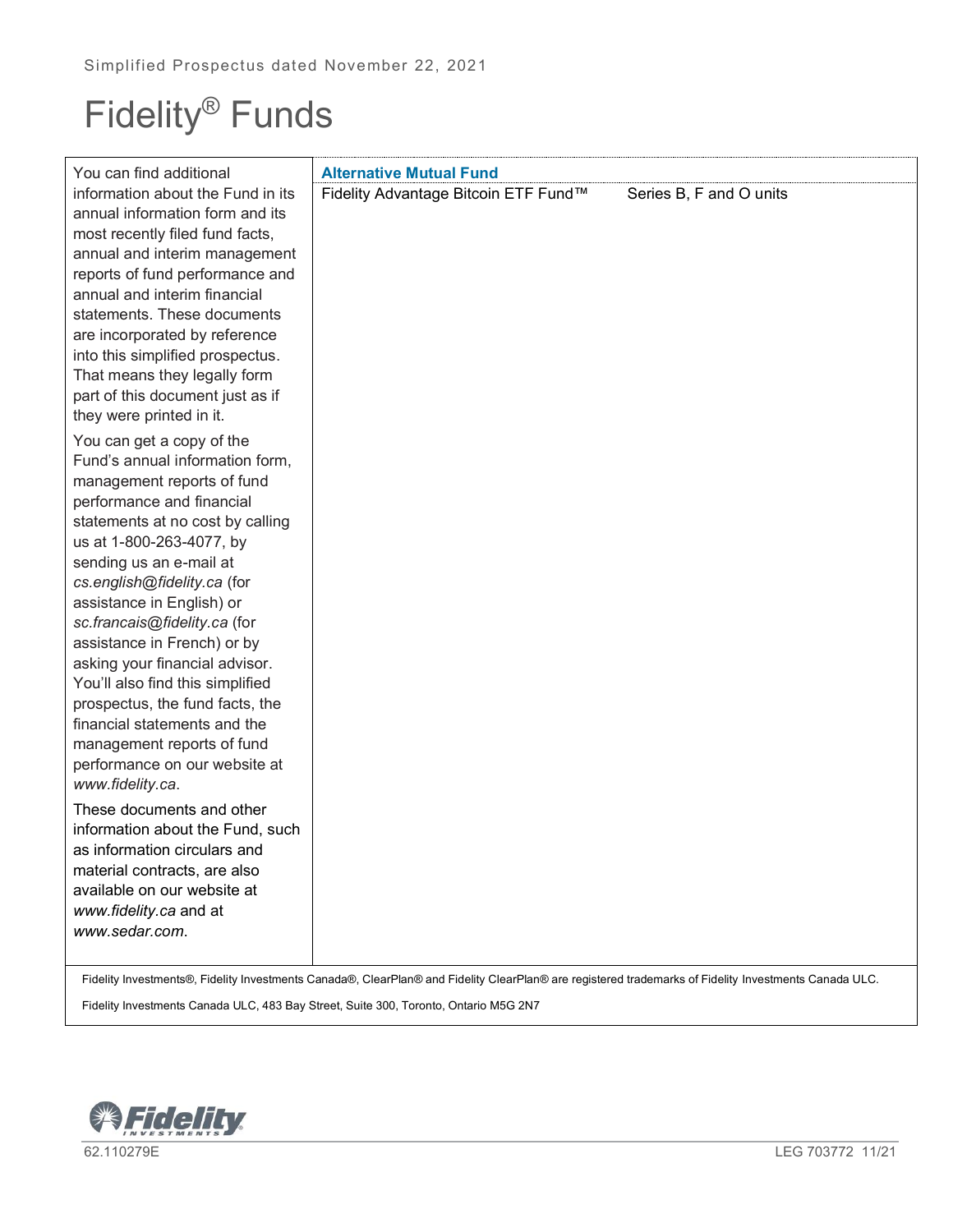Simplified Prospectus dated November 22, 2021

# Fidelity® Funds

You can find additional information about the Fund in its annual information form and its most recently filed fund facts, annual and interim management reports of fund performance and annual and interim financial statements. These documents are incorporated by reference into this simplified prospectus. That means they legally form part of this document just as if they were printed in it.

You can get a copy of the Fund's annual information form, management reports of fund performance and financial statements at no cost by calling us at 1-800-263-4077, by sending us an e-mail at *cs.english@fidelity.ca* (for assistance in English) or *sc.francais@fidelity.ca* (for assistance in French) or by asking your financial advisor. You'll also find this simplified prospectus, the fund facts, the financial statements and the management reports of fund performance on our website at *www.fidelity.ca*.

These documents and other information about the Fund, such as information circulars and material contracts, are also available on our website at *www.fidelity.ca* and at *www.sedar.com*.

**Alternative Mutual Fund**

| | |
|---|---|
| Fidelity Advantage Bitcoin ETF Fund™ | Series B, F and O units |

Fidelity Investments®, Fidelity Investments Canada®, ClearPlan® and Fidelity ClearPlan® are registered trademarks of Fidelity Investments Canada ULC.

Fidelity Investments Canada ULC, 483 Bay Street, Suite 300, Toronto, Ontario M5G 2N7

Fidelity INVESTMENTS

62.110279E

LEG 703772 11/21